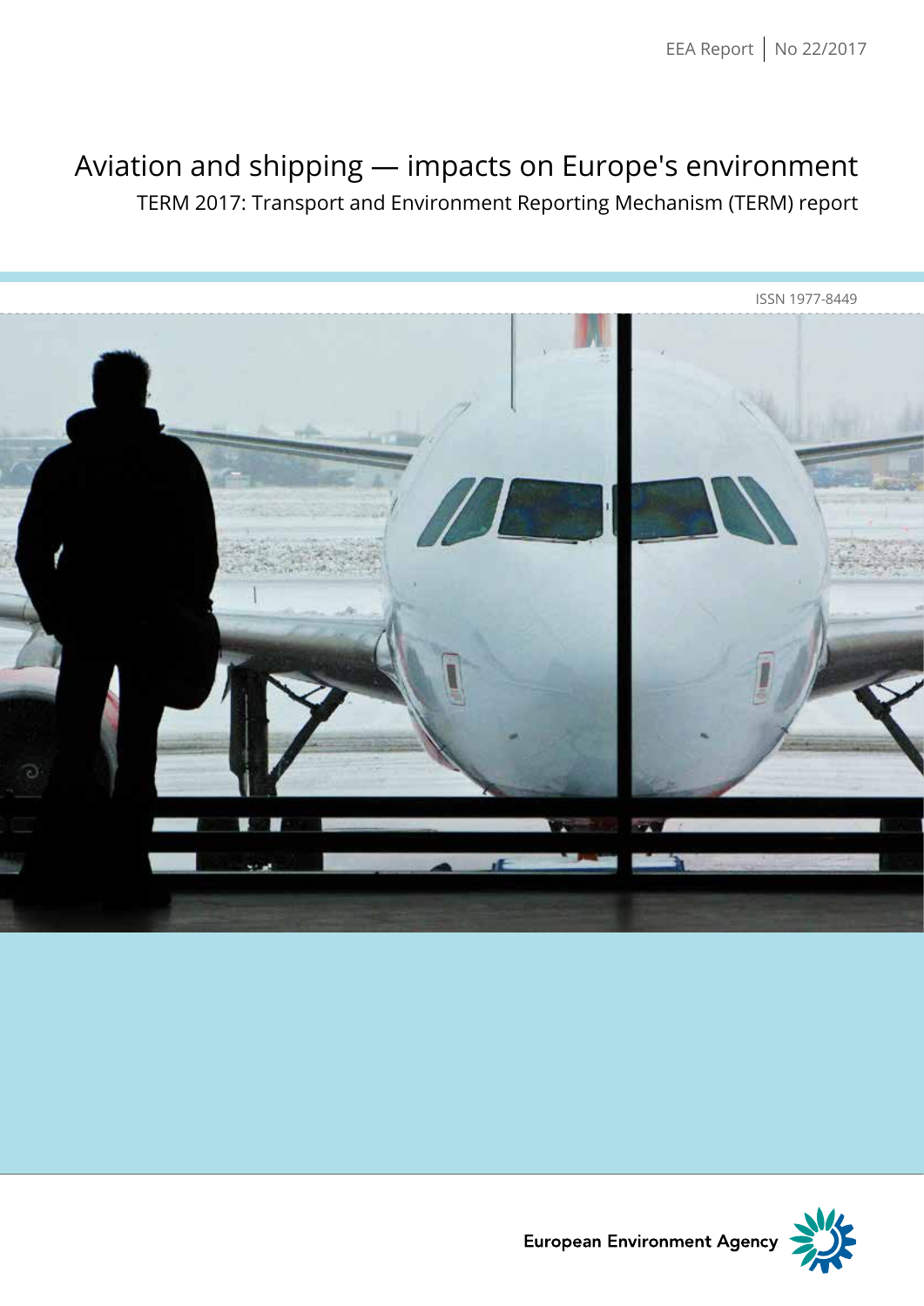EEA Report | No 22/2017

# Aviation and shipping — impacts on Europe's environment

## TERM 2017: Transport and Environment Reporting Mechanism (TERM) report

ISSN 1977-8449

European Environment Agency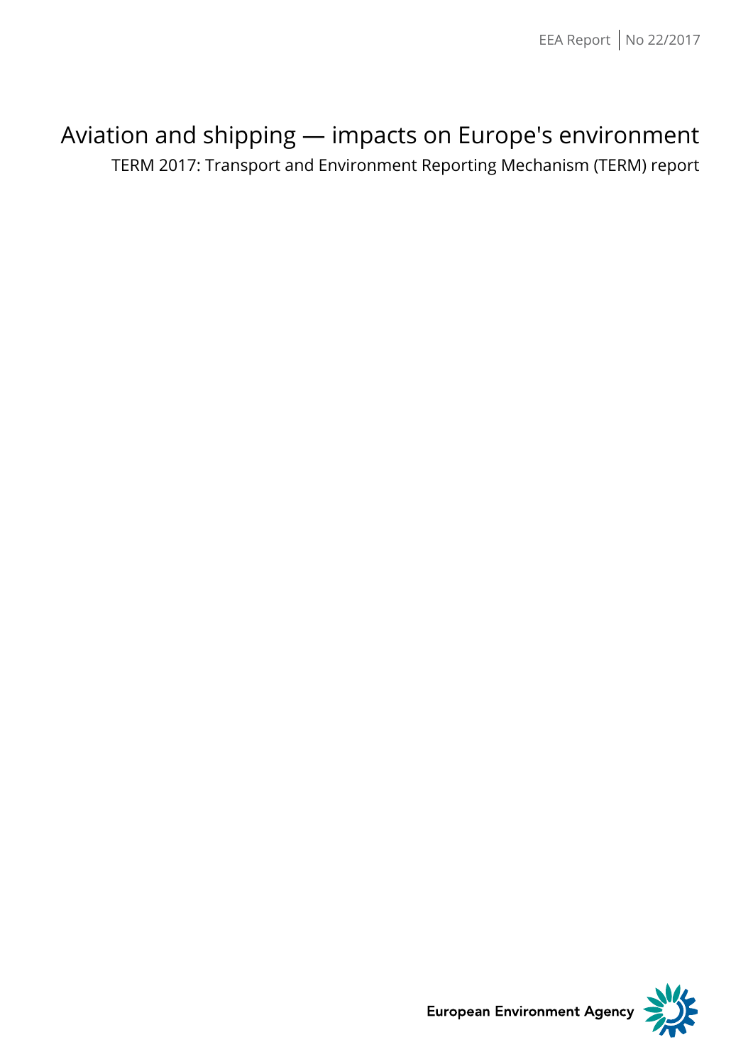EEA Report | No 22/2017

# Aviation and shipping — impacts on Europe's environment

TERM 2017: Transport and Environment Reporting Mechanism (TERM) report

European Environment Agency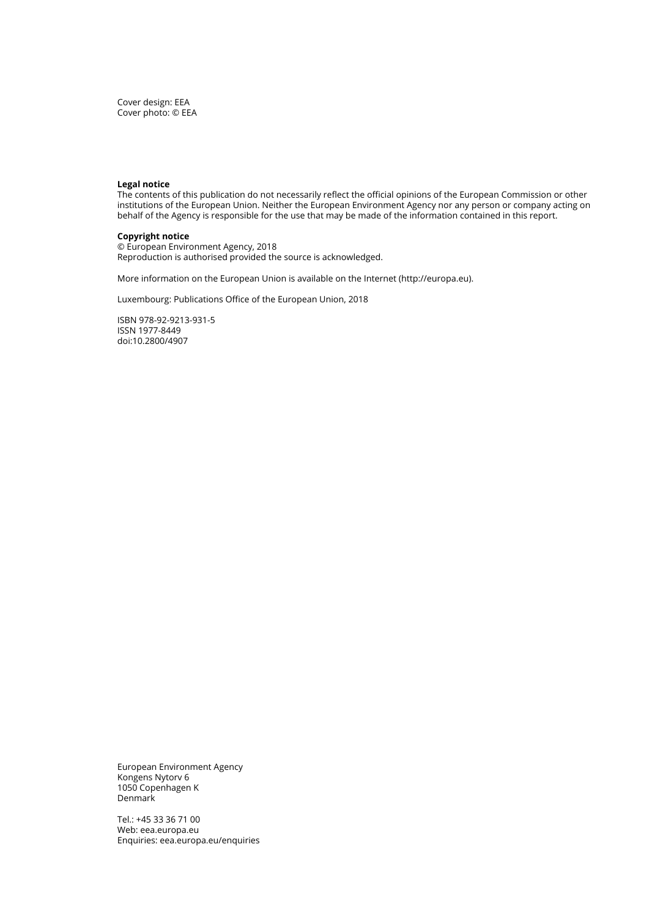Cover design: EEA
Cover photo: © EEA

**Legal notice**
The contents of this publication do not necessarily reflect the official opinions of the European Commission or other institutions of the European Union. Neither the European Environment Agency nor any person or company acting on behalf of the Agency is responsible for the use that may be made of the information contained in this report.

**Copyright notice**
© European Environment Agency, 2018
Reproduction is authorised provided the source is acknowledged.

More information on the European Union is available on the Internet (http://europa.eu).

Luxembourg: Publications Office of the European Union, 2018

ISBN 978-92-9213-931-5
ISSN 1977-8449
doi:10.2800/4907

European Environment Agency
Kongens Nytorv 6
1050 Copenhagen K
Denmark

Tel.: +45 33 36 71 00
Web: eea.europa.eu
Enquiries: eea.europa.eu/enquiries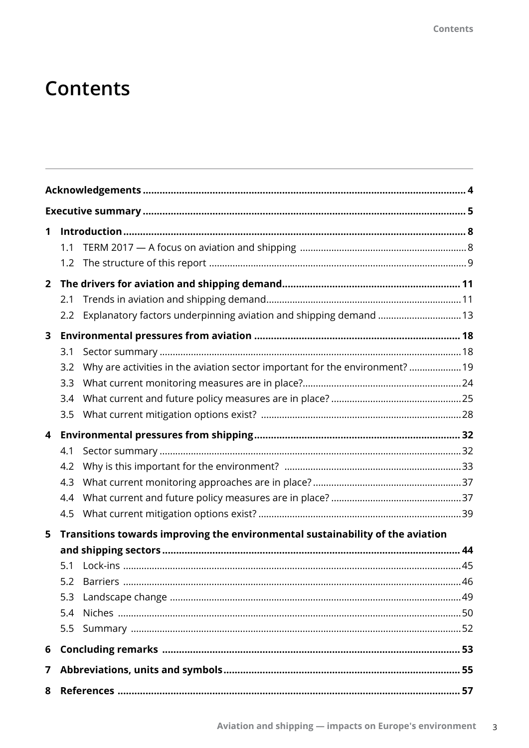# Contents

**Acknowledgements** .......... **4**

**Executive summary** .......... **5**

**1 Introduction** .......... **8**

- 1.1 TERM 2017 — A focus on aviation and shipping .......... 8
- 1.2 The structure of this report .......... 9

**2 The drivers for aviation and shipping demand** .......... **11**

- 2.1 Trends in aviation and shipping demand .......... 11
- 2.2 Explanatory factors underpinning aviation and shipping demand .......... 13

**3 Environmental pressures from aviation** .......... **18**

- 3.1 Sector summary .......... 18
- 3.2 Why are activities in the aviation sector important for the environment? .......... 19
- 3.3 What current monitoring measures are in place? .......... 24
- 3.4 What current and future policy measures are in place? .......... 25
- 3.5 What current mitigation options exist? .......... 28

**4 Environmental pressures from shipping** .......... **32**

- 4.1 Sector summary .......... 32
- 4.2 Why is this important for the environment? .......... 33
- 4.3 What current monitoring approaches are in place? .......... 37
- 4.4 What current and future policy measures are in place? .......... 37
- 4.5 What current mitigation options exist? .......... 39

**5 Transitions towards improving the environmental sustainability of the aviation and shipping sectors** .......... **44**

- 5.1 Lock-ins .......... 45
- 5.2 Barriers .......... 46
- 5.3 Landscape change .......... 49
- 5.4 Niches .......... 50
- 5.5 Summary .......... 52

**6 Concluding remarks** .......... **53**

**7 Abbreviations, units and symbols** .......... **55**

**8 References** .......... **57**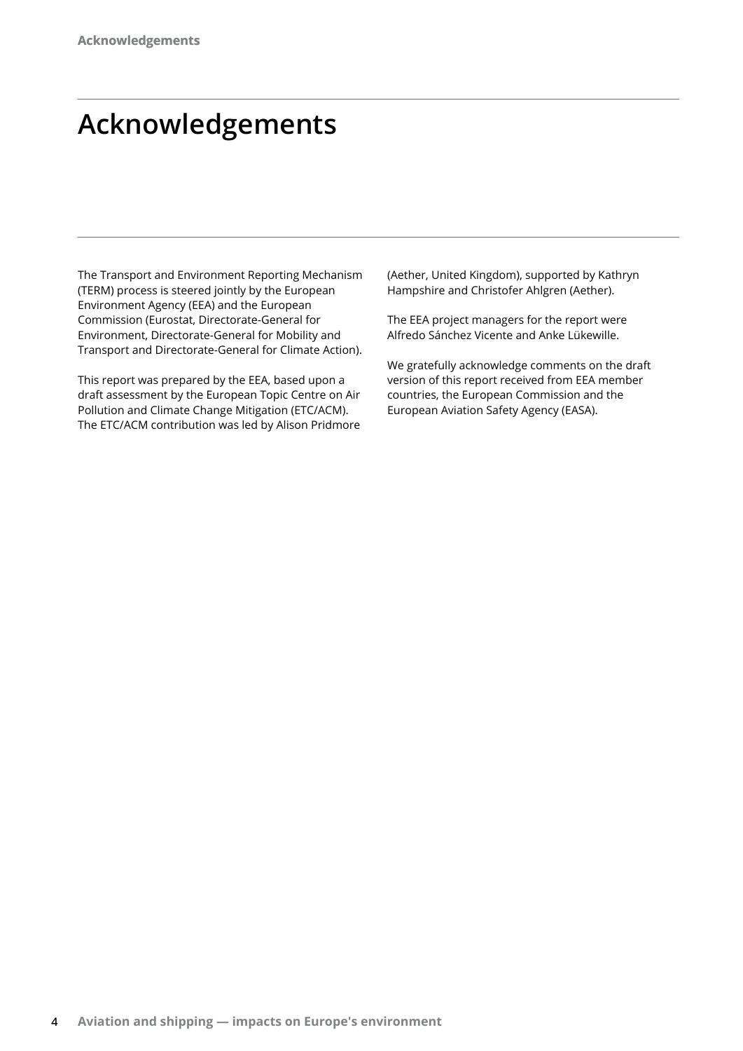# Acknowledgements

The Transport and Environment Reporting Mechanism (TERM) process is steered jointly by the European Environment Agency (EEA) and the European Commission (Eurostat, Directorate-General for Environment, Directorate-General for Mobility and Transport and Directorate-General for Climate Action).

This report was prepared by the EEA, based upon a draft assessment by the European Topic Centre on Air Pollution and Climate Change Mitigation (ETC/ACM). The ETC/ACM contribution was led by Alison Pridmore (Aether, United Kingdom), supported by Kathryn Hampshire and Christofer Ahlgren (Aether).

The EEA project managers for the report were Alfredo Sánchez Vicente and Anke Lükewille.

We gratefully acknowledge comments on the draft version of this report received from EEA member countries, the European Commission and the European Aviation Safety Agency (EASA).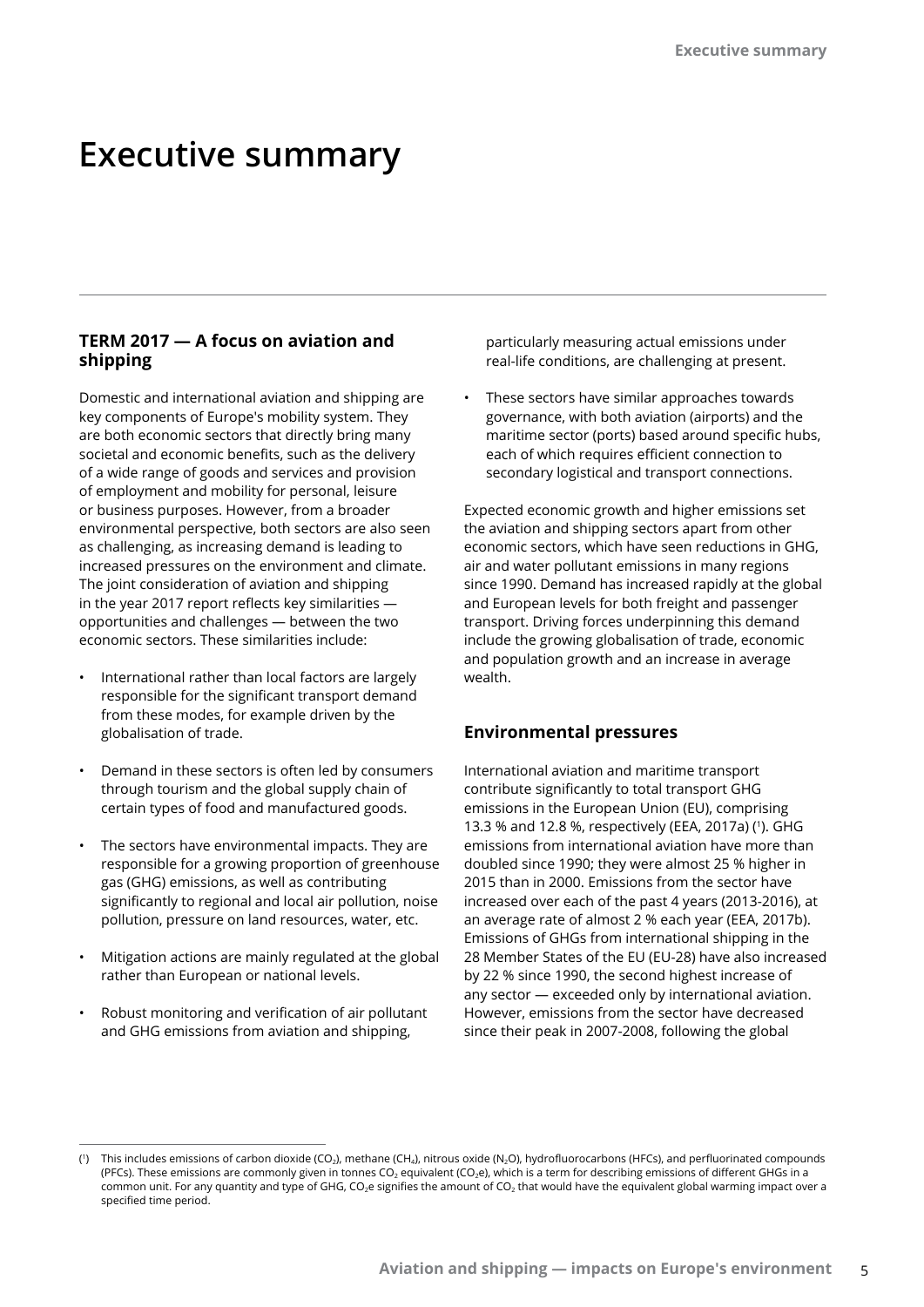# Executive summary

## TERM 2017 — A focus on aviation and shipping

Domestic and international aviation and shipping are key components of Europe's mobility system. They are both economic sectors that directly bring many societal and economic benefits, such as the delivery of a wide range of goods and services and provision of employment and mobility for personal, leisure or business purposes. However, from a broader environmental perspective, both sectors are also seen as challenging, as increasing demand is leading to increased pressures on the environment and climate. The joint consideration of aviation and shipping in the year 2017 report reflects key similarities — opportunities and challenges — between the two economic sectors. These similarities include:

- International rather than local factors are largely responsible for the significant transport demand from these modes, for example driven by the globalisation of trade.
- Demand in these sectors is often led by consumers through tourism and the global supply chain of certain types of food and manufactured goods.
- The sectors have environmental impacts. They are responsible for a growing proportion of greenhouse gas (GHG) emissions, as well as contributing significantly to regional and local air pollution, noise pollution, pressure on land resources, water, etc.
- Mitigation actions are mainly regulated at the global rather than European or national levels.
- Robust monitoring and verification of air pollutant and GHG emissions from aviation and shipping, particularly measuring actual emissions under real-life conditions, are challenging at present.
- These sectors have similar approaches towards governance, with both aviation (airports) and the maritime sector (ports) based around specific hubs, each of which requires efficient connection to secondary logistical and transport connections.

Expected economic growth and higher emissions set the aviation and shipping sectors apart from other economic sectors, which have seen reductions in GHG, air and water pollutant emissions in many regions since 1990. Demand has increased rapidly at the global and European levels for both freight and passenger transport. Driving forces underpinning this demand include the growing globalisation of trade, economic and population growth and an increase in average wealth.

## Environmental pressures

International aviation and maritime transport contribute significantly to total transport GHG emissions in the European Union (EU), comprising 13.3 % and 12.8 %, respectively (EEA, 2017a) ([1]). GHG emissions from international aviation have more than doubled since 1990; they were almost 25 % higher in 2015 than in 2000. Emissions from the sector have increased over each of the past 4 years (2013-2016), at an average rate of almost 2 % each year (EEA, 2017b). Emissions of GHGs from international shipping in the 28 Member States of the EU (EU-28) have also increased by 22 % since 1990, the second highest increase of any sector — exceeded only by international aviation. However, emissions from the sector have decreased since their peak in 2007-2008, following the global

---

([1]) This includes emissions of carbon dioxide ($CO_2$), methane ($CH_4$), nitrous oxide ($N_2O$), hydrofluorocarbons (HFCs), and perfluorinated compounds (PFCs). These emissions are commonly given in tonnes $CO_2$ equivalent ($CO_2e$), which is a term for describing emissions of different GHGs in a common unit. For any quantity and type of GHG, $CO_2e$ signifies the amount of $CO_2$ that would have the equivalent global warming impact over a specified time period.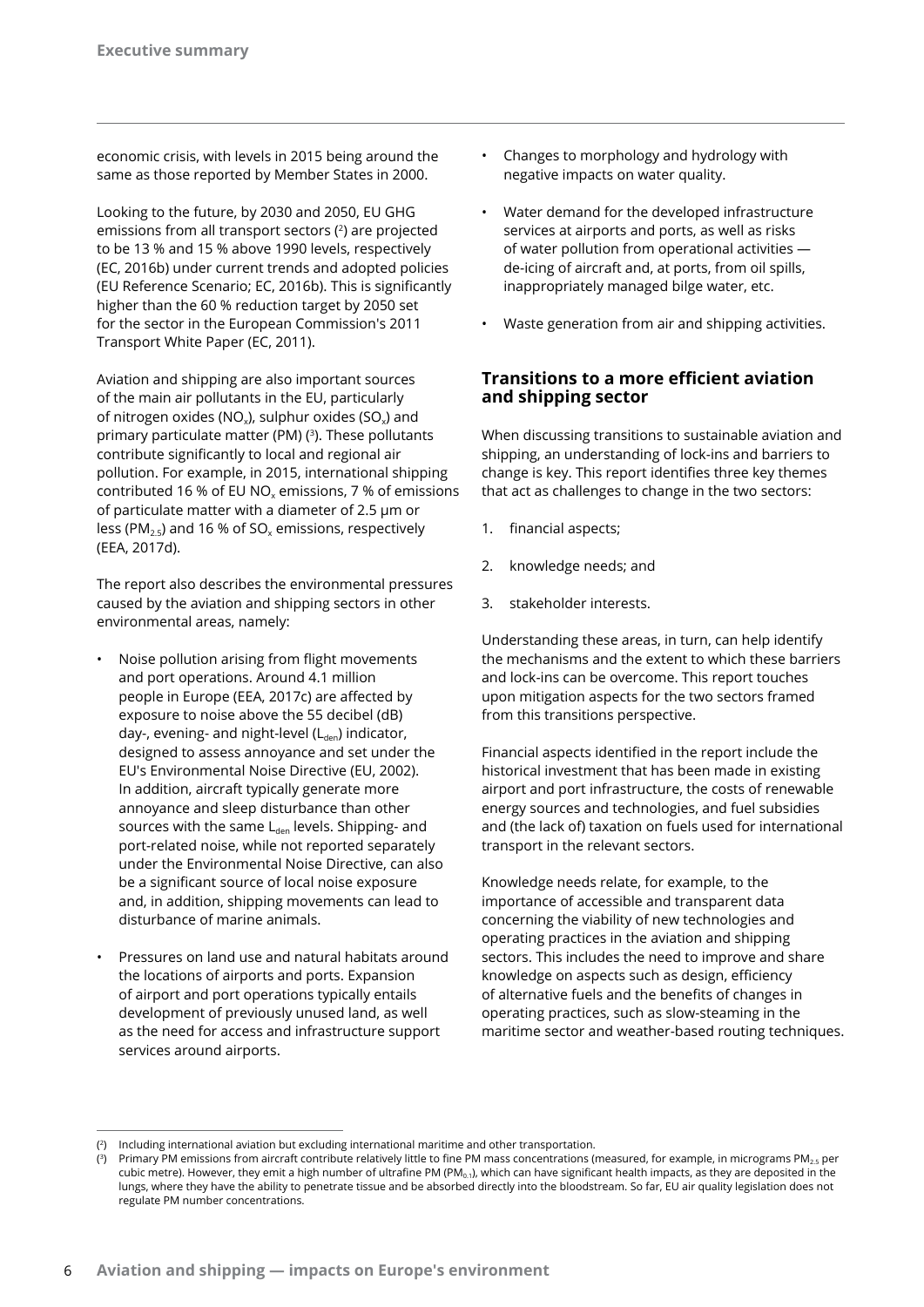economic crisis, with levels in 2015 being around the same as those reported by Member States in 2000.

Looking to the future, by 2030 and 2050, EU GHG emissions from all transport sectors [2] are projected to be 13 % and 15 % above 1990 levels, respectively (EC, 2016b) under current trends and adopted policies (EU Reference Scenario; EC, 2016b). This is significantly higher than the 60 % reduction target by 2050 set for the sector in the European Commission's 2011 Transport White Paper (EC, 2011).

Aviation and shipping are also important sources of the main air pollutants in the EU, particularly of nitrogen oxides ($NO_x$), sulphur oxides ($SO_x$) and primary particulate matter (PM) [3]. These pollutants contribute significantly to local and regional air pollution. For example, in 2015, international shipping contributed 16 % of EU $NO_x$ emissions, 7 % of emissions of particulate matter with a diameter of 2.5 µm or less ($PM_{2.5}$) and 16 % of $SO_x$ emissions, respectively (EEA, 2017d).

The report also describes the environmental pressures caused by the aviation and shipping sectors in other environmental areas, namely:

- Noise pollution arising from flight movements and port operations. Around 4.1 million people in Europe (EEA, 2017c) are affected by exposure to noise above the 55 decibel (dB) day-, evening- and night-level ($L_{den}$) indicator, designed to assess annoyance and set under the EU's Environmental Noise Directive (EU, 2002). In addition, aircraft typically generate more annoyance and sleep disturbance than other sources with the same $L_{den}$ levels. Shipping- and port-related noise, while not reported separately under the Environmental Noise Directive, can also be a significant source of local noise exposure and, in addition, shipping movements can lead to disturbance of marine animals.
- Pressures on land use and natural habitats around the locations of airports and ports. Expansion of airport and port operations typically entails development of previously unused land, as well as the need for access and infrastructure support services around airports.
- Changes to morphology and hydrology with negative impacts on water quality.
- Water demand for the developed infrastructure services at airports and ports, as well as risks of water pollution from operational activities — de-icing of aircraft and, at ports, from oil spills, inappropriately managed bilge water, etc.
- Waste generation from air and shipping activities.

## Transitions to a more efficient aviation and shipping sector

When discussing transitions to sustainable aviation and shipping, an understanding of lock-ins and barriers to change is key. This report identifies three key themes that act as challenges to change in the two sectors:

1. financial aspects;
2. knowledge needs; and
3. stakeholder interests.

Understanding these areas, in turn, can help identify the mechanisms and the extent to which these barriers and lock-ins can be overcome. This report touches upon mitigation aspects for the two sectors framed from this transitions perspective.

Financial aspects identified in the report include the historical investment that has been made in existing airport and port infrastructure, the costs of renewable energy sources and technologies, and fuel subsidies and (the lack of) taxation on fuels used for international transport in the relevant sectors.

Knowledge needs relate, for example, to the importance of accessible and transparent data concerning the viability of new technologies and operating practices in the aviation and shipping sectors. This includes the need to improve and share knowledge on aspects such as design, efficiency of alternative fuels and the benefits of changes in operating practices, such as slow-steaming in the maritime sector and weather-based routing techniques.

---

[2] Including international aviation but excluding international maritime and other transportation.

[3] Primary PM emissions from aircraft contribute relatively little to fine PM mass concentrations (measured, for example, in micrograms $PM_{2.5}$ per cubic metre). However, they emit a high number of ultrafine PM ($PM_{0.1}$), which can have significant health impacts, as they are deposited in the lungs, where they have the ability to penetrate tissue and be absorbed directly into the bloodstream. So far, EU air quality legislation does not regulate PM number concentrations.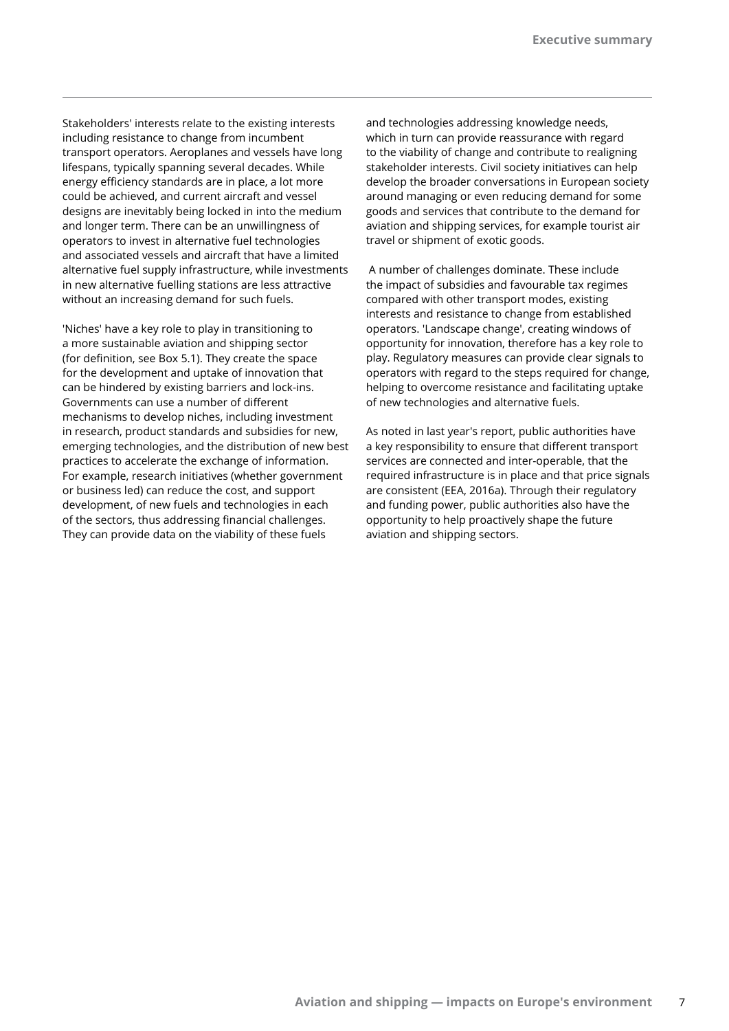Stakeholders' interests relate to the existing interests including resistance to change from incumbent transport operators. Aeroplanes and vessels have long lifespans, typically spanning several decades. While energy efficiency standards are in place, a lot more could be achieved, and current aircraft and vessel designs are inevitably being locked in into the medium and longer term. There can be an unwillingness of operators to invest in alternative fuel technologies and associated vessels and aircraft that have a limited alternative fuel supply infrastructure, while investments in new alternative fuelling stations are less attractive without an increasing demand for such fuels.

'Niches' have a key role to play in transitioning to a more sustainable aviation and shipping sector (for definition, see Box 5.1). They create the space for the development and uptake of innovation that can be hindered by existing barriers and lock-ins. Governments can use a number of different mechanisms to develop niches, including investment in research, product standards and subsidies for new, emerging technologies, and the distribution of new best practices to accelerate the exchange of information. For example, research initiatives (whether government or business led) can reduce the cost, and support development, of new fuels and technologies in each of the sectors, thus addressing financial challenges. They can provide data on the viability of these fuels and technologies addressing knowledge needs, which in turn can provide reassurance with regard to the viability of change and contribute to realigning stakeholder interests. Civil society initiatives can help develop the broader conversations in European society around managing or even reducing demand for some goods and services that contribute to the demand for aviation and shipping services, for example tourist air travel or shipment of exotic goods.

A number of challenges dominate. These include the impact of subsidies and favourable tax regimes compared with other transport modes, existing interests and resistance to change from established operators. 'Landscape change', creating windows of opportunity for innovation, therefore has a key role to play. Regulatory measures can provide clear signals to operators with regard to the steps required for change, helping to overcome resistance and facilitating uptake of new technologies and alternative fuels.

As noted in last year's report, public authorities have a key responsibility to ensure that different transport services are connected and inter-operable, that the required infrastructure is in place and that price signals are consistent (EEA, 2016a). Through their regulatory and funding power, public authorities also have the opportunity to help proactively shape the future aviation and shipping sectors.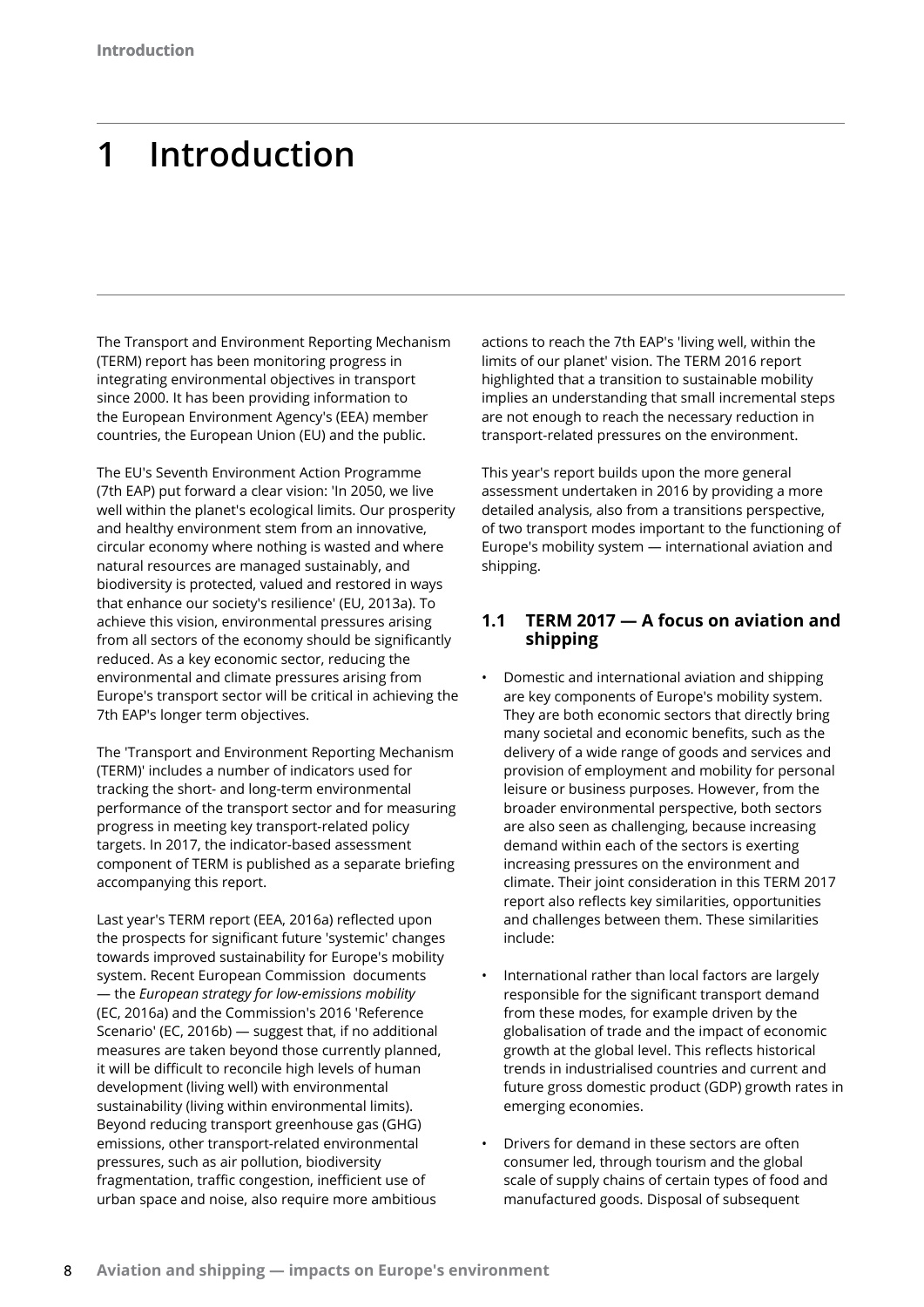# 1 Introduction

The Transport and Environment Reporting Mechanism (TERM) report has been monitoring progress in integrating environmental objectives in transport since 2000. It has been providing information to the European Environment Agency's (EEA) member countries, the European Union (EU) and the public.

The EU's Seventh Environment Action Programme (7th EAP) put forward a clear vision: 'In 2050, we live well within the planet's ecological limits. Our prosperity and healthy environment stem from an innovative, circular economy where nothing is wasted and where natural resources are managed sustainably, and biodiversity is protected, valued and restored in ways that enhance our society's resilience' (EU, 2013a). To achieve this vision, environmental pressures arising from all sectors of the economy should be significantly reduced. As a key economic sector, reducing the environmental and climate pressures arising from Europe's transport sector will be critical in achieving the 7th EAP's longer term objectives.

The 'Transport and Environment Reporting Mechanism (TERM)' includes a number of indicators used for tracking the short- and long-term environmental performance of the transport sector and for measuring progress in meeting key transport-related policy targets. In 2017, the indicator-based assessment component of TERM is published as a separate briefing accompanying this report.

Last year's TERM report (EEA, 2016a) reflected upon the prospects for significant future 'systemic' changes towards improved sustainability for Europe's mobility system. Recent European Commission documents — the *European strategy for low-emissions mobility* (EC, 2016a) and the Commission's 2016 'Reference Scenario' (EC, 2016b) — suggest that, if no additional measures are taken beyond those currently planned, it will be difficult to reconcile high levels of human development (living well) with environmental sustainability (living within environmental limits). Beyond reducing transport greenhouse gas (GHG) emissions, other transport-related environmental pressures, such as air pollution, biodiversity fragmentation, traffic congestion, inefficient use of urban space and noise, also require more ambitious actions to reach the 7th EAP's 'living well, within the limits of our planet' vision. The TERM 2016 report highlighted that a transition to sustainable mobility implies an understanding that small incremental steps are not enough to reach the necessary reduction in transport-related pressures on the environment.

This year's report builds upon the more general assessment undertaken in 2016 by providing a more detailed analysis, also from a transitions perspective, of two transport modes important to the functioning of Europe's mobility system — international aviation and shipping.

## 1.1 TERM 2017 — A focus on aviation and shipping

- Domestic and international aviation and shipping are key components of Europe's mobility system. They are both economic sectors that directly bring many societal and economic benefits, such as the delivery of a wide range of goods and services and provision of employment and mobility for personal leisure or business purposes. However, from the broader environmental perspective, both sectors are also seen as challenging, because increasing demand within each of the sectors is exerting increasing pressures on the environment and climate. Their joint consideration in this TERM 2017 report also reflects key similarities, opportunities and challenges between them. These similarities include:

- International rather than local factors are largely responsible for the significant transport demand from these modes, for example driven by the globalisation of trade and the impact of economic growth at the global level. This reflects historical trends in industrialised countries and current and future gross domestic product (GDP) growth rates in emerging economies.

- Drivers for demand in these sectors are often consumer led, through tourism and the global scale of supply chains of certain types of food and manufactured goods. Disposal of subsequent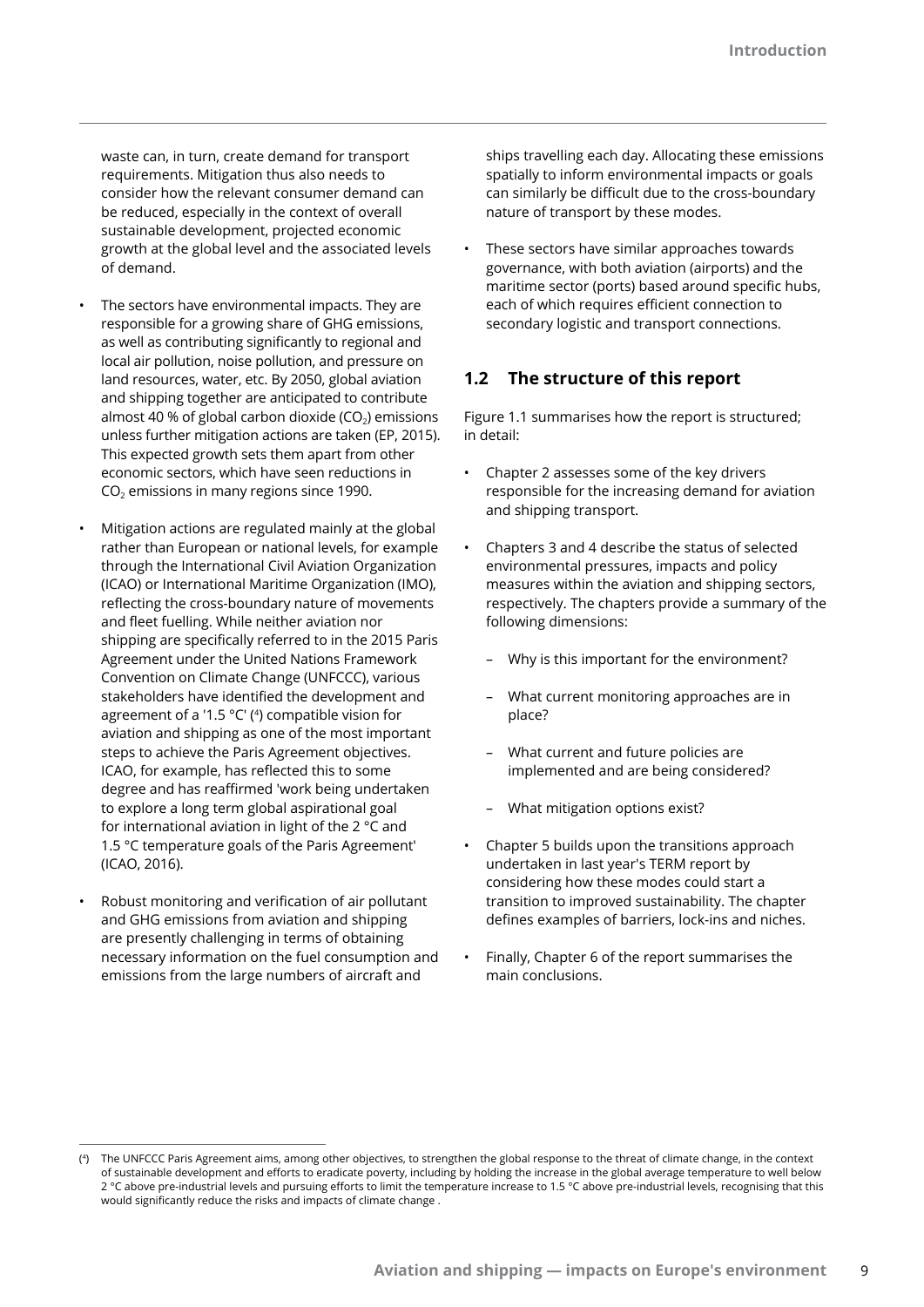waste can, in turn, create demand for transport requirements. Mitigation thus also needs to consider how the relevant consumer demand can be reduced, especially in the context of overall sustainable development, projected economic growth at the global level and the associated levels of demand.

- The sectors have environmental impacts. They are responsible for a growing share of GHG emissions, as well as contributing significantly to regional and local air pollution, noise pollution, and pressure on land resources, water, etc. By 2050, global aviation and shipping together are anticipated to contribute almost 40 % of global carbon dioxide ($CO_2$) emissions unless further mitigation actions are taken (EP, 2015). This expected growth sets them apart from other economic sectors, which have seen reductions in $CO_2$ emissions in many regions since 1990.
- Mitigation actions are regulated mainly at the global rather than European or national levels, for example through the International Civil Aviation Organization (ICAO) or International Maritime Organization (IMO), reflecting the cross-boundary nature of movements and fleet fuelling. While neither aviation nor shipping are specifically referred to in the 2015 Paris Agreement under the United Nations Framework Convention on Climate Change (UNFCCC), various stakeholders have identified the development and agreement of a '1.5 °C' ([4]) compatible vision for aviation and shipping as one of the most important steps to achieve the Paris Agreement objectives. ICAO, for example, has reflected this to some degree and has reaffirmed 'work being undertaken to explore a long term global aspirational goal for international aviation in light of the 2 °C and 1.5 °C temperature goals of the Paris Agreement' (ICAO, 2016).
- Robust monitoring and verification of air pollutant and GHG emissions from aviation and shipping are presently challenging in terms of obtaining necessary information on the fuel consumption and emissions from the large numbers of aircraft and ships travelling each day. Allocating these emissions spatially to inform environmental impacts or goals can similarly be difficult due to the cross-boundary nature of transport by these modes.
- These sectors have similar approaches towards governance, with both aviation (airports) and the maritime sector (ports) based around specific hubs, each of which requires efficient connection to secondary logistic and transport connections.

## 1.2 The structure of this report

Figure 1.1 summarises how the report is structured; in detail:

- Chapter 2 assesses some of the key drivers responsible for the increasing demand for aviation and shipping transport.
- Chapters 3 and 4 describe the status of selected environmental pressures, impacts and policy measures within the aviation and shipping sectors, respectively. The chapters provide a summary of the following dimensions:
  - Why is this important for the environment?
  - What current monitoring approaches are in place?
  - What current and future policies are implemented and are being considered?
  - What mitigation options exist?
- Chapter 5 builds upon the transitions approach undertaken in last year's TERM report by considering how these modes could start a transition to improved sustainability. The chapter defines examples of barriers, lock-ins and niches.
- Finally, Chapter 6 of the report summarises the main conclusions.

([4]) The UNFCCC Paris Agreement aims, among other objectives, to strengthen the global response to the threat of climate change, in the context of sustainable development and efforts to eradicate poverty, including by holding the increase in the global average temperature to well below 2 °C above pre-industrial levels and pursuing efforts to limit the temperature increase to 1.5 °C above pre-industrial levels, recognising that this would significantly reduce the risks and impacts of climate change .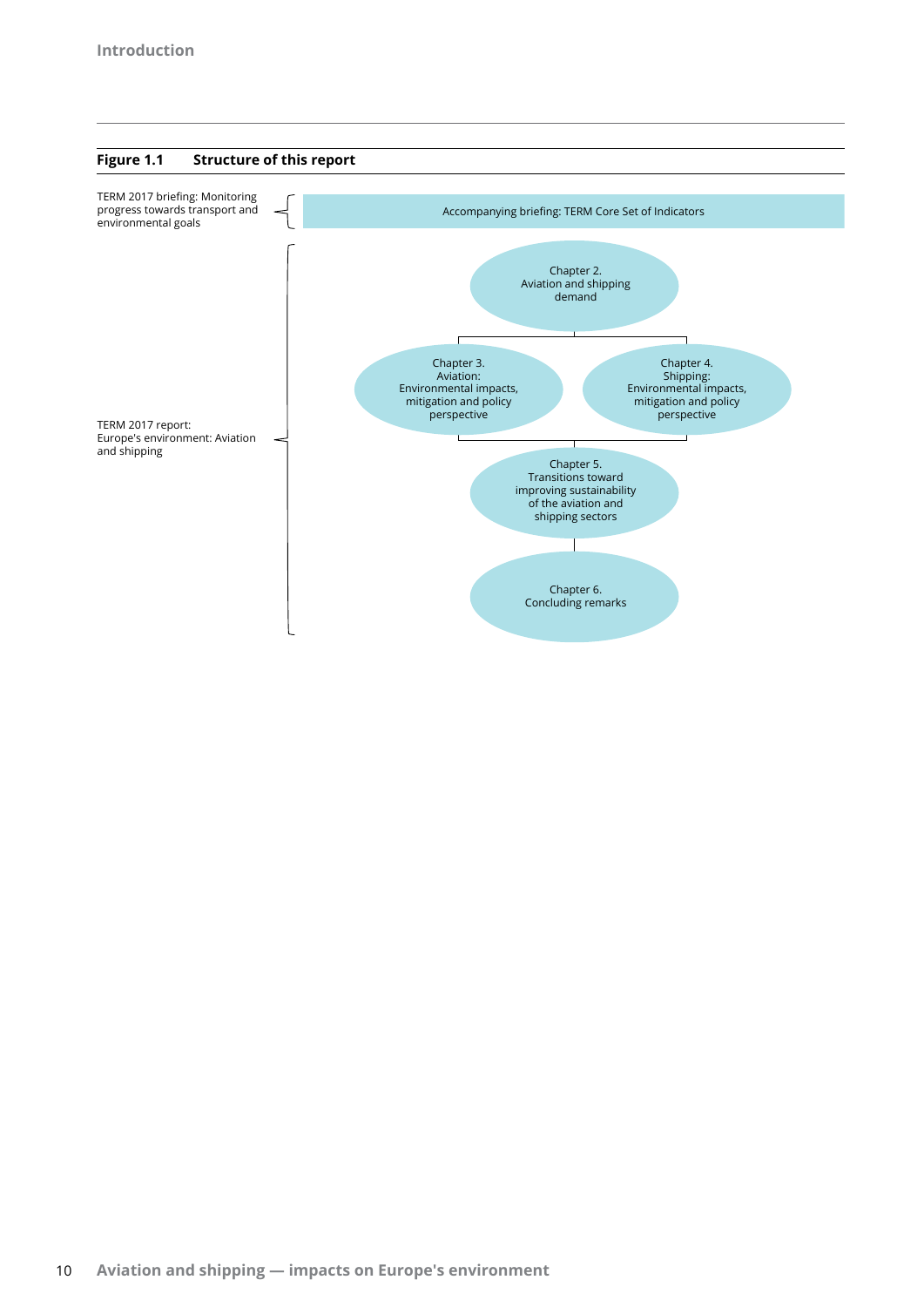**Figure 1.1 Structure of this report**

TERM 2017 briefing: Monitoring progress towards transport and environmental goals

- Accompanying briefing: TERM Core Set of Indicators

TERM 2017 report: Europe's environment: Aviation and shipping

- Chapter 2. Aviation and shipping demand
- Chapter 3. Aviation: Environmental impacts, mitigation and policy perspective
- Chapter 4. Shipping: Environmental impacts, mitigation and policy perspective
- Chapter 5. Transitions toward improving sustainability of the aviation and shipping sectors
- Chapter 6. Concluding remarks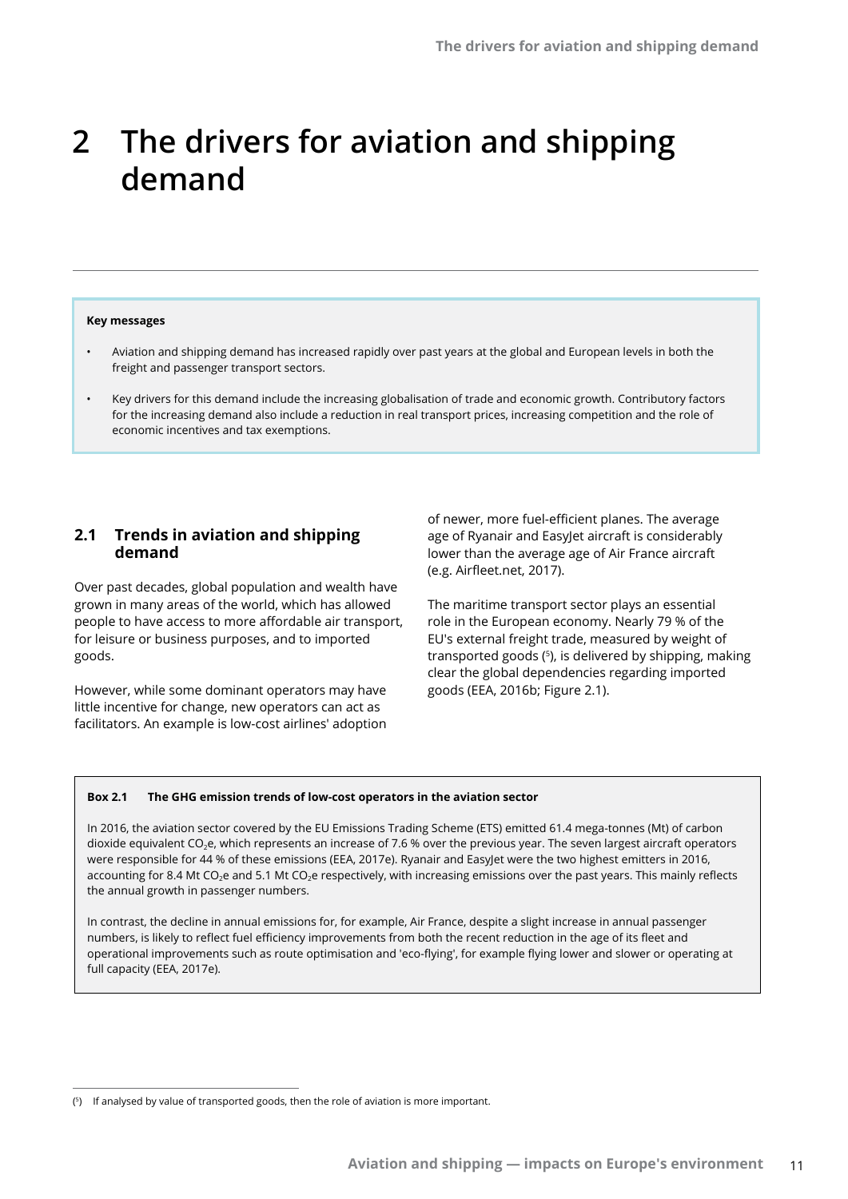# 2 The drivers for aviation and shipping demand

**Key messages**

- Aviation and shipping demand has increased rapidly over past years at the global and European levels in both the freight and passenger transport sectors.
- Key drivers for this demand include the increasing globalisation of trade and economic growth. Contributory factors for the increasing demand also include a reduction in real transport prices, increasing competition and the role of economic incentives and tax exemptions.

## 2.1 Trends in aviation and shipping demand

Over past decades, global population and wealth have grown in many areas of the world, which has allowed people to have access to more affordable air transport, for leisure or business purposes, and to imported goods.

However, while some dominant operators may have little incentive for change, new operators can act as facilitators. An example is low-cost airlines' adoption of newer, more fuel-efficient planes. The average age of Ryanair and EasyJet aircraft is considerably lower than the average age of Air France aircraft (e.g. Airfleet.net, 2017).

The maritime transport sector plays an essential role in the European economy. Nearly 79 % of the EU's external freight trade, measured by weight of transported goods ([5]), is delivered by shipping, making clear the global dependencies regarding imported goods (EEA, 2016b; Figure 2.1).

**Box 2.1 The GHG emission trends of low-cost operators in the aviation sector**

In 2016, the aviation sector covered by the EU Emissions Trading Scheme (ETS) emitted 61.4 mega-tonnes (Mt) of carbon dioxide equivalent $CO_2e$, which represents an increase of 7.6 % over the previous year. The seven largest aircraft operators were responsible for 44 % of these emissions (EEA, 2017e). Ryanair and EasyJet were the two highest emitters in 2016, accounting for 8.4 Mt $CO_2e$ and 5.1 Mt $CO_2e$ respectively, with increasing emissions over the past years. This mainly reflects the annual growth in passenger numbers.

In contrast, the decline in annual emissions for, for example, Air France, despite a slight increase in annual passenger numbers, is likely to reflect fuel efficiency improvements from both the recent reduction in the age of its fleet and operational improvements such as route optimisation and 'eco-flying', for example flying lower and slower or operating at full capacity (EEA, 2017e).

([5]) If analysed by value of transported goods, then the role of aviation is more important.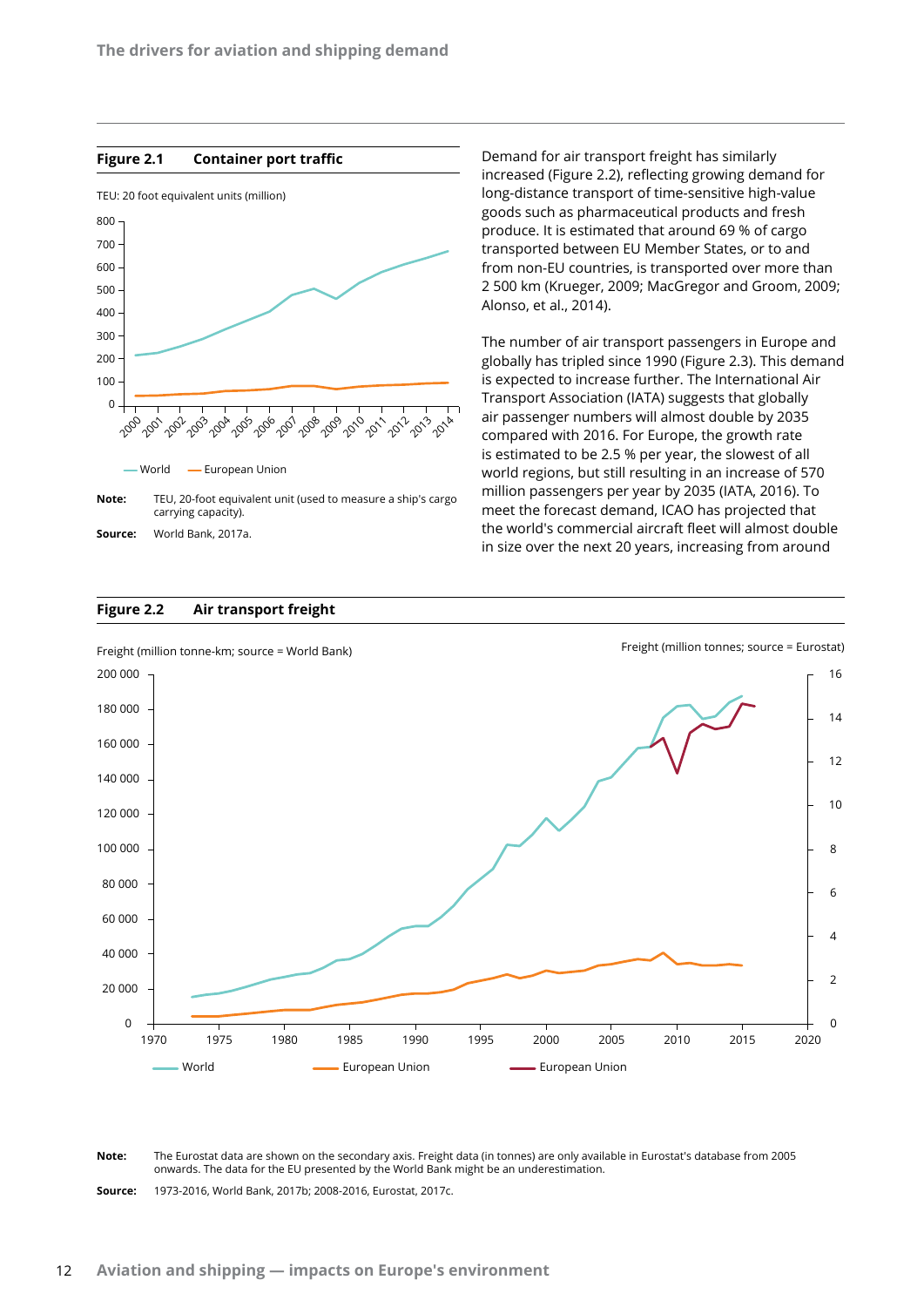**Figure 2.1 Container port traffic**

TEU: 20 foot equivalent units (million)

**Note:** TEU, 20-foot equivalent unit (used to measure a ship's cargo carrying capacity).

**Source:** World Bank, 2017a.

Demand for air transport freight has similarly increased (Figure 2.2), reflecting growing demand for long-distance transport of time-sensitive high-value goods such as pharmaceutical products and fresh produce. It is estimated that around 69 % of cargo transported between EU Member States, or to and from non-EU countries, is transported over more than 2 500 km (Krueger, 2009; MacGregor and Groom, 2009; Alonso, et al., 2014).

The number of air transport passengers in Europe and globally has tripled since 1990 (Figure 2.3). This demand is expected to increase further. The International Air Transport Association (IATA) suggests that globally air passenger numbers will almost double by 2035 compared with 2016. For Europe, the growth rate is estimated to be 2.5 % per year, the slowest of all world regions, but still resulting in an increase of 570 million passengers per year by 2035 (IATA, 2016). To meet the forecast demand, ICAO has projected that the world's commercial aircraft fleet will almost double in size over the next 20 years, increasing from around

**Figure 2.2 Air transport freight**

**Note:** The Eurostat data are shown on the secondary axis. Freight data (in tonnes) are only available in Eurostat's database from 2005 onwards. The data for the EU presented by the World Bank might be an underestimation.

**Source:** 1973-2016, World Bank, 2017b; 2008-2016, Eurostat, 2017c.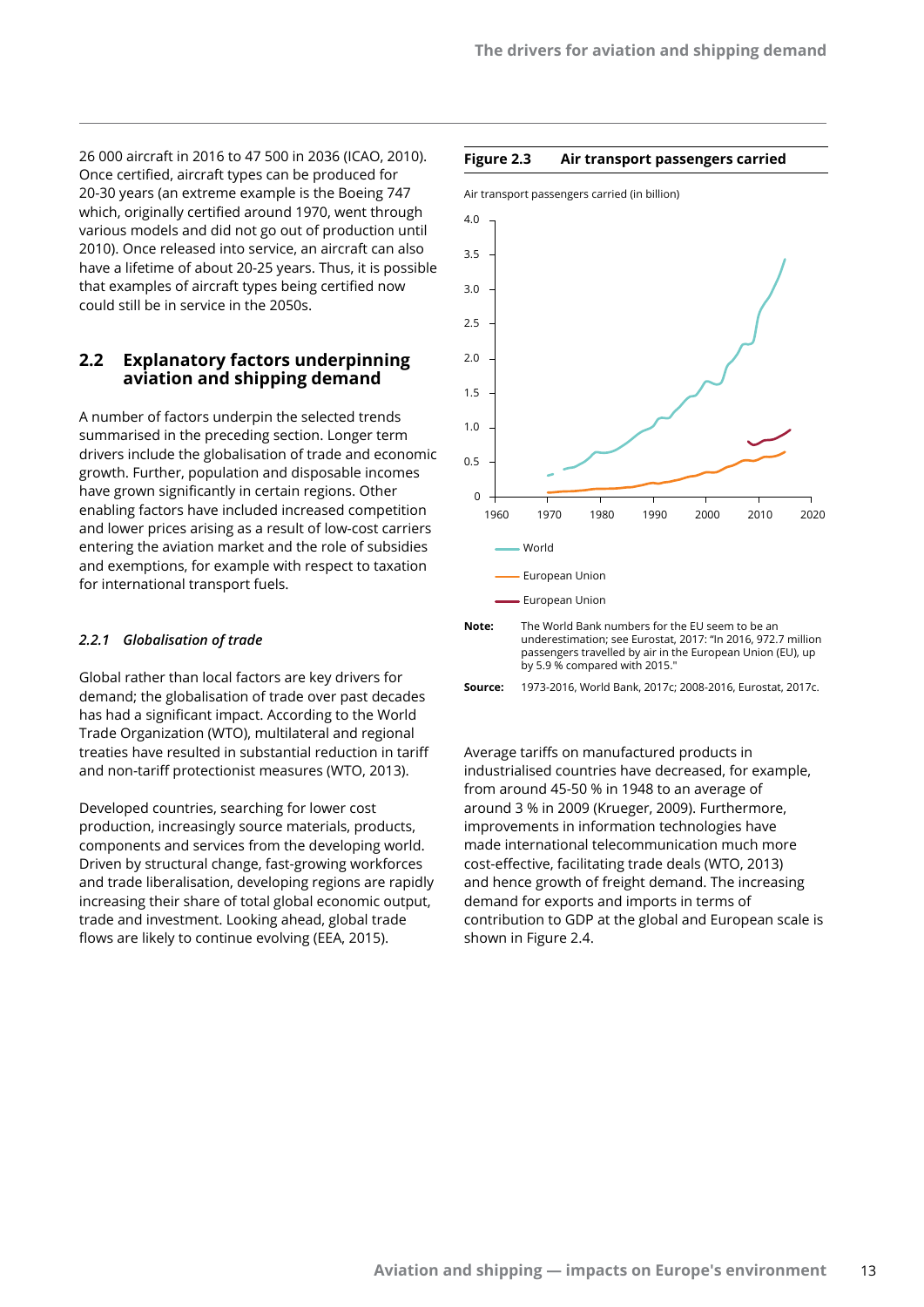26 000 aircraft in 2016 to 47 500 in 2036 (ICAO, 2010). Once certified, aircraft types can be produced for 20-30 years (an extreme example is the Boeing 747 which, originally certified around 1970, went through various models and did not go out of production until 2010). Once released into service, an aircraft can also have a lifetime of about 20-25 years. Thus, it is possible that examples of aircraft types being certified now could still be in service in the 2050s.

## 2.2 Explanatory factors underpinning aviation and shipping demand

A number of factors underpin the selected trends summarised in the preceding section. Longer term drivers include the globalisation of trade and economic growth. Further, population and disposable incomes have grown significantly in certain regions. Other enabling factors have included increased competition and lower prices arising as a result of low-cost carriers entering the aviation market and the role of subsidies and exemptions, for example with respect to taxation for international transport fuels.

### *2.2.1 Globalisation of trade*

Global rather than local factors are key drivers for demand; the globalisation of trade over past decades has had a significant impact. According to the World Trade Organization (WTO), multilateral and regional treaties have resulted in substantial reduction in tariff and non-tariff protectionist measures (WTO, 2013).

Developed countries, searching for lower cost production, increasingly source materials, products, components and services from the developing world. Driven by structural change, fast-growing workforces and trade liberalisation, developing regions are rapidly increasing their share of total global economic output, trade and investment. Looking ahead, global trade flows are likely to continue evolving (EEA, 2015).

**Figure 2.3 Air transport passengers carried**

Air transport passengers carried (in billion)

World
European Union
European Union

**Note:** The World Bank numbers for the EU seem to be an underestimation; see Eurostat, 2017: "In 2016, 972.7 million passengers travelled by air in the European Union (EU), up by 5.9 % compared with 2015."

**Source:** 1973-2016, World Bank, 2017c; 2008-2016, Eurostat, 2017c.

Average tariffs on manufactured products in industrialised countries have decreased, for example, from around 45-50 % in 1948 to an average of around 3 % in 2009 (Krueger, 2009). Furthermore, improvements in information technologies have made international telecommunication much more cost-effective, facilitating trade deals (WTO, 2013) and hence growth of freight demand. The increasing demand for exports and imports in terms of contribution to GDP at the global and European scale is shown in Figure 2.4.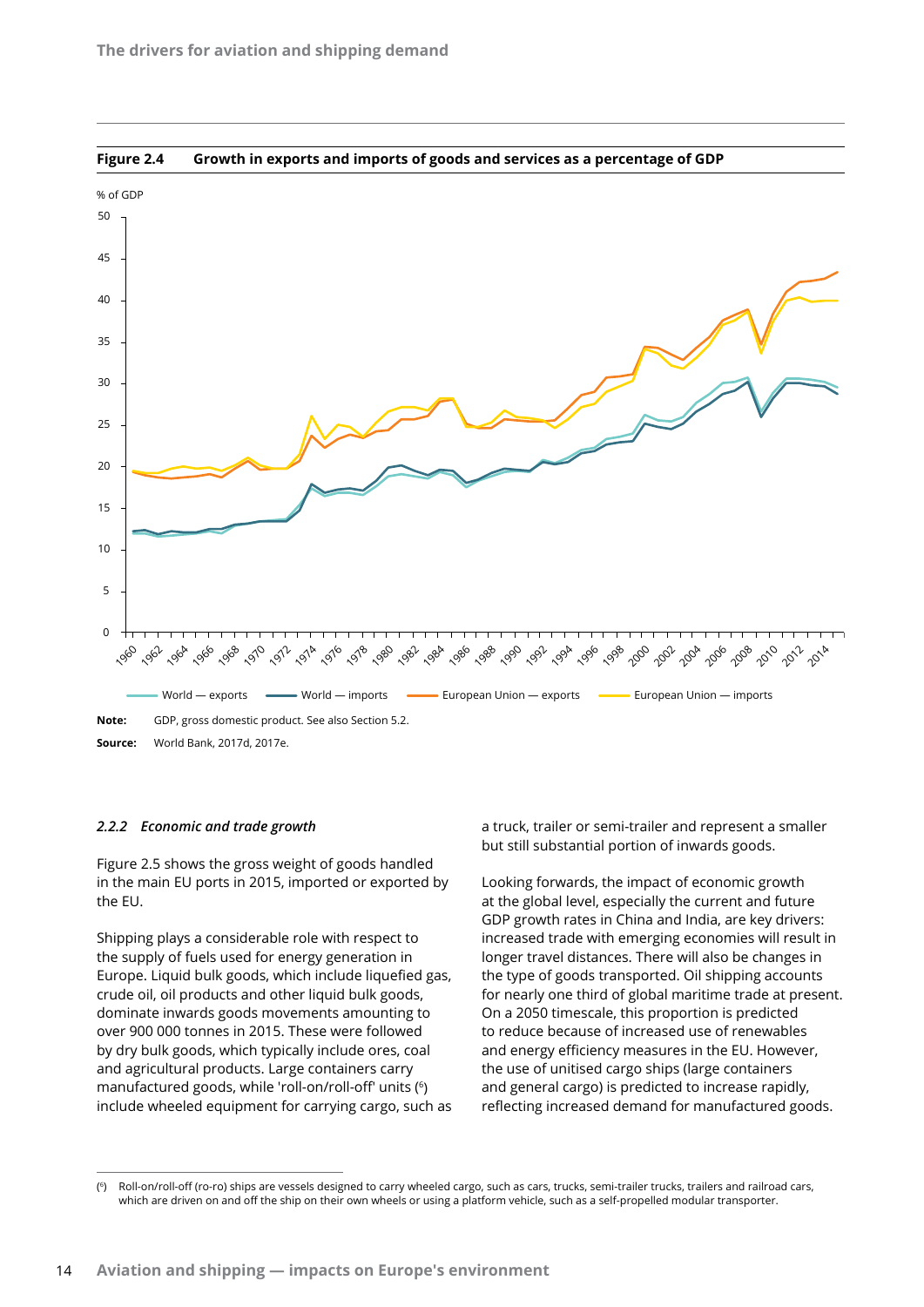**Figure 2.4 Growth in exports and imports of goods and services as a percentage of GDP**

**Note:** GDP, gross domestic product. See also Section 5.2.

**Source:** World Bank, 2017d, 2017e.

### *2.2.2 Economic and trade growth*

Figure 2.5 shows the gross weight of goods handled in the main EU ports in 2015, imported or exported by the EU.

Shipping plays a considerable role with respect to the supply of fuels used for energy generation in Europe. Liquid bulk goods, which include liquefied gas, crude oil, oil products and other liquid bulk goods, dominate inwards goods movements amounting to over 900 000 tonnes in 2015. These were followed by dry bulk goods, which typically include ores, coal and agricultural products. Large containers carry manufactured goods, while 'roll-on/roll-off' units [6] include wheeled equipment for carrying cargo, such as a truck, trailer or semi-trailer and represent a smaller but still substantial portion of inwards goods.

Looking forwards, the impact of economic growth at the global level, especially the current and future GDP growth rates in China and India, are key drivers: increased trade with emerging economies will result in longer travel distances. There will also be changes in the type of goods transported. Oil shipping accounts for nearly one third of global maritime trade at present. On a 2050 timescale, this proportion is predicted to reduce because of increased use of renewables and energy efficiency measures in the EU. However, the use of unitised cargo ships (large containers and general cargo) is predicted to increase rapidly, reflecting increased demand for manufactured goods.

---

[6] Roll-on/roll-off (ro-ro) ships are vessels designed to carry wheeled cargo, such as cars, trucks, semi-trailer trucks, trailers and railroad cars, which are driven on and off the ship on their own wheels or using a platform vehicle, such as a self-propelled modular transporter.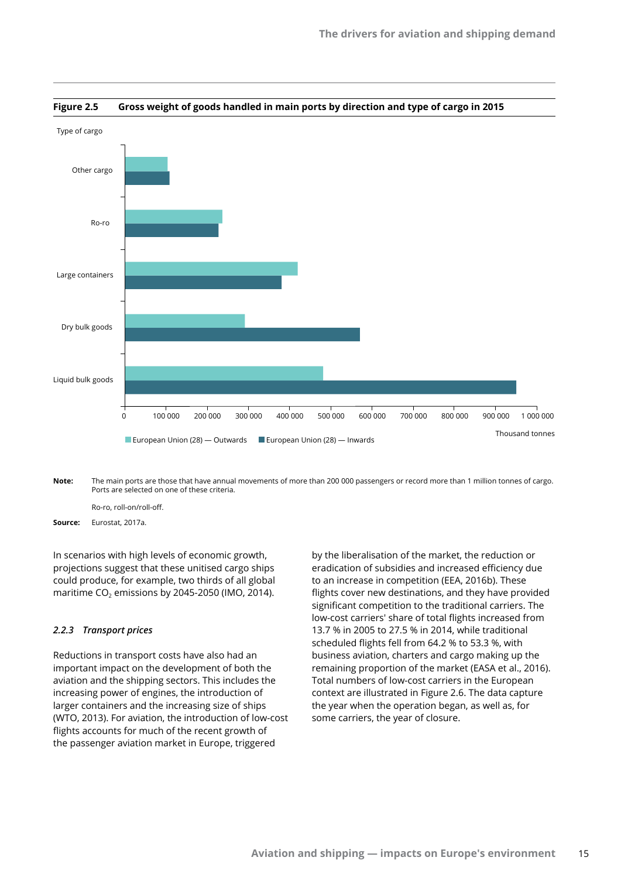**Figure 2.5 Gross weight of goods handled in main ports by direction and type of cargo in 2015**

**Note:** The main ports are those that have annual movements of more than 200 000 passengers or record more than 1 million tonnes of cargo. Ports are selected on one of these criteria.

Ro-ro, roll-on/roll-off.

**Source:** Eurostat, 2017a.

In scenarios with high levels of economic growth, projections suggest that these unitised cargo ships could produce, for example, two thirds of all global maritime $CO_2$ emissions by 2045-2050 (IMO, 2014).

### *2.2.3 Transport prices*

Reductions in transport costs have also had an important impact on the development of both the aviation and the shipping sectors. This includes the increasing power of engines, the introduction of larger containers and the increasing size of ships (WTO, 2013). For aviation, the introduction of low-cost flights accounts for much of the recent growth of the passenger aviation market in Europe, triggered by the liberalisation of the market, the reduction or eradication of subsidies and increased efficiency due to an increase in competition (EEA, 2016b). These flights cover new destinations, and they have provided significant competition to the traditional carriers. The low-cost carriers' share of total flights increased from 13.7 % in 2005 to 27.5 % in 2014, while traditional scheduled flights fell from 64.2 % to 53.3 %, with business aviation, charters and cargo making up the remaining proportion of the market (EASA et al., 2016). Total numbers of low-cost carriers in the European context are illustrated in Figure 2.6. The data capture the year when the operation began, as well as, for some carriers, the year of closure.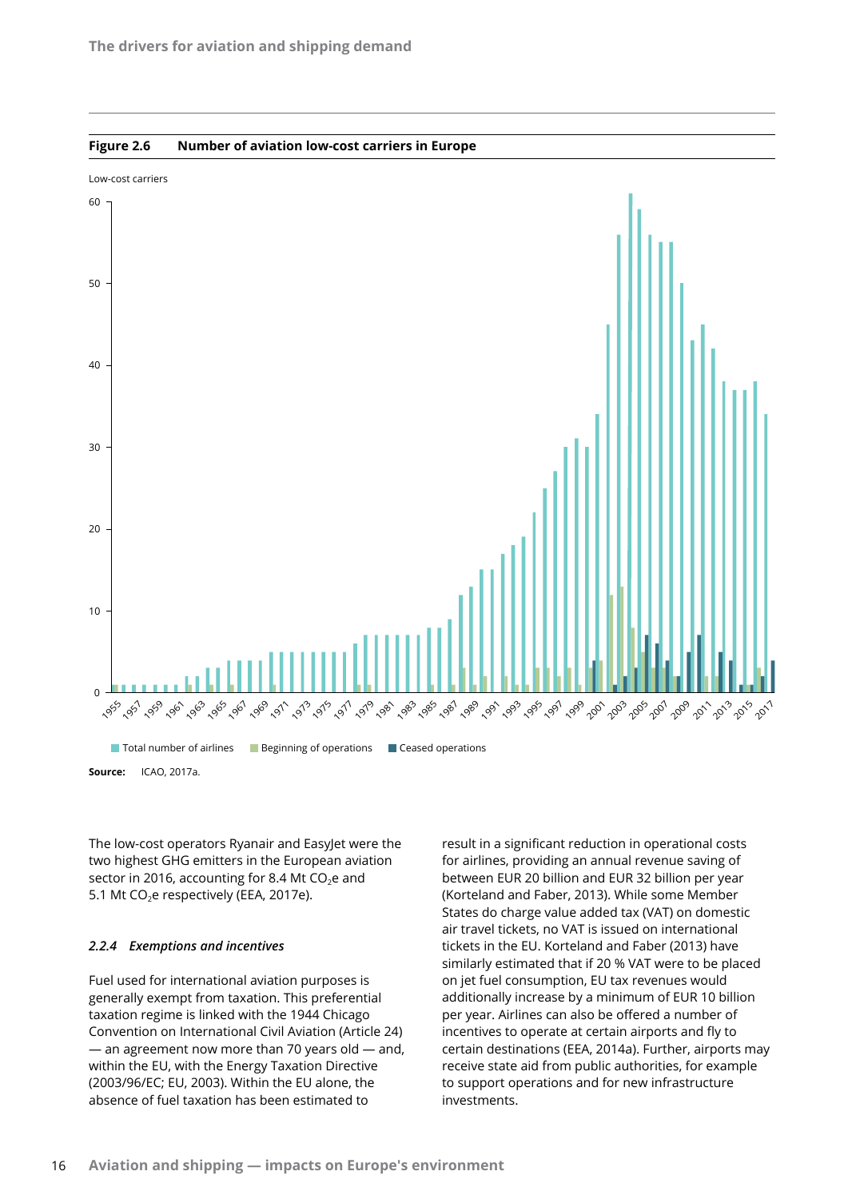**Figure 2.6 Number of aviation low-cost carriers in Europe**

**Source:** ICAO, 2017a.

The low-cost operators Ryanair and EasyJet were the two highest GHG emitters in the European aviation sector in 2016, accounting for 8.4 Mt $CO_2$e and 5.1 Mt $CO_2$e respectively (EEA, 2017e).

### *2.2.4 Exemptions and incentives*

Fuel used for international aviation purposes is generally exempt from taxation. This preferential taxation regime is linked with the 1944 Chicago Convention on International Civil Aviation (Article 24) — an agreement now more than 70 years old — and, within the EU, with the Energy Taxation Directive (2003/96/EC; EU, 2003). Within the EU alone, the absence of fuel taxation has been estimated to result in a significant reduction in operational costs for airlines, providing an annual revenue saving of between EUR 20 billion and EUR 32 billion per year (Korteland and Faber, 2013). While some Member States do charge value added tax (VAT) on domestic air travel tickets, no VAT is issued on international tickets in the EU. Korteland and Faber (2013) have similarly estimated that if 20 % VAT were to be placed on jet fuel consumption, EU tax revenues would additionally increase by a minimum of EUR 10 billion per year. Airlines can also be offered a number of incentives to operate at certain airports and fly to certain destinations (EEA, 2014a). Further, airports may receive state aid from public authorities, for example to support operations and for new infrastructure investments.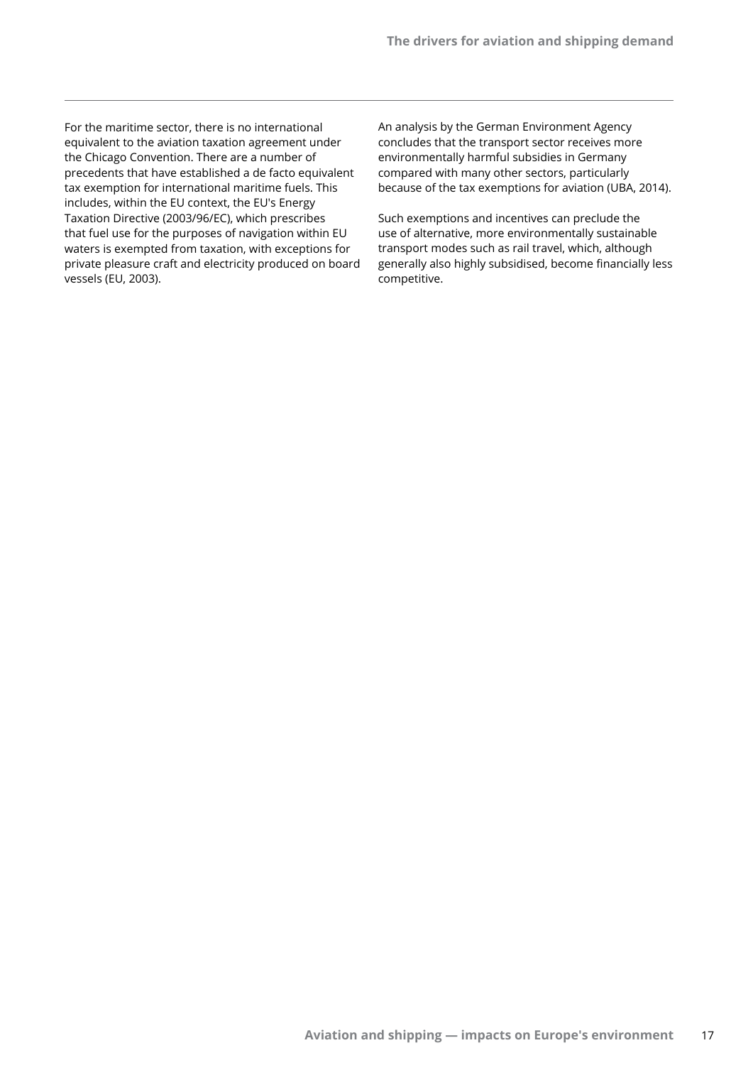For the maritime sector, there is no international equivalent to the aviation taxation agreement under the Chicago Convention. There are a number of precedents that have established a de facto equivalent tax exemption for international maritime fuels. This includes, within the EU context, the EU's Energy Taxation Directive (2003/96/EC), which prescribes that fuel use for the purposes of navigation within EU waters is exempted from taxation, with exceptions for private pleasure craft and electricity produced on board vessels (EU, 2003).

An analysis by the German Environment Agency concludes that the transport sector receives more environmentally harmful subsidies in Germany compared with many other sectors, particularly because of the tax exemptions for aviation (UBA, 2014).

Such exemptions and incentives can preclude the use of alternative, more environmentally sustainable transport modes such as rail travel, which, although generally also highly subsidised, become financially less competitive.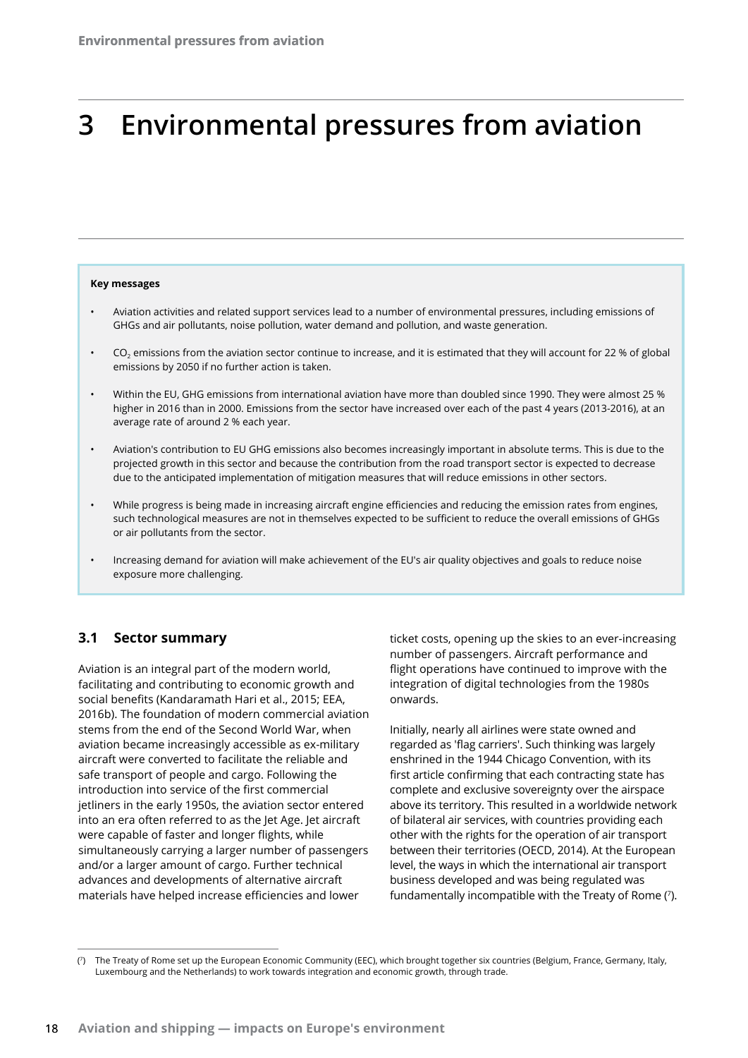# 3 Environmental pressures from aviation

**Key messages**

- Aviation activities and related support services lead to a number of environmental pressures, including emissions of GHGs and air pollutants, noise pollution, water demand and pollution, and waste generation.
- $CO_2$ emissions from the aviation sector continue to increase, and it is estimated that they will account for 22 % of global emissions by 2050 if no further action is taken.
- Within the EU, GHG emissions from international aviation have more than doubled since 1990. They were almost 25 % higher in 2016 than in 2000. Emissions from the sector have increased over each of the past 4 years (2013-2016), at an average rate of around 2 % each year.
- Aviation's contribution to EU GHG emissions also becomes increasingly important in absolute terms. This is due to the projected growth in this sector and because the contribution from the road transport sector is expected to decrease due to the anticipated implementation of mitigation measures that will reduce emissions in other sectors.
- While progress is being made in increasing aircraft engine efficiencies and reducing the emission rates from engines, such technological measures are not in themselves expected to be sufficient to reduce the overall emissions of GHGs or air pollutants from the sector.
- Increasing demand for aviation will make achievement of the EU's air quality objectives and goals to reduce noise exposure more challenging.

## 3.1 Sector summary

Aviation is an integral part of the modern world, facilitating and contributing to economic growth and social benefits (Kandaramath Hari et al., 2015; EEA, 2016b). The foundation of modern commercial aviation stems from the end of the Second World War, when aviation became increasingly accessible as ex-military aircraft were converted to facilitate the reliable and safe transport of people and cargo. Following the introduction into service of the first commercial jetliners in the early 1950s, the aviation sector entered into an era often referred to as the Jet Age. Jet aircraft were capable of faster and longer flights, while simultaneously carrying a larger number of passengers and/or a larger amount of cargo. Further technical advances and developments of alternative aircraft materials have helped increase efficiencies and lower ticket costs, opening up the skies to an ever-increasing number of passengers. Aircraft performance and flight operations have continued to improve with the integration of digital technologies from the 1980s onwards.

Initially, nearly all airlines were state owned and regarded as 'flag carriers'. Such thinking was largely enshrined in the 1944 Chicago Convention, with its first article confirming that each contracting state has complete and exclusive sovereignty over the airspace above its territory. This resulted in a worldwide network of bilateral air services, with countries providing each other with the rights for the operation of air transport between their territories (OECD, 2014). At the European level, the ways in which the international air transport business developed and was being regulated was fundamentally incompatible with the Treaty of Rome ([7]).

([7]) The Treaty of Rome set up the European Economic Community (EEC), which brought together six countries (Belgium, France, Germany, Italy, Luxembourg and the Netherlands) to work towards integration and economic growth, through trade.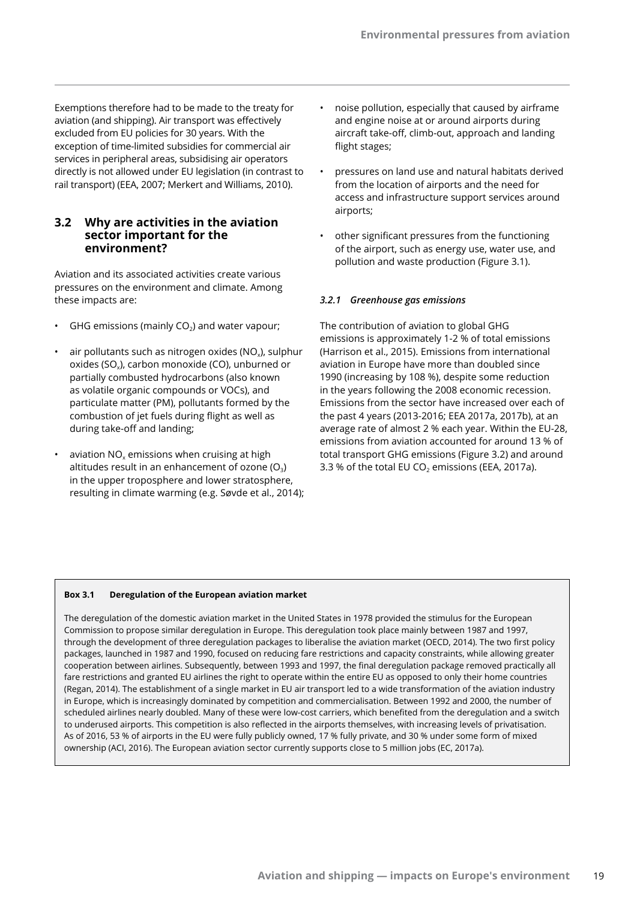Exemptions therefore had to be made to the treaty for aviation (and shipping). Air transport was effectively excluded from EU policies for 30 years. With the exception of time-limited subsidies for commercial air services in peripheral areas, subsidising air operators directly is not allowed under EU legislation (in contrast to rail transport) (EEA, 2007; Merkert and Williams, 2010).

## 3.2 Why are activities in the aviation sector important for the environment?

Aviation and its associated activities create various pressures on the environment and climate. Among these impacts are:

- GHG emissions (mainly $CO_2$) and water vapour;
- air pollutants such as nitrogen oxides ($NO_x$), sulphur oxides ($SO_x$), carbon monoxide (CO), unburned or partially combusted hydrocarbons (also known as volatile organic compounds or VOCs), and particulate matter (PM), pollutants formed by the combustion of jet fuels during flight as well as during take-off and landing;
- aviation $NO_x$ emissions when cruising at high altitudes result in an enhancement of ozone ($O_3$) in the upper troposphere and lower stratosphere, resulting in climate warming (e.g. Søvde et al., 2014);
- noise pollution, especially that caused by airframe and engine noise at or around airports during aircraft take-off, climb-out, approach and landing flight stages;
- pressures on land use and natural habitats derived from the location of airports and the need for access and infrastructure support services around airports;
- other significant pressures from the functioning of the airport, such as energy use, water use, and pollution and waste production (Figure 3.1).

### *3.2.1 Greenhouse gas emissions*

The contribution of aviation to global GHG emissions is approximately 1-2 % of total emissions (Harrison et al., 2015). Emissions from international aviation in Europe have more than doubled since 1990 (increasing by 108 %), despite some reduction in the years following the 2008 economic recession. Emissions from the sector have increased over each of the past 4 years (2013-2016; EEA 2017a, 2017b), at an average rate of almost 2 % each year. Within the EU-28, emissions from aviation accounted for around 13 % of total transport GHG emissions (Figure 3.2) and around 3.3 % of the total EU $CO_2$ emissions (EEA, 2017a).

**Box 3.1 Deregulation of the European aviation market**

The deregulation of the domestic aviation market in the United States in 1978 provided the stimulus for the European Commission to propose similar deregulation in Europe. This deregulation took place mainly between 1987 and 1997, through the development of three deregulation packages to liberalise the aviation market (OECD, 2014). The two first policy packages, launched in 1987 and 1990, focused on reducing fare restrictions and capacity constraints, while allowing greater cooperation between airlines. Subsequently, between 1993 and 1997, the final deregulation package removed practically all fare restrictions and granted EU airlines the right to operate within the entire EU as opposed to only their home countries (Regan, 2014). The establishment of a single market in EU air transport led to a wide transformation of the aviation industry in Europe, which is increasingly dominated by competition and commercialisation. Between 1992 and 2000, the number of scheduled airlines nearly doubled. Many of these were low-cost carriers, which benefited from the deregulation and a switch to underused airports. This competition is also reflected in the airports themselves, with increasing levels of privatisation. As of 2016, 53 % of airports in the EU were fully publicly owned, 17 % fully private, and 30 % under some form of mixed ownership (ACI, 2016). The European aviation sector currently supports close to 5 million jobs (EC, 2017a).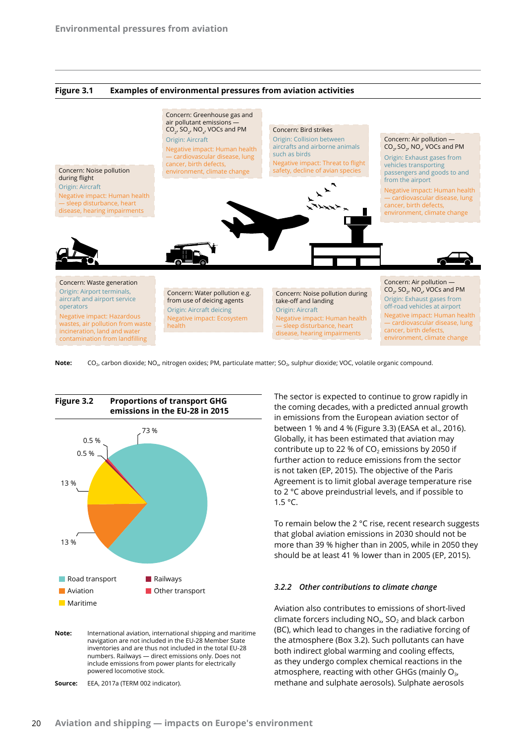**Figure 3.1 Examples of environmental pressures from aviation activities**

Concern: Noise pollution during flight
Origin: Aircraft
Negative impact: Human health — sleep disturbance, heart disease, hearing impairments

Concern: Greenhouse gas and air pollutant emissions — $CO_2$, $SO_2$, $NO_x$, VOCs and PM
Origin: Aircraft
Negative impact: Human health — cardiovascular disease, lung cancer, birth defects, environment, climate change

Concern: Bird strikes
Origin: Collision between aircrafts and airborne animals such as birds
Negative impact: Threat to flight safety, decline of avian species

Concern: Air pollution — $CO_2$, $SO_2$, $NO_x$, VOCs and PM
Origin: Exhaust gases from vehicles transporting passengers and goods to and from the airport
Negative impact: Human health — cardiovascular disease, lung cancer, birth defects, environment, climate change

Concern: Waste generation
Origin: Airport terminals, aircraft and airport service operators
Negative impact: Hazardous wastes, air pollution from waste incineration, land and water contamination from landfilling

Concern: Water pollution e.g. from use of deicing agents
Origin: Aircraft deicing
Negative impact: Ecosystem health

Concern: Noise pollution during take-off and landing
Origin: Aircraft
Negative impact: Human health — sleep disturbance, heart disease, hearing impairments

Concern: Air pollution — $CO_2$, $SO_2$, $NO_x$, VOCs and PM
Origin: Exhaust gases from off-road vehicles at airport
Negative impact: Human health — cardiovascular disease, lung cancer, birth defects, environment, climate change

**Note:** $CO_2$, carbon dioxide; $NO_x$, nitrogen oxides; PM, particulate matter; $SO_2$, sulphur dioxide; VOC, volatile organic compound.

**Figure 3.2 Proportions of transport GHG emissions in the EU-28 in 2015**

| Category | Share |
|---|---|
| Road transport | 73 % |
| Aviation | 13 % |
| Maritime | 13 % |
| Railways | 0.5 % |
| Other transport | 0.5 % |

**Note:** International aviation, international shipping and maritime navigation are not included in the EU-28 Member State inventories and are thus not included in the total EU-28 numbers. Railways — direct emissions only. Does not include emissions from power plants for electrically powered locomotive stock.

**Source:** EEA, 2017a (TERM 002 indicator).

The sector is expected to continue to grow rapidly in the coming decades, with a predicted annual growth in emissions from the European aviation sector of between 1 % and 4 % (Figure 3.3) (EASA et al., 2016). Globally, it has been estimated that aviation may contribute up to 22 % of $CO_2$ emissions by 2050 if further action to reduce emissions from the sector is not taken (EP, 2015). The objective of the Paris Agreement is to limit global average temperature rise to 2 °C above preindustrial levels, and if possible to 1.5 °C.

To remain below the 2 °C rise, recent research suggests that global aviation emissions in 2030 should not be more than 39 % higher than in 2005, while in 2050 they should be at least 41 % lower than in 2005 (EP, 2015).

### *3.2.2 Other contributions to climate change*

Aviation also contributes to emissions of short-lived climate forcers including $NO_x$, $SO_2$ and black carbon (BC), which lead to changes in the radiative forcing of the atmosphere (Box 3.2). Such pollutants can have both indirect global warming and cooling effects, as they undergo complex chemical reactions in the atmosphere, reacting with other GHGs (mainly $O_3$, methane and sulphate aerosols). Sulphate aerosols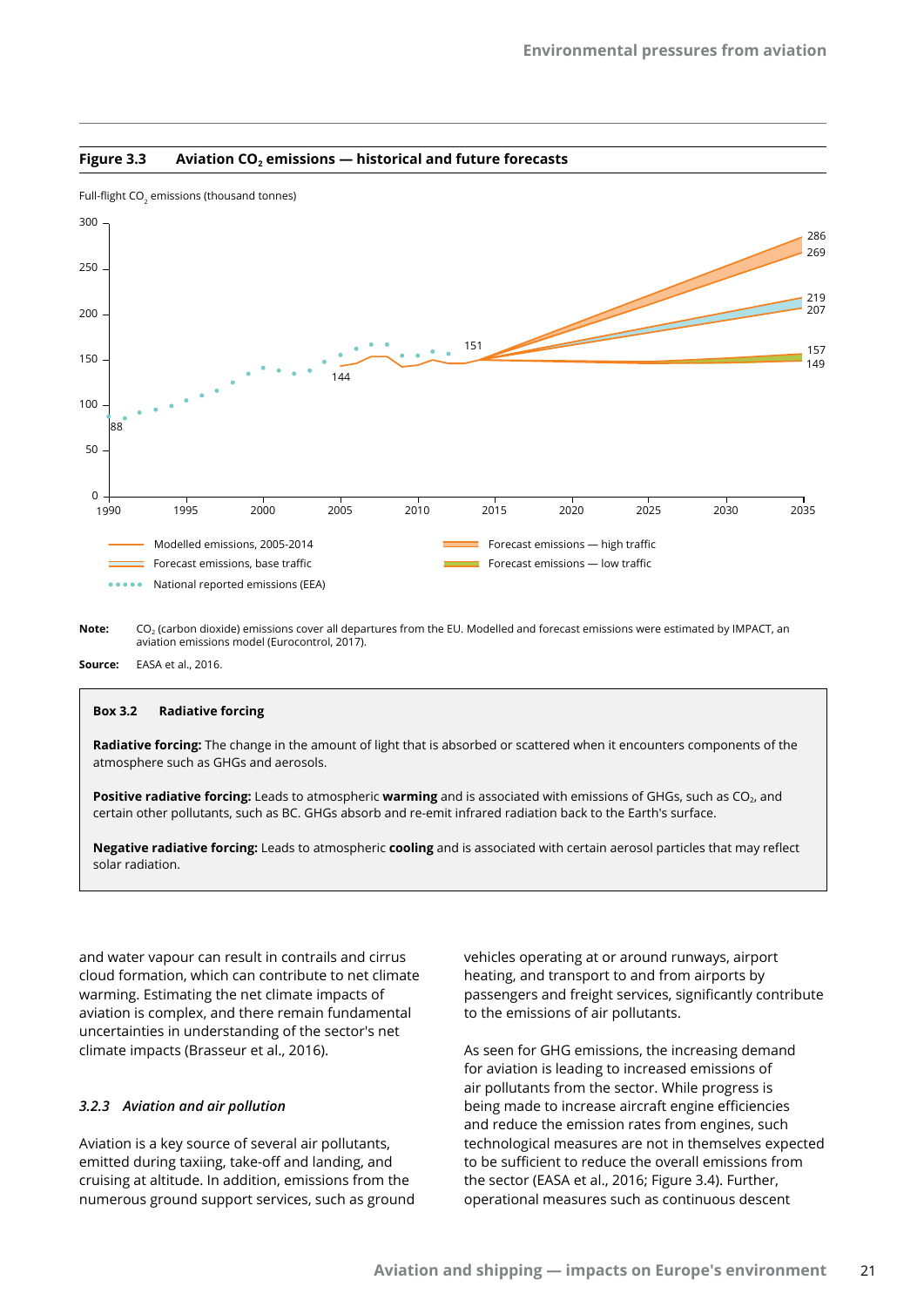**Figure 3.3 Aviation $CO_2$ emissions — historical and future forecasts**

Full-flight $CO_2$ emissions (thousand tonnes)

**Note:** $CO_2$ (carbon dioxide) emissions cover all departures from the EU. Modelled and forecast emissions were estimated by IMPACT, an aviation emissions model (Eurocontrol, 2017).

**Source:** EASA et al., 2016.

> **Box 3.2 Radiative forcing**
>
> **Radiative forcing:** The change in the amount of light that is absorbed or scattered when it encounters components of the atmosphere such as GHGs and aerosols.
>
> **Positive radiative forcing:** Leads to atmospheric **warming** and is associated with emissions of GHGs, such as $CO_2$, and certain other pollutants, such as BC. GHGs absorb and re-emit infrared radiation back to the Earth's surface.
>
> **Negative radiative forcing:** Leads to atmospheric **cooling** and is associated with certain aerosol particles that may reflect solar radiation.

and water vapour can result in contrails and cirrus cloud formation, which can contribute to net climate warming. Estimating the net climate impacts of aviation is complex, and there remain fundamental uncertainties in understanding of the sector's net climate impacts (Brasseur et al., 2016).

### *3.2.3 Aviation and air pollution*

Aviation is a key source of several air pollutants, emitted during taxiing, take-off and landing, and cruising at altitude. In addition, emissions from the numerous ground support services, such as ground vehicles operating at or around runways, airport heating, and transport to and from airports by passengers and freight services, significantly contribute to the emissions of air pollutants.

As seen for GHG emissions, the increasing demand for aviation is leading to increased emissions of air pollutants from the sector. While progress is being made to increase aircraft engine efficiencies and reduce the emission rates from engines, such technological measures are not in themselves expected to be sufficient to reduce the overall emissions from the sector (EASA et al., 2016; Figure 3.4). Further, operational measures such as continuous descent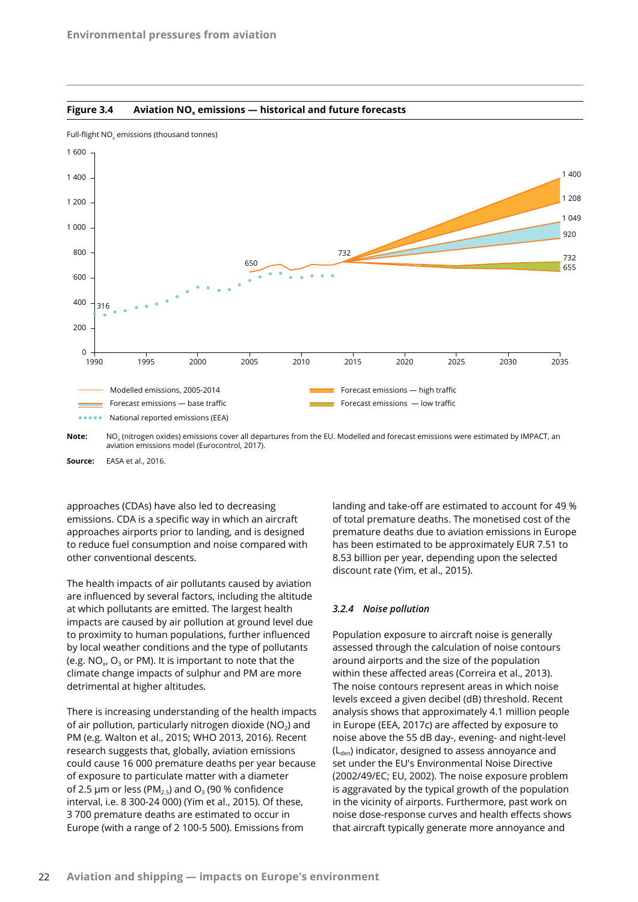**Figure 3.4 Aviation $NO_x$ emissions — historical and future forecasts**

Full-flight $NO_x$ emissions (thousand tonnes)

**Note:** $NO_x$ (nitrogen oxides) emissions cover all departures from the EU. Modelled and forecast emissions were estimated by IMPACT, an aviation emissions model (Eurocontrol, 2017).

**Source:** EASA et al., 2016.

approaches (CDAs) have also led to decreasing emissions. CDA is a specific way in which an aircraft approaches airports prior to landing, and is designed to reduce fuel consumption and noise compared with other conventional descents.

The health impacts of air pollutants caused by aviation are influenced by several factors, including the altitude at which pollutants are emitted. The largest health impacts are caused by air pollution at ground level due to proximity to human populations, further influenced by local weather conditions and the type of pollutants (e.g. $NO_x$, $O_3$ or PM). It is important to note that the climate change impacts of sulphur and PM are more detrimental at higher altitudes.

There is increasing understanding of the health impacts of air pollution, particularly nitrogen dioxide ($NO_2$) and PM (e.g. Walton et al., 2015; WHO 2013, 2016). Recent research suggests that, globally, aviation emissions could cause 16 000 premature deaths per year because of exposure to particulate matter with a diameter of 2.5 µm or less ($PM_{2.5}$) and $O_3$ (90 % confidence interval, i.e. 8 300-24 000) (Yim et al., 2015). Of these, 3 700 premature deaths are estimated to occur in Europe (with a range of 2 100-5 500). Emissions from landing and take-off are estimated to account for 49 % of total premature deaths. The monetised cost of the premature deaths due to aviation emissions in Europe has been estimated to be approximately EUR 7.51 to 8.53 billion per year, depending upon the selected discount rate (Yim, et al., 2015).

### *3.2.4 Noise pollution*

Population exposure to aircraft noise is generally assessed through the calculation of noise contours around airports and the size of the population within these affected areas (Correira et al., 2013). The noise contours represent areas in which noise levels exceed a given decibel (dB) threshold. Recent analysis shows that approximately 4.1 million people in Europe (EEA, 2017c) are affected by exposure to noise above the 55 dB day-, evening- and night-level ($L_{den}$) indicator, designed to assess annoyance and set under the EU's Environmental Noise Directive (2002/49/EC; EU, 2002). The noise exposure problem is aggravated by the typical growth of the population in the vicinity of airports. Furthermore, past work on noise dose-response curves and health effects shows that aircraft typically generate more annoyance and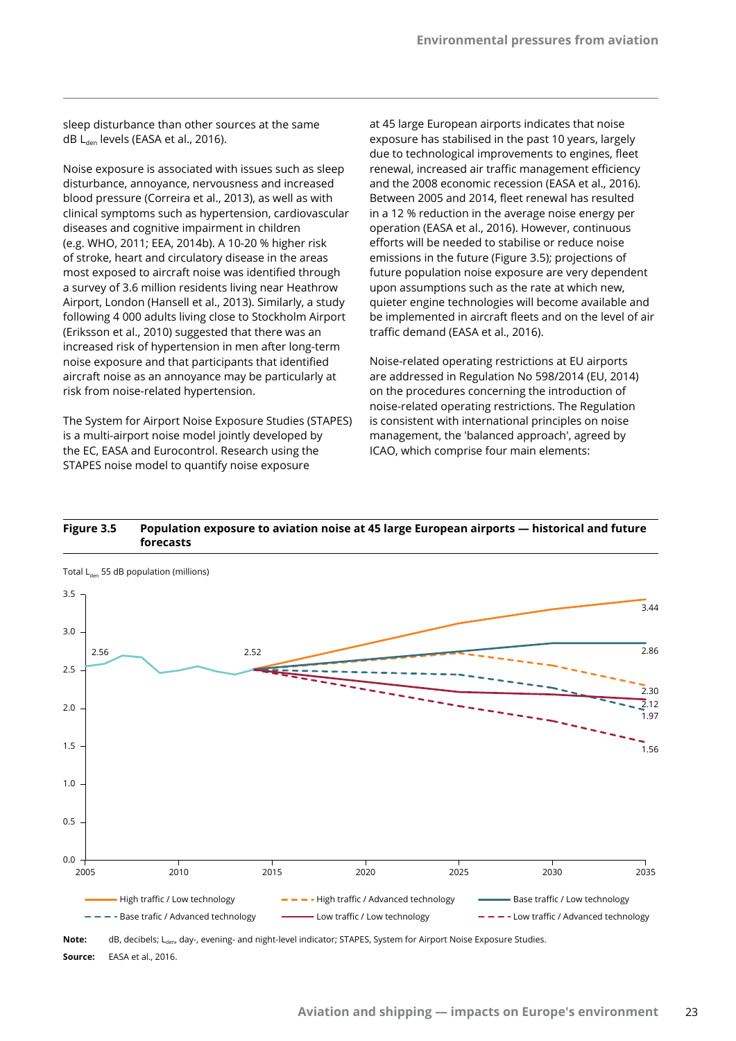sleep disturbance than other sources at the same dB $L_{den}$ levels (EASA et al., 2016).

Noise exposure is associated with issues such as sleep disturbance, annoyance, nervousness and increased blood pressure (Correira et al., 2013), as well as with clinical symptoms such as hypertension, cardiovascular diseases and cognitive impairment in children (e.g. WHO, 2011; EEA, 2014b). A 10-20 % higher risk of stroke, heart and circulatory disease in the areas most exposed to aircraft noise was identified through a survey of 3.6 million residents living near Heathrow Airport, London (Hansell et al., 2013). Similarly, a study following 4 000 adults living close to Stockholm Airport (Eriksson et al., 2010) suggested that there was an increased risk of hypertension in men after long-term noise exposure and that participants that identified aircraft noise as an annoyance may be particularly at risk from noise-related hypertension.

The System for Airport Noise Exposure Studies (STAPES) is a multi-airport noise model jointly developed by the EC, EASA and Eurocontrol. Research using the STAPES noise model to quantify noise exposure at 45 large European airports indicates that noise exposure has stabilised in the past 10 years, largely due to technological improvements to engines, fleet renewal, increased air traffic management efficiency and the 2008 economic recession (EASA et al., 2016). Between 2005 and 2014, fleet renewal has resulted in a 12 % reduction in the average noise energy per operation (EASA et al., 2016). However, continuous efforts will be needed to stabilise or reduce noise emissions in the future (Figure 3.5); projections of future population noise exposure are very dependent upon assumptions such as the rate at which new, quieter engine technologies will become available and be implemented in aircraft fleets and on the level of air traffic demand (EASA et al., 2016).

Noise-related operating restrictions at EU airports are addressed in Regulation No 598/2014 (EU, 2014) on the procedures concerning the introduction of noise-related operating restrictions. The Regulation is consistent with international principles on noise management, the 'balanced approach', agreed by ICAO, which comprise four main elements:

**Figure 3.5 Population exposure to aviation noise at 45 large European airports — historical and future forecasts**

Total $L_{den}$ 55 dB population (millions)

| Scenario | 2035 |
|---|---|
| High traffic / Low technology | 3.44 |
| Base traffic / Low technology | 2.86 |
| High traffic / Advanced technology | 2.30 |
| Low traffic / Low technology | 2.12 |
| Base trafic / Advanced technology | 1.97 |
| Low traffic / Advanced technology | 1.56 |

Historical values: 2.56 (2005), 2.52 (2014).

**Note:** dB, decibels; $L_{den}$, day-, evening- and night-level indicator; STAPES, System for Airport Noise Exposure Studies.

**Source:** EASA et al., 2016.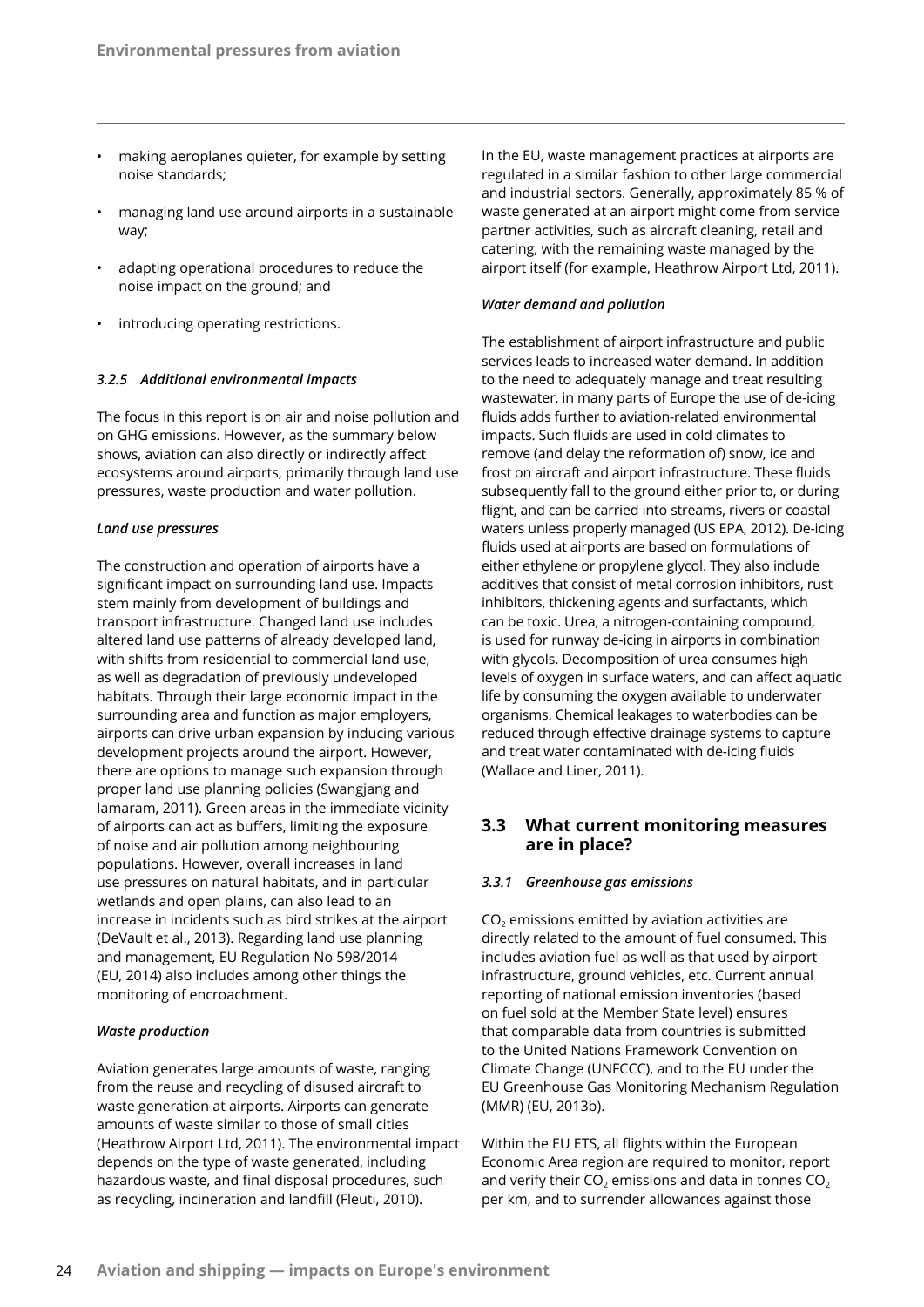- making aeroplanes quieter, for example by setting noise standards;
- managing land use around airports in a sustainable way;
- adapting operational procedures to reduce the noise impact on the ground; and
- introducing operating restrictions.

#### *3.2.5 Additional environmental impacts*

The focus in this report is on air and noise pollution and on GHG emissions. However, as the summary below shows, aviation can also directly or indirectly affect ecosystems around airports, primarily through land use pressures, waste production and water pollution.

***Land use pressures***

The construction and operation of airports have a significant impact on surrounding land use. Impacts stem mainly from development of buildings and transport infrastructure. Changed land use includes altered land use patterns of already developed land, with shifts from residential to commercial land use, as well as degradation of previously undeveloped habitats. Through their large economic impact in the surrounding area and function as major employers, airports can drive urban expansion by inducing various development projects around the airport. However, there are options to manage such expansion through proper land use planning policies (Swangjang and Iamaram, 2011). Green areas in the immediate vicinity of airports can act as buffers, limiting the exposure of noise and air pollution among neighbouring populations. However, overall increases in land use pressures on natural habitats, and in particular wetlands and open plains, can also lead to an increase in incidents such as bird strikes at the airport (DeVault et al., 2013). Regarding land use planning and management, EU Regulation No 598/2014 (EU, 2014) also includes among other things the monitoring of encroachment.

***Waste production***

Aviation generates large amounts of waste, ranging from the reuse and recycling of disused aircraft to waste generation at airports. Airports can generate amounts of waste similar to those of small cities (Heathrow Airport Ltd, 2011). The environmental impact depends on the type of waste generated, including hazardous waste, and final disposal procedures, such as recycling, incineration and landfill (Fleuti, 2010).

In the EU, waste management practices at airports are regulated in a similar fashion to other large commercial and industrial sectors. Generally, approximately 85 % of waste generated at an airport might come from service partner activities, such as aircraft cleaning, retail and catering, with the remaining waste managed by the airport itself (for example, Heathrow Airport Ltd, 2011).

***Water demand and pollution***

The establishment of airport infrastructure and public services leads to increased water demand. In addition to the need to adequately manage and treat resulting wastewater, in many parts of Europe the use of de-icing fluids adds further to aviation-related environmental impacts. Such fluids are used in cold climates to remove (and delay the reformation of) snow, ice and frost on aircraft and airport infrastructure. These fluids subsequently fall to the ground either prior to, or during flight, and can be carried into streams, rivers or coastal waters unless properly managed (US EPA, 2012). De-icing fluids used at airports are based on formulations of either ethylene or propylene glycol. They also include additives that consist of metal corrosion inhibitors, rust inhibitors, thickening agents and surfactants, which can be toxic. Urea, a nitrogen-containing compound, is used for runway de-icing in airports in combination with glycols. Decomposition of urea consumes high levels of oxygen in surface waters, and can affect aquatic life by consuming the oxygen available to underwater organisms. Chemical leakages to waterbodies can be reduced through effective drainage systems to capture and treat water contaminated with de-icing fluids (Wallace and Liner, 2011).

## 3.3 What current monitoring measures are in place?

#### *3.3.1 Greenhouse gas emissions*

$CO_2$ emissions emitted by aviation activities are directly related to the amount of fuel consumed. This includes aviation fuel as well as that used by airport infrastructure, ground vehicles, etc. Current annual reporting of national emission inventories (based on fuel sold at the Member State level) ensures that comparable data from countries is submitted to the United Nations Framework Convention on Climate Change (UNFCCC), and to the EU under the EU Greenhouse Gas Monitoring Mechanism Regulation (MMR) (EU, 2013b).

Within the EU ETS, all flights within the European Economic Area region are required to monitor, report and verify their $CO_2$ emissions and data in tonnes $CO_2$ per km, and to surrender allowances against those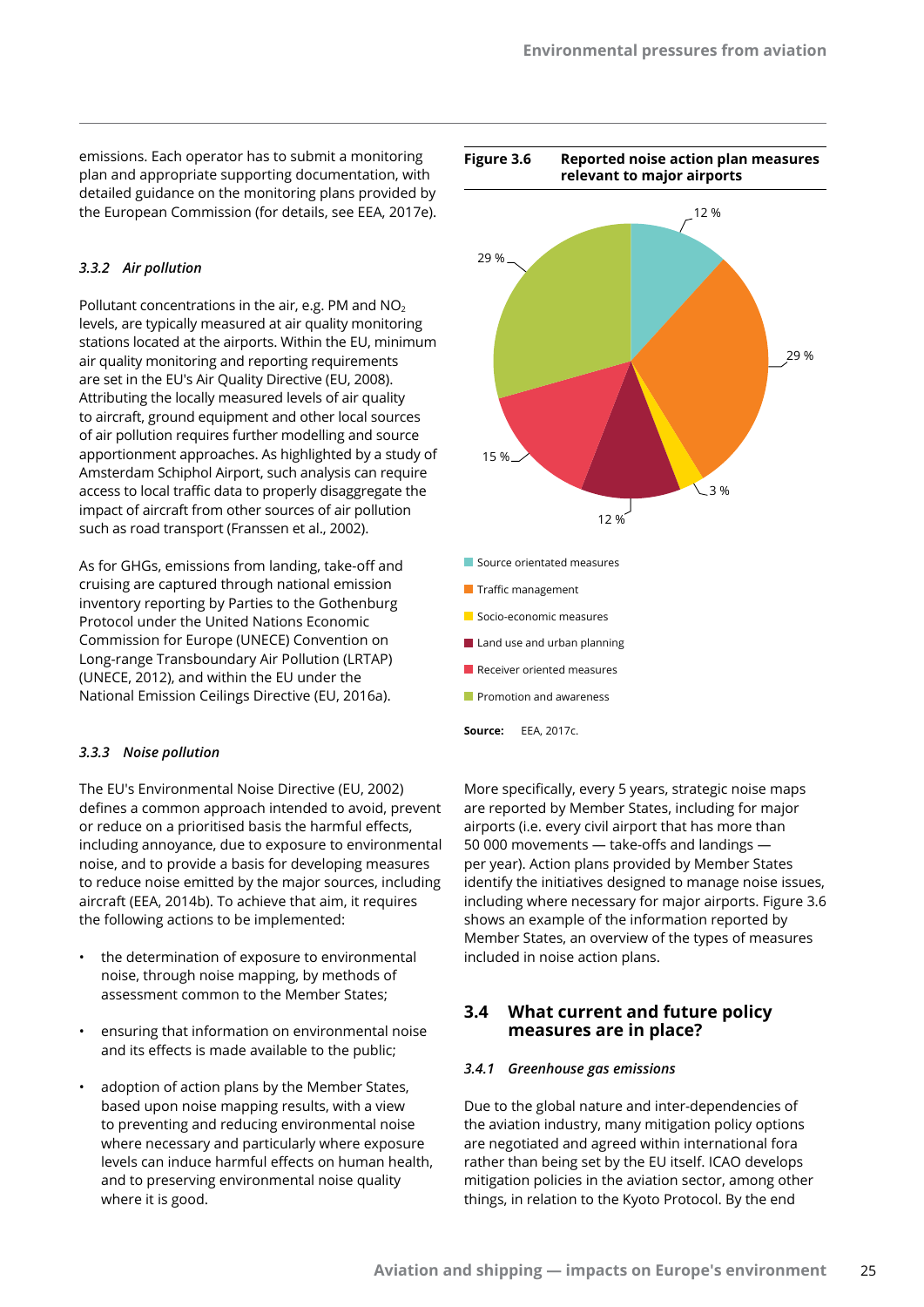emissions. Each operator has to submit a monitoring plan and appropriate supporting documentation, with detailed guidance on the monitoring plans provided by the European Commission (for details, see EEA, 2017e).

### *3.3.2 Air pollution*

Pollutant concentrations in the air, e.g. PM and $NO_2$ levels, are typically measured at air quality monitoring stations located at the airports. Within the EU, minimum air quality monitoring and reporting requirements are set in the EU's Air Quality Directive (EU, 2008). Attributing the locally measured levels of air quality to aircraft, ground equipment and other local sources of air pollution requires further modelling and source apportionment approaches. As highlighted by a study of Amsterdam Schiphol Airport, such analysis can require access to local traffic data to properly disaggregate the impact of aircraft from other sources of air pollution such as road transport (Franssen et al., 2002).

As for GHGs, emissions from landing, take-off and cruising are captured through national emission inventory reporting by Parties to the Gothenburg Protocol under the United Nations Economic Commission for Europe (UNECE) Convention on Long-range Transboundary Air Pollution (LRTAP) (UNECE, 2012), and within the EU under the National Emission Ceilings Directive (EU, 2016a).

### *3.3.3 Noise pollution*

The EU's Environmental Noise Directive (EU, 2002) defines a common approach intended to avoid, prevent or reduce on a prioritised basis the harmful effects, including annoyance, due to exposure to environmental noise, and to provide a basis for developing measures to reduce noise emitted by the major sources, including aircraft (EEA, 2014b). To achieve that aim, it requires the following actions to be implemented:

- the determination of exposure to environmental noise, through noise mapping, by methods of assessment common to the Member States;
- ensuring that information on environmental noise and its effects is made available to the public;
- adoption of action plans by the Member States, based upon noise mapping results, with a view to preventing and reducing environmental noise where necessary and particularly where exposure levels can induce harmful effects on human health, and to preserving environmental noise quality where it is good.

**Figure 3.6 Reported noise action plan measures relevant to major airports**

| Measure | Share |
|---|---|
| Source orientated measures | 12 % |
| Traffic management | 29 % |
| Socio-economic measures | 3 % |
| Land use and urban planning | 12 % |
| Receiver oriented measures | 15 % |
| Promotion and awareness | 29 % |

**Source:** EEA, 2017c.

More specifically, every 5 years, strategic noise maps are reported by Member States, including for major airports (i.e. every civil airport that has more than 50 000 movements — take-offs and landings — per year). Action plans provided by Member States identify the initiatives designed to manage noise issues, including where necessary for major airports. Figure 3.6 shows an example of the information reported by Member States, an overview of the types of measures included in noise action plans.

## 3.4 What current and future policy measures are in place?

### *3.4.1 Greenhouse gas emissions*

Due to the global nature and inter-dependencies of the aviation industry, many mitigation policy options are negotiated and agreed within international fora rather than being set by the EU itself. ICAO develops mitigation policies in the aviation sector, among other things, in relation to the Kyoto Protocol. By the end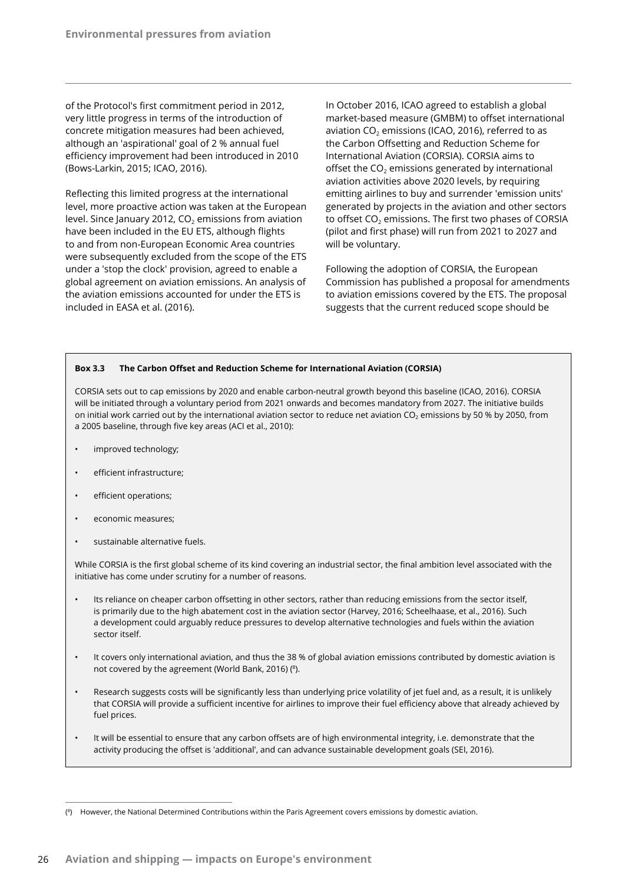of the Protocol's first commitment period in 2012, very little progress in terms of the introduction of concrete mitigation measures had been achieved, although an 'aspirational' goal of 2 % annual fuel efficiency improvement had been introduced in 2010 (Bows-Larkin, 2015; ICAO, 2016).

Reflecting this limited progress at the international level, more proactive action was taken at the European level. Since January 2012, $CO_2$ emissions from aviation have been included in the EU ETS, although flights to and from non-European Economic Area countries were subsequently excluded from the scope of the ETS under a 'stop the clock' provision, agreed to enable a global agreement on aviation emissions. An analysis of the aviation emissions accounted for under the ETS is included in EASA et al. (2016).

In October 2016, ICAO agreed to establish a global market-based measure (GMBM) to offset international aviation $CO_2$ emissions (ICAO, 2016), referred to as the Carbon Offsetting and Reduction Scheme for International Aviation (CORSIA). CORSIA aims to offset the $CO_2$ emissions generated by international aviation activities above 2020 levels, by requiring emitting airlines to buy and surrender 'emission units' generated by projects in the aviation and other sectors to offset $CO_2$ emissions. The first two phases of CORSIA (pilot and first phase) will run from 2021 to 2027 and will be voluntary.

Following the adoption of CORSIA, the European Commission has published a proposal for amendments to aviation emissions covered by the ETS. The proposal suggests that the current reduced scope should be

**Box 3.3 The Carbon Offset and Reduction Scheme for International Aviation (CORSIA)**

CORSIA sets out to cap emissions by 2020 and enable carbon-neutral growth beyond this baseline (ICAO, 2016). CORSIA will be initiated through a voluntary period from 2021 onwards and becomes mandatory from 2027. The initiative builds on initial work carried out by the international aviation sector to reduce net aviation $CO_2$ emissions by 50 % by 2050, from a 2005 baseline, through five key areas (ACI et al., 2010):

- improved technology;
- efficient infrastructure;
- efficient operations;
- economic measures;
- sustainable alternative fuels.

While CORSIA is the first global scheme of its kind covering an industrial sector, the final ambition level associated with the initiative has come under scrutiny for a number of reasons.

- Its reliance on cheaper carbon offsetting in other sectors, rather than reducing emissions from the sector itself, is primarily due to the high abatement cost in the aviation sector (Harvey, 2016; Scheelhaase, et al., 2016). Such a development could arguably reduce pressures to develop alternative technologies and fuels within the aviation sector itself.
- It covers only international aviation, and thus the 38 % of global aviation emissions contributed by domestic aviation is not covered by the agreement (World Bank, 2016) ([8]).
- Research suggests costs will be significantly less than underlying price volatility of jet fuel and, as a result, it is unlikely that CORSIA will provide a sufficient incentive for airlines to improve their fuel efficiency above that already achieved by fuel prices.
- It will be essential to ensure that any carbon offsets are of high environmental integrity, i.e. demonstrate that the activity producing the offset is 'additional', and can advance sustainable development goals (SEI, 2016).

([8]) However, the National Determined Contributions within the Paris Agreement covers emissions by domestic aviation.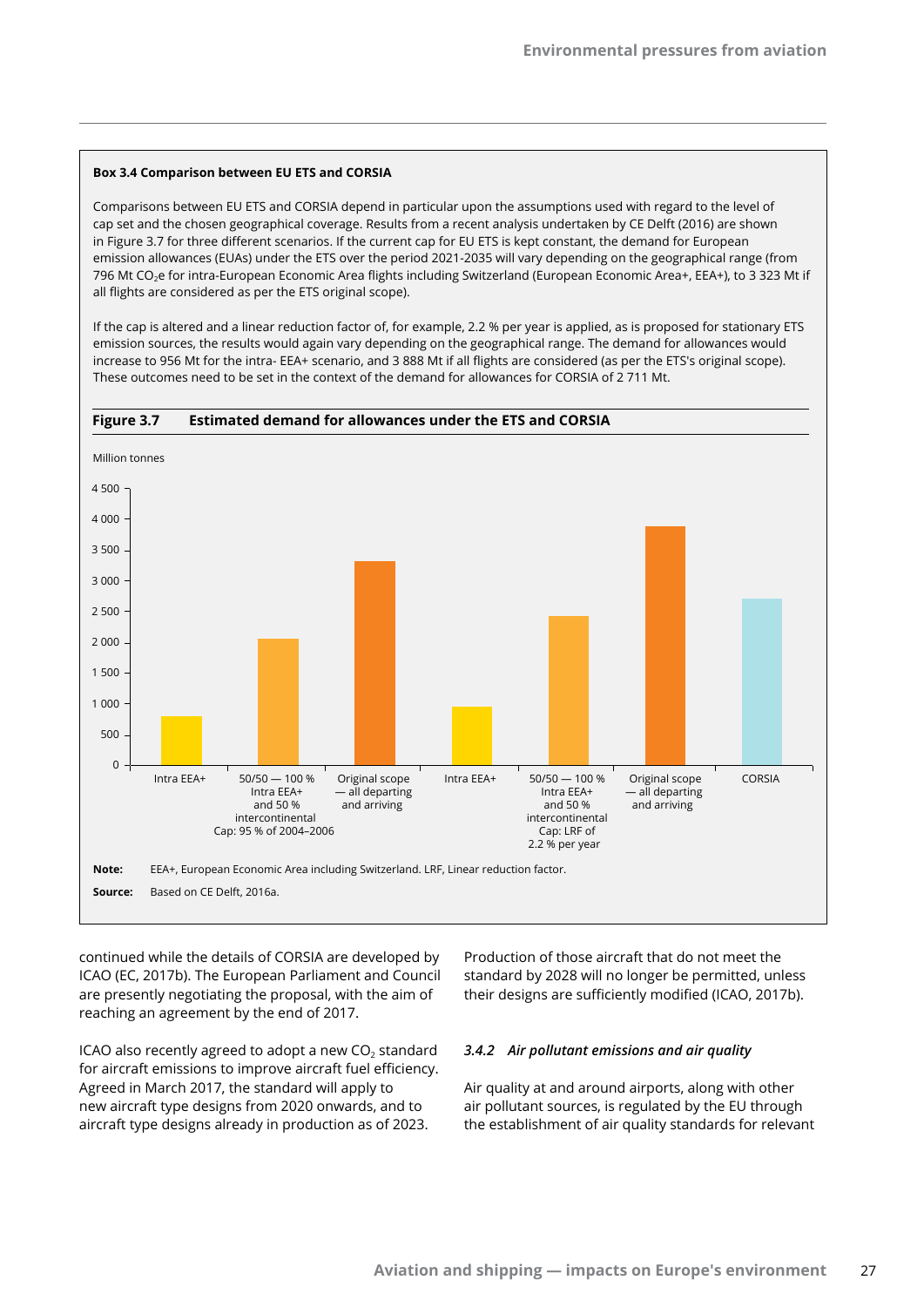**Box 3.4 Comparison between EU ETS and CORSIA**

Comparisons between EU ETS and CORSIA depend in particular upon the assumptions used with regard to the level of cap set and the chosen geographical coverage. Results from a recent analysis undertaken by CE Delft (2016) are shown in Figure 3.7 for three different scenarios. If the current cap for EU ETS is kept constant, the demand for European emission allowances (EUAs) under the ETS over the period 2021-2035 will vary depending on the geographical range (from 796 Mt $CO_2e$ for intra-European Economic Area flights including Switzerland (European Economic Area+, EEA+), to 3 323 Mt if all flights are considered as per the ETS original scope).

If the cap is altered and a linear reduction factor of, for example, 2.2 % per year is applied, as is proposed for stationary ETS emission sources, the results would again vary depending on the geographical range. The demand for allowances would increase to 956 Mt for the intra- EEA+ scenario, and 3 888 Mt if all flights are considered (as per the ETS's original scope). These outcomes need to be set in the context of the demand for allowances for CORSIA of 2 711 Mt.

**Figure 3.7 Estimated demand for allowances under the ETS and CORSIA**

Million tonnes

| Scenario | Million tonnes |
|---|---|
| Intra EEA+ (Cap: 95 % of 2004–2006) | 796 |
| 50/50 — 100 % Intra EEA+ and 50 % intercontinental (Cap: 95 % of 2004–2006) | ~2 050 |
| Original scope — all departing and arriving (Cap: 95 % of 2004–2006) | 3 323 |
| Intra EEA+ (Cap: LRF of 2.2 % per year) | 956 |
| 50/50 — 100 % Intra EEA+ and 50 % intercontinental (Cap: LRF of 2.2 % per year) | ~2 420 |
| Original scope — all departing and arriving (Cap: LRF of 2.2 % per year) | 3 888 |
| CORSIA | 2 711 |

**Note:** EEA+, European Economic Area including Switzerland. LRF, Linear reduction factor.

**Source:** Based on CE Delft, 2016a.

continued while the details of CORSIA are developed by ICAO (EC, 2017b). The European Parliament and Council are presently negotiating the proposal, with the aim of reaching an agreement by the end of 2017.

ICAO also recently agreed to adopt a new $CO_2$ standard for aircraft emissions to improve aircraft fuel efficiency. Agreed in March 2017, the standard will apply to new aircraft type designs from 2020 onwards, and to aircraft type designs already in production as of 2023. Production of those aircraft that do not meet the standard by 2028 will no longer be permitted, unless their designs are sufficiently modified (ICAO, 2017b).

### *3.4.2 Air pollutant emissions and air quality*

Air quality at and around airports, along with other air pollutant sources, is regulated by the EU through the establishment of air quality standards for relevant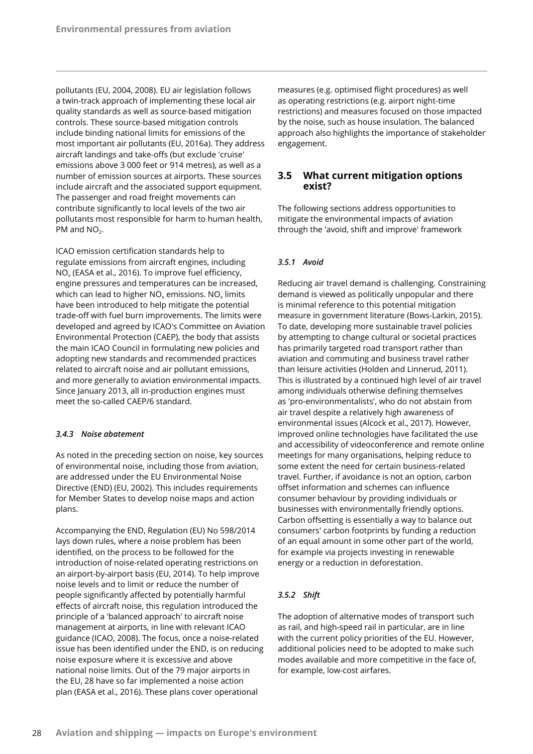pollutants (EU, 2004, 2008). EU air legislation follows a twin-track approach of implementing these local air quality standards as well as source-based mitigation controls. These source-based mitigation controls include binding national limits for emissions of the most important air pollutants (EU, 2016a). They address aircraft landings and take-offs (but exclude 'cruise' emissions above 3 000 feet or 914 metres), as well as a number of emission sources at airports. These sources include aircraft and the associated support equipment. The passenger and road freight movements can contribute significantly to local levels of the two air pollutants most responsible for harm to human health, PM and $NO_2$.

ICAO emission certification standards help to regulate emissions from aircraft engines, including $NO_x$ (EASA et al., 2016). To improve fuel efficiency, engine pressures and temperatures can be increased, which can lead to higher $NO_x$ emissions. $NO_x$ limits have been introduced to help mitigate the potential trade-off with fuel burn improvements. The limits were developed and agreed by ICAO's Committee on Aviation Environmental Protection (CAEP), the body that assists the main ICAO Council in formulating new policies and adopting new standards and recommended practices related to aircraft noise and air pollutant emissions, and more generally to aviation environmental impacts. Since January 2013, all in-production engines must meet the so-called CAEP/6 standard.

#### *3.4.3 Noise abatement*

As noted in the preceding section on noise, key sources of environmental noise, including those from aviation, are addressed under the EU Environmental Noise Directive (END) (EU, 2002). This includes requirements for Member States to develop noise maps and action plans.

Accompanying the END, Regulation (EU) No 598/2014 lays down rules, where a noise problem has been identified, on the process to be followed for the introduction of noise-related operating restrictions on an airport-by-airport basis (EU, 2014). To help improve noise levels and to limit or reduce the number of people significantly affected by potentially harmful effects of aircraft noise, this regulation introduced the principle of a 'balanced approach' to aircraft noise management at airports, in line with relevant ICAO guidance (ICAO, 2008). The focus, once a noise-related issue has been identified under the END, is on reducing noise exposure where it is excessive and above national noise limits. Out of the 79 major airports in the EU, 28 have so far implemented a noise action plan (EASA et al., 2016). These plans cover operational measures (e.g. optimised flight procedures) as well as operating restrictions (e.g. airport night-time restrictions) and measures focused on those impacted by the noise, such as house insulation. The balanced approach also highlights the importance of stakeholder engagement.

### 3.5 What current mitigation options exist?

The following sections address opportunities to mitigate the environmental impacts of aviation through the 'avoid, shift and improve' framework

#### *3.5.1 Avoid*

Reducing air travel demand is challenging. Constraining demand is viewed as politically unpopular and there is minimal reference to this potential mitigation measure in government literature (Bows-Larkin, 2015). To date, developing more sustainable travel policies by attempting to change cultural or societal practices has primarily targeted road transport rather than aviation and commuting and business travel rather than leisure activities (Holden and Linnerud, 2011). This is illustrated by a continued high level of air travel among individuals otherwise defining themselves as 'pro-environmentalists', who do not abstain from air travel despite a relatively high awareness of environmental issues (Alcock et al., 2017). However, improved online technologies have facilitated the use and accessibility of videoconference and remote online meetings for many organisations, helping reduce to some extent the need for certain business-related travel. Further, if avoidance is not an option, carbon offset information and schemes can influence consumer behaviour by providing individuals or businesses with environmentally friendly options. Carbon offsetting is essentially a way to balance out consumers' carbon footprints by funding a reduction of an equal amount in some other part of the world, for example via projects investing in renewable energy or a reduction in deforestation.

#### *3.5.2 Shift*

The adoption of alternative modes of transport such as rail, and high-speed rail in particular, are in line with the current policy priorities of the EU. However, additional policies need to be adopted to make such modes available and more competitive in the face of, for example, low-cost airfares.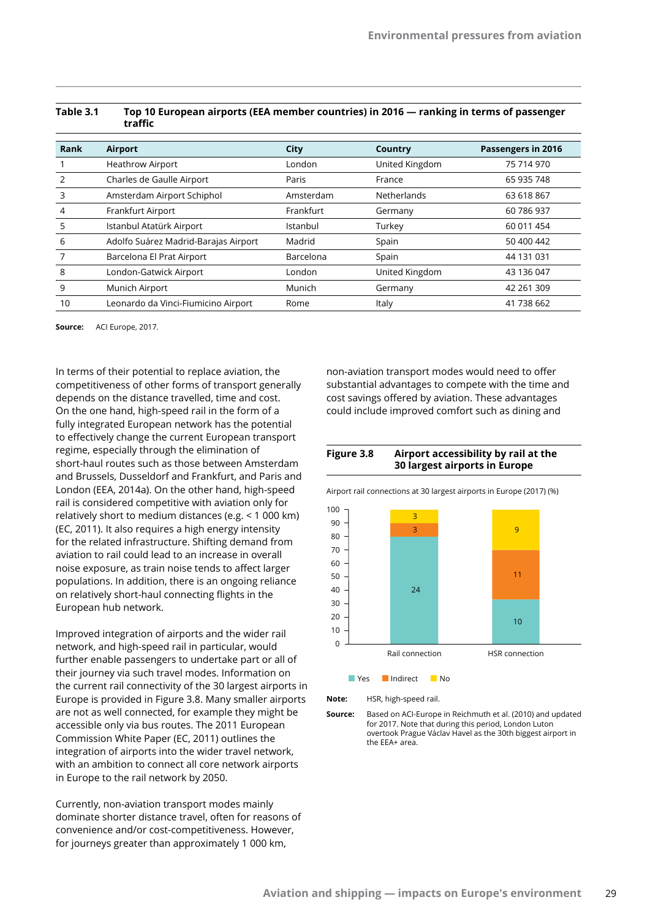**Table 3.1 Top 10 European airports (EEA member countries) in 2016 — ranking in terms of passenger traffic**

| Rank | Airport | City | Country | Passengers in 2016 |
|---|---|---|---|---|
| 1 | Heathrow Airport | London | United Kingdom | 75 714 970 |
| 2 | Charles de Gaulle Airport | Paris | France | 65 935 748 |
| 3 | Amsterdam Airport Schiphol | Amsterdam | Netherlands | 63 618 867 |
| 4 | Frankfurt Airport | Frankfurt | Germany | 60 786 937 |
| 5 | Istanbul Atatürk Airport | Istanbul | Turkey | 60 011 454 |
| 6 | Adolfo Suárez Madrid-Barajas Airport | Madrid | Spain | 50 400 442 |
| 7 | Barcelona El Prat Airport | Barcelona | Spain | 44 131 031 |
| 8 | London-Gatwick Airport | London | United Kingdom | 43 136 047 |
| 9 | Munich Airport | Munich | Germany | 42 261 309 |
| 10 | Leonardo da Vinci-Fiumicino Airport | Rome | Italy | 41 738 662 |

**Source:** ACI Europe, 2017.

In terms of their potential to replace aviation, the competitiveness of other forms of transport generally depends on the distance travelled, time and cost. On the one hand, high-speed rail in the form of a fully integrated European network has the potential to effectively change the current European transport regime, especially through the elimination of short-haul routes such as those between Amsterdam and Brussels, Dusseldorf and Frankfurt, and Paris and London (EEA, 2014a). On the other hand, high-speed rail is considered competitive with aviation only for relatively short to medium distances (e.g. < 1 000 km) (EC, 2011). It also requires a high energy intensity for the related infrastructure. Shifting demand from aviation to rail could lead to an increase in overall noise exposure, as train noise tends to affect larger populations. In addition, there is an ongoing reliance on relatively short-haul connecting flights in the European hub network.

Improved integration of airports and the wider rail network, and high-speed rail in particular, would further enable passengers to undertake part or all of their journey via such travel modes. Information on the current rail connectivity of the 30 largest airports in Europe is provided in Figure 3.8. Many smaller airports are not as well connected, for example they might be accessible only via bus routes. The 2011 European Commission White Paper (EC, 2011) outlines the integration of airports into the wider travel network, with an ambition to connect all core network airports in Europe to the rail network by 2050.

Currently, non-aviation transport modes mainly dominate shorter distance travel, often for reasons of convenience and/or cost-competitiveness. However, for journeys greater than approximately 1 000 km, non-aviation transport modes would need to offer substantial advantages to compete with the time and cost savings offered by aviation. These advantages could include improved comfort such as dining and

**Figure 3.8 Airport accessibility by rail at the 30 largest airports in Europe**

Airport rail connections at 30 largest airports in Europe (2017) (%)

| | Yes | Indirect | No |
|---|---|---|---|
| Rail connection | 24 | 3 | 3 |
| HSR connection | 10 | 11 | 9 |

**Note:** HSR, high-speed rail.

**Source:** Based on ACI-Europe in Reichmuth et al. (2010) and updated for 2017. Note that during this period, London Luton overtook Prague Václav Havel as the 30th biggest airport in the EEA+ area.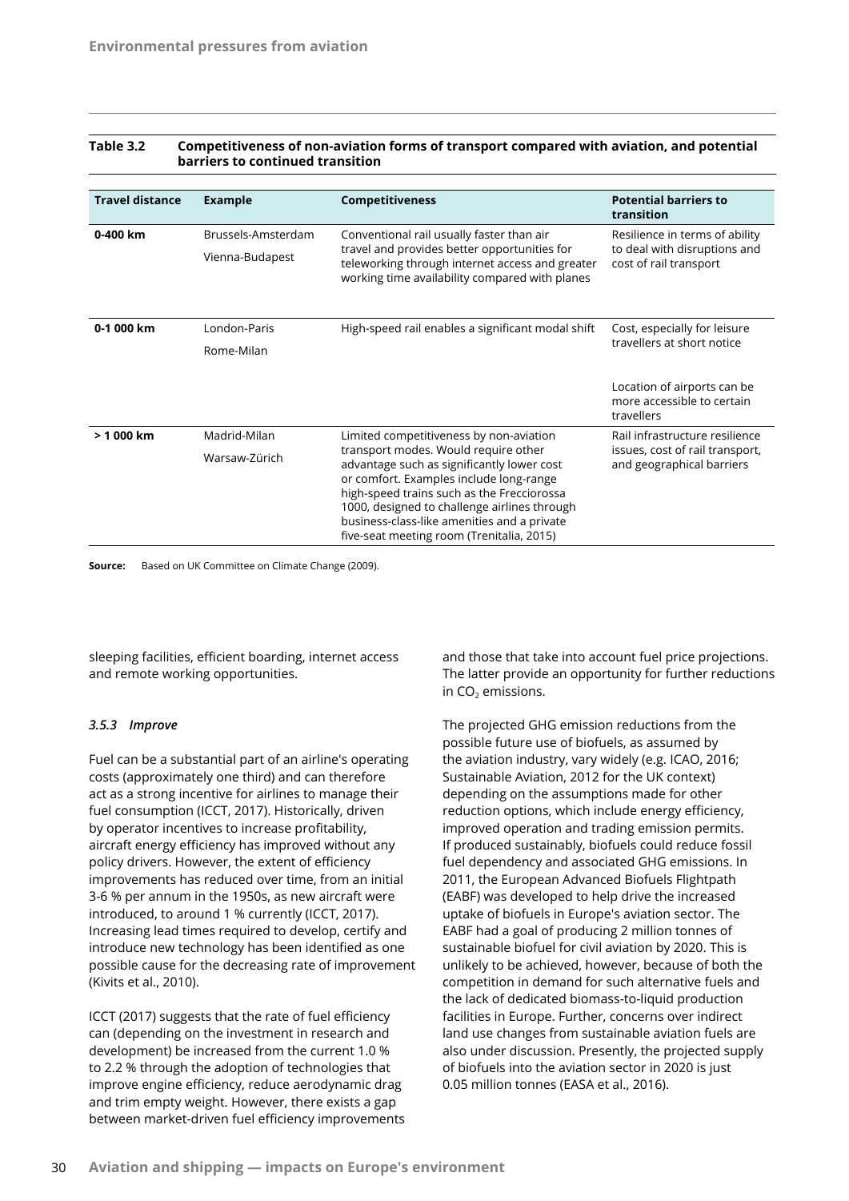**Table 3.2 Competitiveness of non-aviation forms of transport compared with aviation, and potential barriers to continued transition**

| Travel distance | Example | Competitiveness | Potential barriers to transition |
|---|---|---|---|
| **0-400 km** | Brussels-Amsterdam<br>Vienna-Budapest | Conventional rail usually faster than air travel and provides better opportunities for teleworking through internet access and greater working time availability compared with planes | Resilience in terms of ability to deal with disruptions and cost of rail transport |
| **0-1 000 km** | London-Paris<br>Rome-Milan | High-speed rail enables a significant modal shift | Cost, especially for leisure travellers at short notice<br><br>Location of airports can be more accessible to certain travellers |
| **> 1 000 km** | Madrid-Milan<br>Warsaw-Zürich | Limited competitiveness by non-aviation transport modes. Would require other advantage such as significantly lower cost or comfort. Examples include long-range high-speed trains such as the Frecciorossa 1000, designed to challenge airlines through business-class-like amenities and a private five-seat meeting room (Trenitalia, 2015) | Rail infrastructure resilience issues, cost of rail transport, and geographical barriers |

**Source:** Based on UK Committee on Climate Change (2009).

sleeping facilities, efficient boarding, internet access and remote working opportunities.

### *3.5.3 Improve*

Fuel can be a substantial part of an airline's operating costs (approximately one third) and can therefore act as a strong incentive for airlines to manage their fuel consumption (ICCT, 2017). Historically, driven by operator incentives to increase profitability, aircraft energy efficiency has improved without any policy drivers. However, the extent of efficiency improvements has reduced over time, from an initial 3-6 % per annum in the 1950s, as new aircraft were introduced, to around 1 % currently (ICCT, 2017). Increasing lead times required to develop, certify and introduce new technology has been identified as one possible cause for the decreasing rate of improvement (Kivits et al., 2010).

ICCT (2017) suggests that the rate of fuel efficiency can (depending on the investment in research and development) be increased from the current 1.0 % to 2.2 % through the adoption of technologies that improve engine efficiency, reduce aerodynamic drag and trim empty weight. However, there exists a gap between market-driven fuel efficiency improvements and those that take into account fuel price projections. The latter provide an opportunity for further reductions in $CO_2$ emissions.

The projected GHG emission reductions from the possible future use of biofuels, as assumed by the aviation industry, vary widely (e.g. ICAO, 2016; Sustainable Aviation, 2012 for the UK context) depending on the assumptions made for other reduction options, which include energy efficiency, improved operation and trading emission permits. If produced sustainably, biofuels could reduce fossil fuel dependency and associated GHG emissions. In 2011, the European Advanced Biofuels Flightpath (EABF) was developed to help drive the increased uptake of biofuels in Europe's aviation sector. The EABF had a goal of producing 2 million tonnes of sustainable biofuel for civil aviation by 2020. This is unlikely to be achieved, however, because of both the competition in demand for such alternative fuels and the lack of dedicated biomass-to-liquid production facilities in Europe. Further, concerns over indirect land use changes from sustainable aviation fuels are also under discussion. Presently, the projected supply of biofuels into the aviation sector in 2020 is just 0.05 million tonnes (EASA et al., 2016).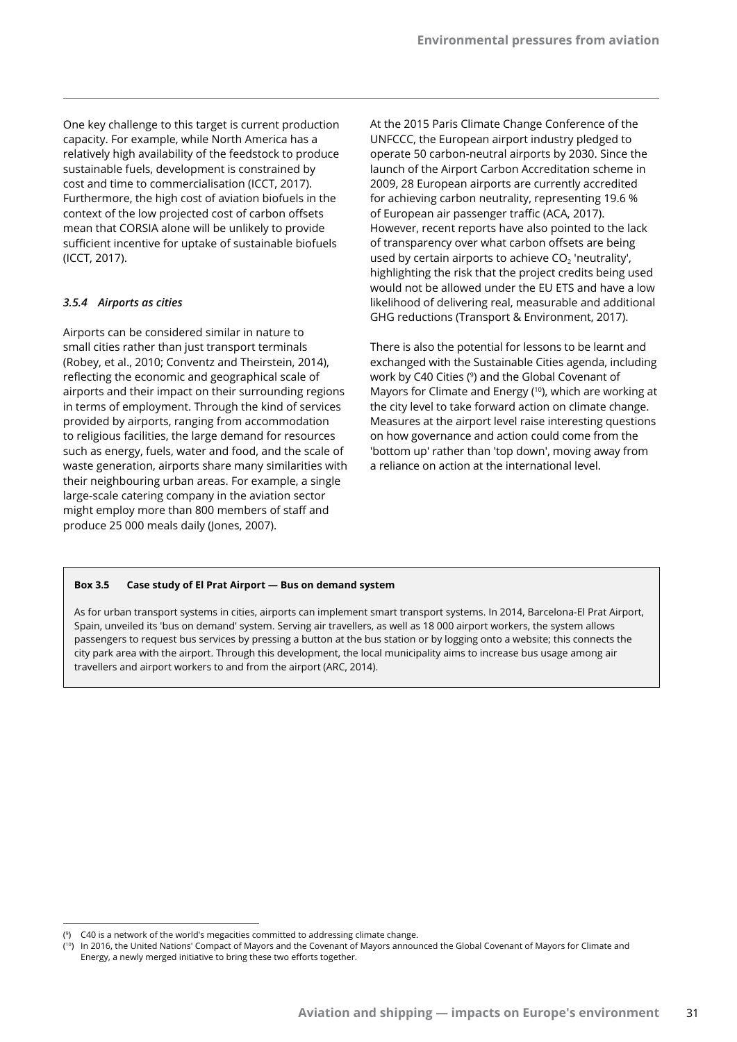One key challenge to this target is current production capacity. For example, while North America has a relatively high availability of the feedstock to produce sustainable fuels, development is constrained by cost and time to commercialisation (ICCT, 2017). Furthermore, the high cost of aviation biofuels in the context of the low projected cost of carbon offsets mean that CORSIA alone will be unlikely to provide sufficient incentive for uptake of sustainable biofuels (ICCT, 2017).

### *3.5.4 Airports as cities*

Airports can be considered similar in nature to small cities rather than just transport terminals (Robey, et al., 2010; Conventz and Theirstein, 2014), reflecting the economic and geographical scale of airports and their impact on their surrounding regions in terms of employment. Through the kind of services provided by airports, ranging from accommodation to religious facilities, the large demand for resources such as energy, fuels, water and food, and the scale of waste generation, airports share many similarities with their neighbouring urban areas. For example, a single large-scale catering company in the aviation sector might employ more than 800 members of staff and produce 25 000 meals daily (Jones, 2007).

At the 2015 Paris Climate Change Conference of the UNFCCC, the European airport industry pledged to operate 50 carbon-neutral airports by 2030. Since the launch of the Airport Carbon Accreditation scheme in 2009, 28 European airports are currently accredited for achieving carbon neutrality, representing 19.6 % of European air passenger traffic (ACA, 2017). However, recent reports have also pointed to the lack of transparency over what carbon offsets are being used by certain airports to achieve $CO_2$ 'neutrality', highlighting the risk that the project credits being used would not be allowed under the EU ETS and have a low likelihood of delivering real, measurable and additional GHG reductions (Transport & Environment, 2017).

There is also the potential for lessons to be learnt and exchanged with the Sustainable Cities agenda, including work by C40 Cities ([9]) and the Global Covenant of Mayors for Climate and Energy ([10]), which are working at the city level to take forward action on climate change. Measures at the airport level raise interesting questions on how governance and action could come from the 'bottom up' rather than 'top down', moving away from a reliance on action at the international level.

**Box 3.5 Case study of El Prat Airport — Bus on demand system**

As for urban transport systems in cities, airports can implement smart transport systems. In 2014, Barcelona-El Prat Airport, Spain, unveiled its 'bus on demand' system. Serving air travellers, as well as 18 000 airport workers, the system allows passengers to request bus services by pressing a button at the bus station or by logging onto a website; this connects the city park area with the airport. Through this development, the local municipality aims to increase bus usage among air travellers and airport workers to and from the airport (ARC, 2014).

([9]) C40 is a network of the world's megacities committed to addressing climate change.

([10]) In 2016, the United Nations' Compact of Mayors and the Covenant of Mayors announced the Global Covenant of Mayors for Climate and Energy, a newly merged initiative to bring these two efforts together.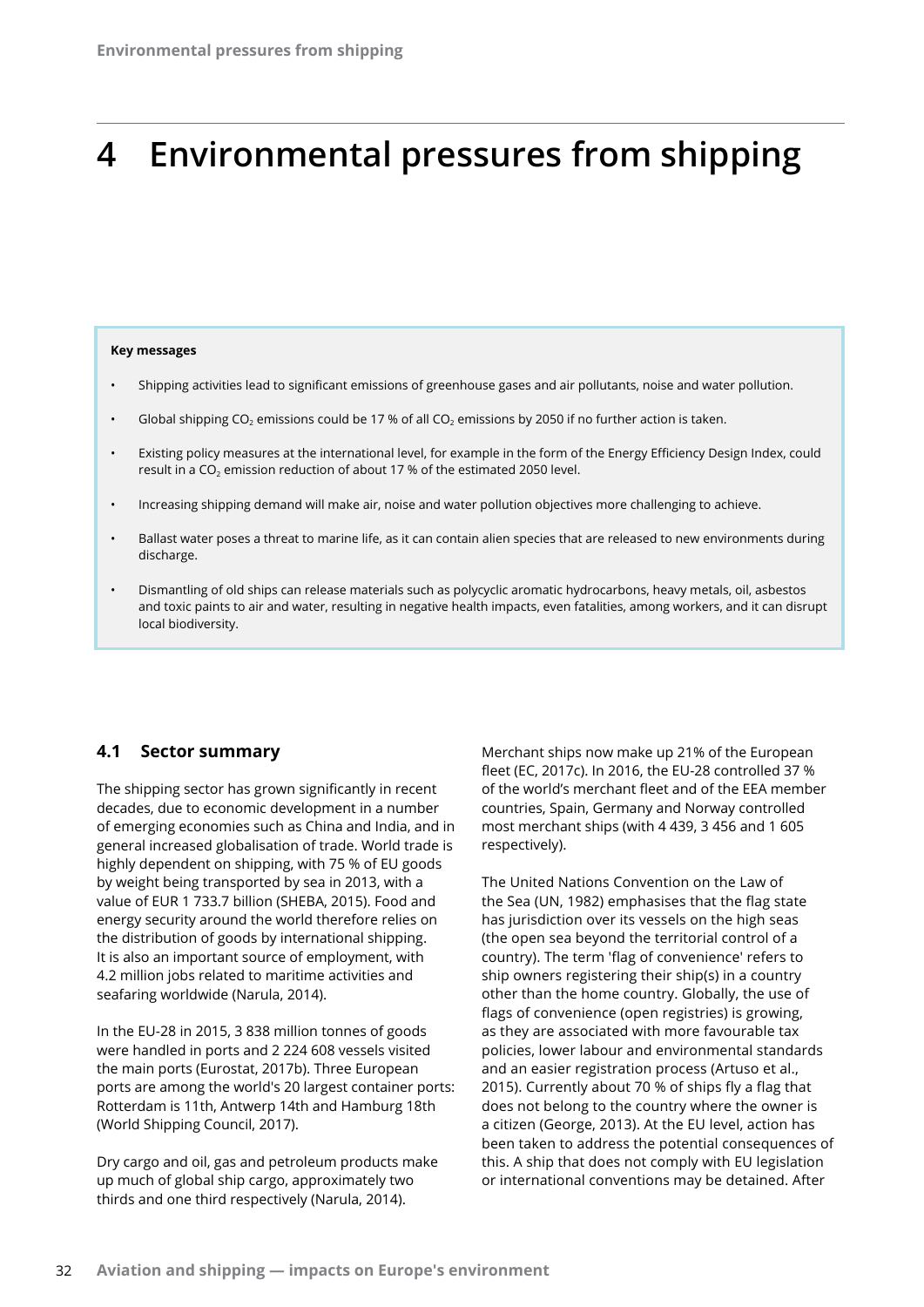# 4 Environmental pressures from shipping

**Key messages**

- Shipping activities lead to significant emissions of greenhouse gases and air pollutants, noise and water pollution.
- Global shipping $CO_2$ emissions could be 17 % of all $CO_2$ emissions by 2050 if no further action is taken.
- Existing policy measures at the international level, for example in the form of the Energy Efficiency Design Index, could result in a $CO_2$ emission reduction of about 17 % of the estimated 2050 level.
- Increasing shipping demand will make air, noise and water pollution objectives more challenging to achieve.
- Ballast water poses a threat to marine life, as it can contain alien species that are released to new environments during discharge.
- Dismantling of old ships can release materials such as polycyclic aromatic hydrocarbons, heavy metals, oil, asbestos and toxic paints to air and water, resulting in negative health impacts, even fatalities, among workers, and it can disrupt local biodiversity.

## 4.1 Sector summary

The shipping sector has grown significantly in recent decades, due to economic development in a number of emerging economies such as China and India, and in general increased globalisation of trade. World trade is highly dependent on shipping, with 75 % of EU goods by weight being transported by sea in 2013, with a value of EUR 1 733.7 billion (SHEBA, 2015). Food and energy security around the world therefore relies on the distribution of goods by international shipping. It is also an important source of employment, with 4.2 million jobs related to maritime activities and seafaring worldwide (Narula, 2014).

In the EU-28 in 2015, 3 838 million tonnes of goods were handled in ports and 2 224 608 vessels visited the main ports (Eurostat, 2017b). Three European ports are among the world's 20 largest container ports: Rotterdam is 11th, Antwerp 14th and Hamburg 18th (World Shipping Council, 2017).

Dry cargo and oil, gas and petroleum products make up much of global ship cargo, approximately two thirds and one third respectively (Narula, 2014).

Merchant ships now make up 21% of the European fleet (EC, 2017c). In 2016, the EU-28 controlled 37 % of the world's merchant fleet and of the EEA member countries, Spain, Germany and Norway controlled most merchant ships (with 4 439, 3 456 and 1 605 respectively).

The United Nations Convention on the Law of the Sea (UN, 1982) emphasises that the flag state has jurisdiction over its vessels on the high seas (the open sea beyond the territorial control of a country). The term 'flag of convenience' refers to ship owners registering their ship(s) in a country other than the home country. Globally, the use of flags of convenience (open registries) is growing, as they are associated with more favourable tax policies, lower labour and environmental standards and an easier registration process (Artuso et al., 2015). Currently about 70 % of ships fly a flag that does not belong to the country where the owner is a citizen (George, 2013). At the EU level, action has been taken to address the potential consequences of this. A ship that does not comply with EU legislation or international conventions may be detained. After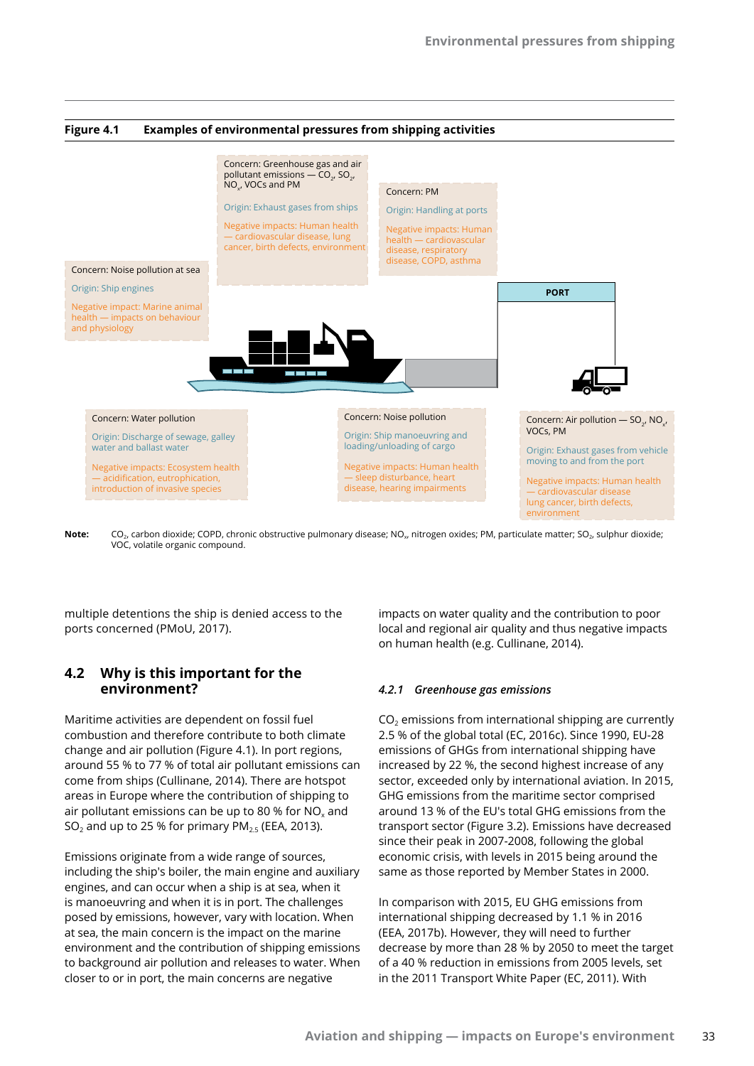**Figure 4.1 Examples of environmental pressures from shipping activities**

Concern: Greenhouse gas and air pollutant emissions — $CO_2$, $SO_2$, $NO_x$, VOCs and PM

Origin: Exhaust gases from ships

Negative impacts: Human health — cardiovascular disease, lung cancer, birth defects, environment

Concern: PM

Origin: Handling at ports

Negative impacts: Human health — cardiovascular disease, respiratory disease, COPD, asthma

Concern: Noise pollution at sea

Origin: Ship engines

Negative impact: Marine animal health — impacts on behaviour and physiology

PORT

Concern: Water pollution

Origin: Discharge of sewage, galley water and ballast water

Negative impacts: Ecosystem health — acidification, eutrophication, introduction of invasive species

Concern: Noise pollution

Origin: Ship manoeuvring and loading/unloading of cargo

Negative impacts: Human health — sleep disturbance, heart disease, hearing impairments

Concern: Air pollution — $SO_2$, $NO_x$, VOCs, PM

Origin: Exhaust gases from vehicle moving to and from the port

Negative impacts: Human health — cardiovascular disease lung cancer, birth defects, environment

**Note:** $CO_2$, carbon dioxide; COPD, chronic obstructive pulmonary disease; $NO_x$, nitrogen oxides; PM, particulate matter; $SO_2$, sulphur dioxide; VOC, volatile organic compound.

multiple detentions the ship is denied access to the ports concerned (PMoU, 2017).

## 4.2 Why is this important for the environment?

Maritime activities are dependent on fossil fuel combustion and therefore contribute to both climate change and air pollution (Figure 4.1). In port regions, around 55 % to 77 % of total air pollutant emissions can come from ships (Cullinane, 2014). There are hotspot areas in Europe where the contribution of shipping to air pollutant emissions can be up to 80 % for $NO_x$ and $SO_2$ and up to 25 % for primary $PM_{2.5}$ (EEA, 2013).

Emissions originate from a wide range of sources, including the ship's boiler, the main engine and auxiliary engines, and can occur when a ship is at sea, when it is manoeuvring and when it is in port. The challenges posed by emissions, however, vary with location. When at sea, the main concern is the impact on the marine environment and the contribution of shipping emissions to background air pollution and releases to water. When closer to or in port, the main concerns are negative impacts on water quality and the contribution to poor local and regional air quality and thus negative impacts on human health (e.g. Cullinane, 2014).

### *4.2.1 Greenhouse gas emissions*

$CO_2$ emissions from international shipping are currently 2.5 % of the global total (EC, 2016c). Since 1990, EU-28 emissions of GHGs from international shipping have increased by 22 %, the second highest increase of any sector, exceeded only by international aviation. In 2015, GHG emissions from the maritime sector comprised around 13 % of the EU's total GHG emissions from the transport sector (Figure 3.2). Emissions have decreased since their peak in 2007-2008, following the global economic crisis, with levels in 2015 being around the same as those reported by Member States in 2000.

In comparison with 2015, EU GHG emissions from international shipping decreased by 1.1 % in 2016 (EEA, 2017b). However, they will need to further decrease by more than 28 % by 2050 to meet the target of a 40 % reduction in emissions from 2005 levels, set in the 2011 Transport White Paper (EC, 2011). With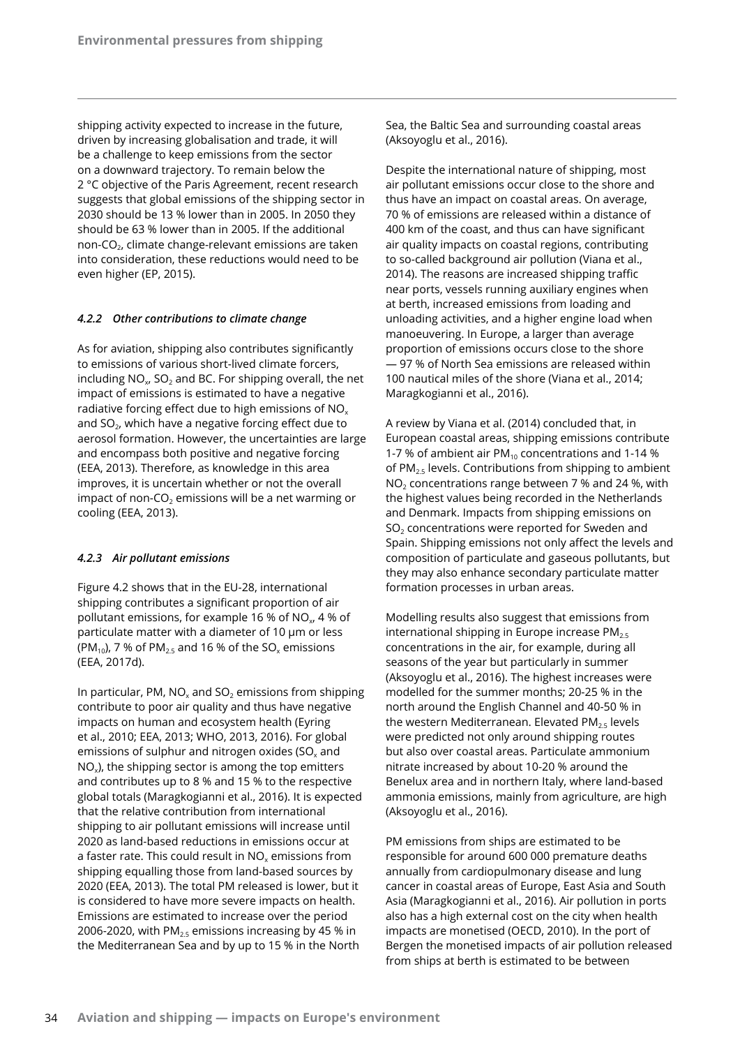shipping activity expected to increase in the future, driven by increasing globalisation and trade, it will be a challenge to keep emissions from the sector on a downward trajectory. To remain below the 2 °C objective of the Paris Agreement, recent research suggests that global emissions of the shipping sector in 2030 should be 13 % lower than in 2005. In 2050 they should be 63 % lower than in 2005. If the additional non-$CO_2$, climate change-relevant emissions are taken into consideration, these reductions would need to be even higher (EP, 2015).

#### *4.2.2 Other contributions to climate change*

As for aviation, shipping also contributes significantly to emissions of various short-lived climate forcers, including $NO_x$, $SO_2$ and BC. For shipping overall, the net impact of emissions is estimated to have a negative radiative forcing effect due to high emissions of $NO_x$ and $SO_2$, which have a negative forcing effect due to aerosol formation. However, the uncertainties are large and encompass both positive and negative forcing (EEA, 2013). Therefore, as knowledge in this area improves, it is uncertain whether or not the overall impact of non-$CO_2$ emissions will be a net warming or cooling (EEA, 2013).

#### *4.2.3 Air pollutant emissions*

Figure 4.2 shows that in the EU-28, international shipping contributes a significant proportion of air pollutant emissions, for example 16 % of $NO_x$, 4 % of particulate matter with a diameter of 10 µm or less ($PM_{10}$), 7 % of $PM_{2.5}$ and 16 % of the $SO_x$ emissions (EEA, 2017d).

In particular, PM, $NO_x$ and $SO_2$ emissions from shipping contribute to poor air quality and thus have negative impacts on human and ecosystem health (Eyring et al., 2010; EEA, 2013; WHO, 2013, 2016). For global emissions of sulphur and nitrogen oxides ($SO_x$ and $NO_x$), the shipping sector is among the top emitters and contributes up to 8 % and 15 % to the respective global totals (Maragkogianni et al., 2016). It is expected that the relative contribution from international shipping to air pollutant emissions will increase until 2020 as land-based reductions in emissions occur at a faster rate. This could result in $NO_x$ emissions from shipping equalling those from land-based sources by 2020 (EEA, 2013). The total PM released is lower, but it is considered to have more severe impacts on health. Emissions are estimated to increase over the period 2006-2020, with $PM_{2.5}$ emissions increasing by 45 % in the Mediterranean Sea and by up to 15 % in the North Sea, the Baltic Sea and surrounding coastal areas (Aksoyoglu et al., 2016).

Despite the international nature of shipping, most air pollutant emissions occur close to the shore and thus have an impact on coastal areas. On average, 70 % of emissions are released within a distance of 400 km of the coast, and thus can have significant air quality impacts on coastal regions, contributing to so-called background air pollution (Viana et al., 2014). The reasons are increased shipping traffic near ports, vessels running auxiliary engines when at berth, increased emissions from loading and unloading activities, and a higher engine load when manoeuvering. In Europe, a larger than average proportion of emissions occurs close to the shore — 97 % of North Sea emissions are released within 100 nautical miles of the shore (Viana et al., 2014; Maragkogianni et al., 2016).

A review by Viana et al. (2014) concluded that, in European coastal areas, shipping emissions contribute 1-7 % of ambient air $PM_{10}$ concentrations and 1-14 % of $PM_{2.5}$ levels. Contributions from shipping to ambient $NO_2$ concentrations range between 7 % and 24 %, with the highest values being recorded in the Netherlands and Denmark. Impacts from shipping emissions on $SO_2$ concentrations were reported for Sweden and Spain. Shipping emissions not only affect the levels and composition of particulate and gaseous pollutants, but they may also enhance secondary particulate matter formation processes in urban areas.

Modelling results also suggest that emissions from international shipping in Europe increase $PM_{2.5}$ concentrations in the air, for example, during all seasons of the year but particularly in summer (Aksoyoglu et al., 2016). The highest increases were modelled for the summer months; 20-25 % in the north around the English Channel and 40-50 % in the western Mediterranean. Elevated $PM_{2.5}$ levels were predicted not only around shipping routes but also over coastal areas. Particulate ammonium nitrate increased by about 10-20 % around the Benelux area and in northern Italy, where land-based ammonia emissions, mainly from agriculture, are high (Aksoyoglu et al., 2016).

PM emissions from ships are estimated to be responsible for around 600 000 premature deaths annually from cardiopulmonary disease and lung cancer in coastal areas of Europe, East Asia and South Asia (Maragkogianni et al., 2016). Air pollution in ports also has a high external cost on the city when health impacts are monetised (OECD, 2010). In the port of Bergen the monetised impacts of air pollution released from ships at berth is estimated to be between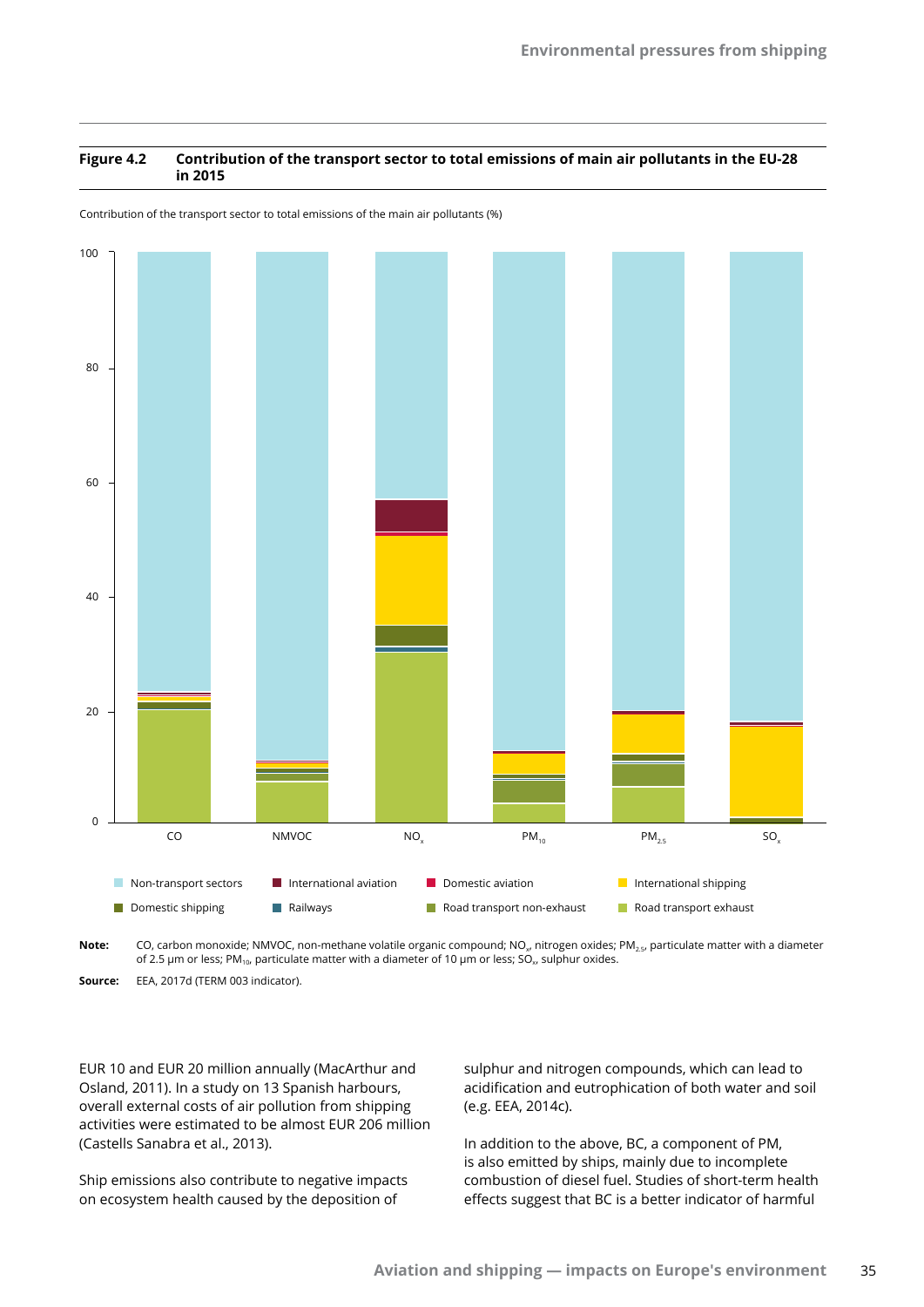**Figure 4.2 Contribution of the transport sector to total emissions of main air pollutants in the EU-28 in 2015**

Contribution of the transport sector to total emissions of the main air pollutants (%)

**Note:** CO, carbon monoxide; NMVOC, non-methane volatile organic compound; $NO_x$, nitrogen oxides; $PM_{2.5}$, particulate matter with a diameter of 2.5 µm or less; $PM_{10}$, particulate matter with a diameter of 10 µm or less; $SO_x$, sulphur oxides.

**Source:** EEA, 2017d (TERM 003 indicator).

EUR 10 and EUR 20 million annually (MacArthur and Osland, 2011). In a study on 13 Spanish harbours, overall external costs of air pollution from shipping activities were estimated to be almost EUR 206 million (Castells Sanabra et al., 2013).

Ship emissions also contribute to negative impacts on ecosystem health caused by the deposition of sulphur and nitrogen compounds, which can lead to acidification and eutrophication of both water and soil (e.g. EEA, 2014c).

In addition to the above, BC, a component of PM, is also emitted by ships, mainly due to incomplete combustion of diesel fuel. Studies of short-term health effects suggest that BC is a better indicator of harmful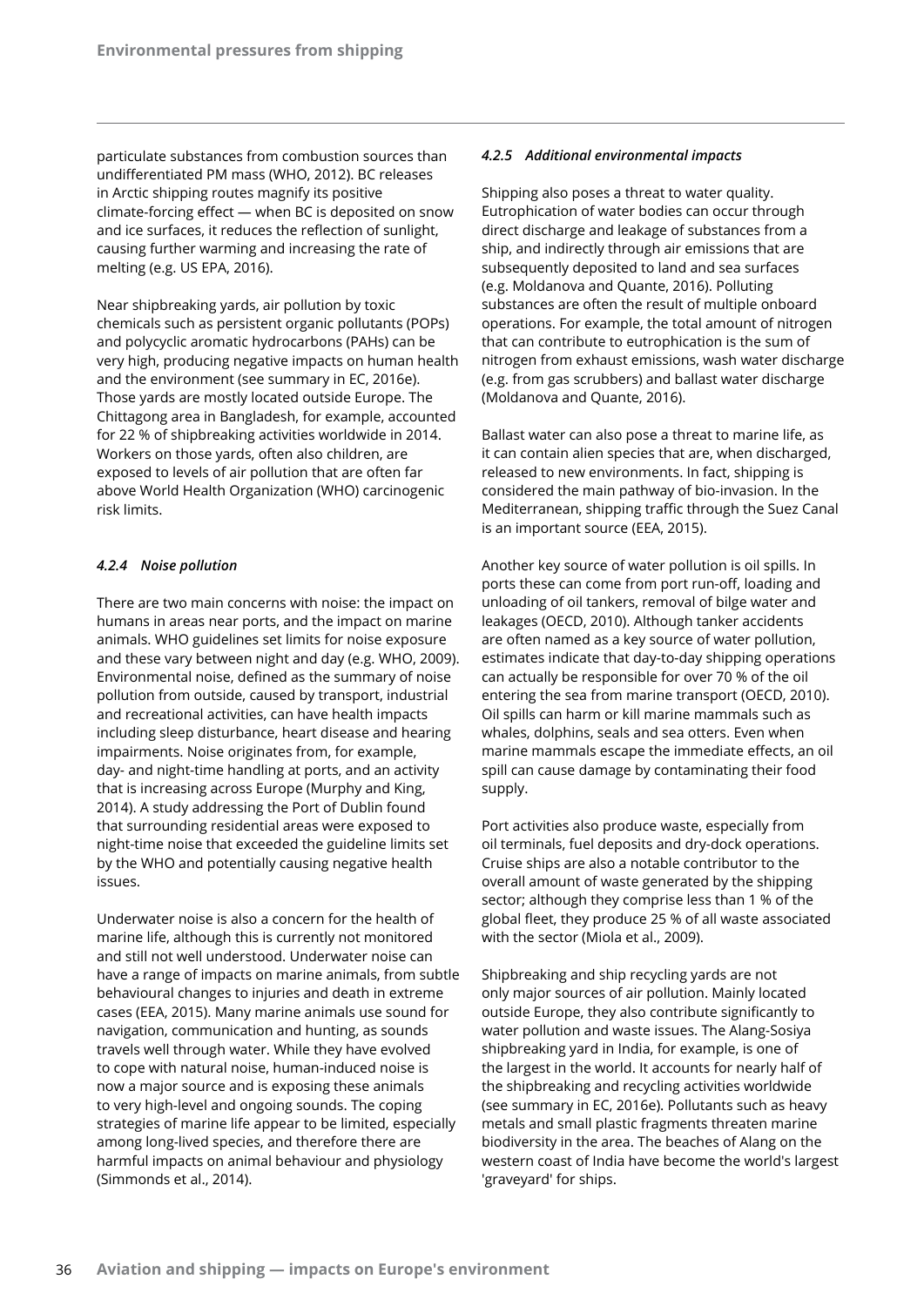particulate substances from combustion sources than undifferentiated PM mass (WHO, 2012). BC releases in Arctic shipping routes magnify its positive climate-forcing effect — when BC is deposited on snow and ice surfaces, it reduces the reflection of sunlight, causing further warming and increasing the rate of melting (e.g. US EPA, 2016).

Near shipbreaking yards, air pollution by toxic chemicals such as persistent organic pollutants (POPs) and polycyclic aromatic hydrocarbons (PAHs) can be very high, producing negative impacts on human health and the environment (see summary in EC, 2016e). Those yards are mostly located outside Europe. The Chittagong area in Bangladesh, for example, accounted for 22 % of shipbreaking activities worldwide in 2014. Workers on those yards, often also children, are exposed to levels of air pollution that are often far above World Health Organization (WHO) carcinogenic risk limits.

#### *4.2.4 Noise pollution*

There are two main concerns with noise: the impact on humans in areas near ports, and the impact on marine animals. WHO guidelines set limits for noise exposure and these vary between night and day (e.g. WHO, 2009). Environmental noise, defined as the summary of noise pollution from outside, caused by transport, industrial and recreational activities, can have health impacts including sleep disturbance, heart disease and hearing impairments. Noise originates from, for example, day- and night-time handling at ports, and an activity that is increasing across Europe (Murphy and King, 2014). A study addressing the Port of Dublin found that surrounding residential areas were exposed to night-time noise that exceeded the guideline limits set by the WHO and potentially causing negative health issues.

Underwater noise is also a concern for the health of marine life, although this is currently not monitored and still not well understood. Underwater noise can have a range of impacts on marine animals, from subtle behavioural changes to injuries and death in extreme cases (EEA, 2015). Many marine animals use sound for navigation, communication and hunting, as sounds travels well through water. While they have evolved to cope with natural noise, human-induced noise is now a major source and is exposing these animals to very high-level and ongoing sounds. The coping strategies of marine life appear to be limited, especially among long-lived species, and therefore there are harmful impacts on animal behaviour and physiology (Simmonds et al., 2014).

#### *4.2.5 Additional environmental impacts*

Shipping also poses a threat to water quality. Eutrophication of water bodies can occur through direct discharge and leakage of substances from a ship, and indirectly through air emissions that are subsequently deposited to land and sea surfaces (e.g. Moldanova and Quante, 2016). Polluting substances are often the result of multiple onboard operations. For example, the total amount of nitrogen that can contribute to eutrophication is the sum of nitrogen from exhaust emissions, wash water discharge (e.g. from gas scrubbers) and ballast water discharge (Moldanova and Quante, 2016).

Ballast water can also pose a threat to marine life, as it can contain alien species that are, when discharged, released to new environments. In fact, shipping is considered the main pathway of bio-invasion. In the Mediterranean, shipping traffic through the Suez Canal is an important source (EEA, 2015).

Another key source of water pollution is oil spills. In ports these can come from port run-off, loading and unloading of oil tankers, removal of bilge water and leakages (OECD, 2010). Although tanker accidents are often named as a key source of water pollution, estimates indicate that day-to-day shipping operations can actually be responsible for over 70 % of the oil entering the sea from marine transport (OECD, 2010). Oil spills can harm or kill marine mammals such as whales, dolphins, seals and sea otters. Even when marine mammals escape the immediate effects, an oil spill can cause damage by contaminating their food supply.

Port activities also produce waste, especially from oil terminals, fuel deposits and dry-dock operations. Cruise ships are also a notable contributor to the overall amount of waste generated by the shipping sector; although they comprise less than 1 % of the global fleet, they produce 25 % of all waste associated with the sector (Miola et al., 2009).

Shipbreaking and ship recycling yards are not only major sources of air pollution. Mainly located outside Europe, they also contribute significantly to water pollution and waste issues. The Alang-Sosiya shipbreaking yard in India, for example, is one of the largest in the world. It accounts for nearly half of the shipbreaking and recycling activities worldwide (see summary in EC, 2016e). Pollutants such as heavy metals and small plastic fragments threaten marine biodiversity in the area. The beaches of Alang on the western coast of India have become the world's largest 'graveyard' for ships.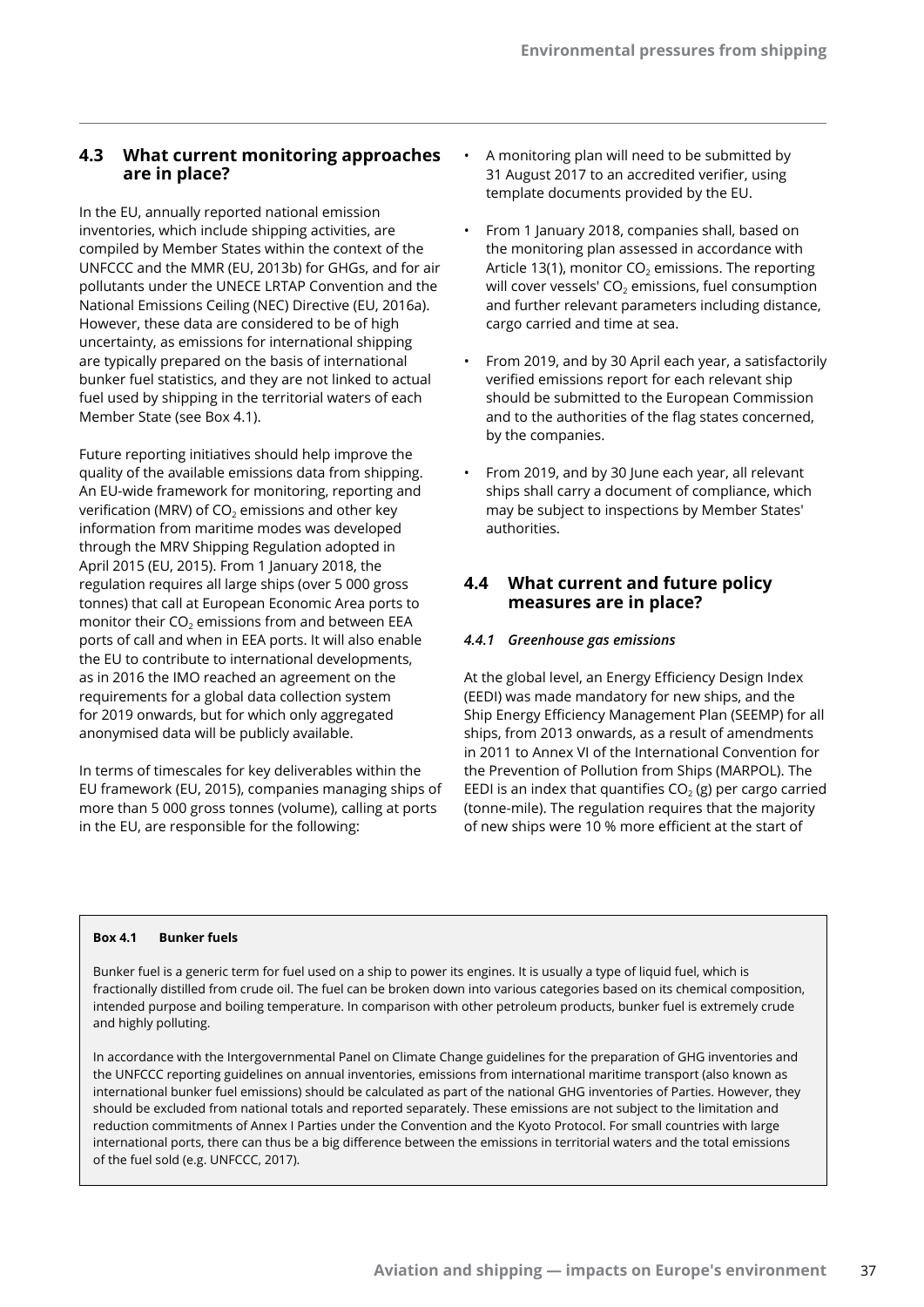## 4.3 What current monitoring approaches are in place?

In the EU, annually reported national emission inventories, which include shipping activities, are compiled by Member States within the context of the UNFCCC and the MMR (EU, 2013b) for GHGs, and for air pollutants under the UNECE LRTAP Convention and the National Emissions Ceiling (NEC) Directive (EU, 2016a). However, these data are considered to be of high uncertainty, as emissions for international shipping are typically prepared on the basis of international bunker fuel statistics, and they are not linked to actual fuel used by shipping in the territorial waters of each Member State (see Box 4.1).

Future reporting initiatives should help improve the quality of the available emissions data from shipping. An EU-wide framework for monitoring, reporting and verification (MRV) of $CO_2$ emissions and other key information from maritime modes was developed through the MRV Shipping Regulation adopted in April 2015 (EU, 2015). From 1 January 2018, the regulation requires all large ships (over 5 000 gross tonnes) that call at European Economic Area ports to monitor their $CO_2$ emissions from and between EEA ports of call and when in EEA ports. It will also enable the EU to contribute to international developments, as in 2016 the IMO reached an agreement on the requirements for a global data collection system for 2019 onwards, but for which only aggregated anonymised data will be publicly available.

In terms of timescales for key deliverables within the EU framework (EU, 2015), companies managing ships of more than 5 000 gross tonnes (volume), calling at ports in the EU, are responsible for the following:

- A monitoring plan will need to be submitted by 31 August 2017 to an accredited verifier, using template documents provided by the EU.
- From 1 January 2018, companies shall, based on the monitoring plan assessed in accordance with Article 13(1), monitor $CO_2$ emissions. The reporting will cover vessels' $CO_2$ emissions, fuel consumption and further relevant parameters including distance, cargo carried and time at sea.
- From 2019, and by 30 April each year, a satisfactorily verified emissions report for each relevant ship should be submitted to the European Commission and to the authorities of the flag states concerned, by the companies.
- From 2019, and by 30 June each year, all relevant ships shall carry a document of compliance, which may be subject to inspections by Member States' authorities.

## 4.4 What current and future policy measures are in place?

### *4.4.1 Greenhouse gas emissions*

At the global level, an Energy Efficiency Design Index (EEDI) was made mandatory for new ships, and the Ship Energy Efficiency Management Plan (SEEMP) for all ships, from 2013 onwards, as a result of amendments in 2011 to Annex VI of the International Convention for the Prevention of Pollution from Ships (MARPOL). The EEDI is an index that quantifies $CO_2$ (g) per cargo carried (tonne-mile). The regulation requires that the majority of new ships were 10 % more efficient at the start of

**Box 4.1 Bunker fuels**

Bunker fuel is a generic term for fuel used on a ship to power its engines. It is usually a type of liquid fuel, which is fractionally distilled from crude oil. The fuel can be broken down into various categories based on its chemical composition, intended purpose and boiling temperature. In comparison with other petroleum products, bunker fuel is extremely crude and highly polluting.

In accordance with the Intergovernmental Panel on Climate Change guidelines for the preparation of GHG inventories and the UNFCCC reporting guidelines on annual inventories, emissions from international maritime transport (also known as international bunker fuel emissions) should be calculated as part of the national GHG inventories of Parties. However, they should be excluded from national totals and reported separately. These emissions are not subject to the limitation and reduction commitments of Annex I Parties under the Convention and the Kyoto Protocol. For small countries with large international ports, there can thus be a big difference between the emissions in territorial waters and the total emissions of the fuel sold (e.g. UNFCCC, 2017).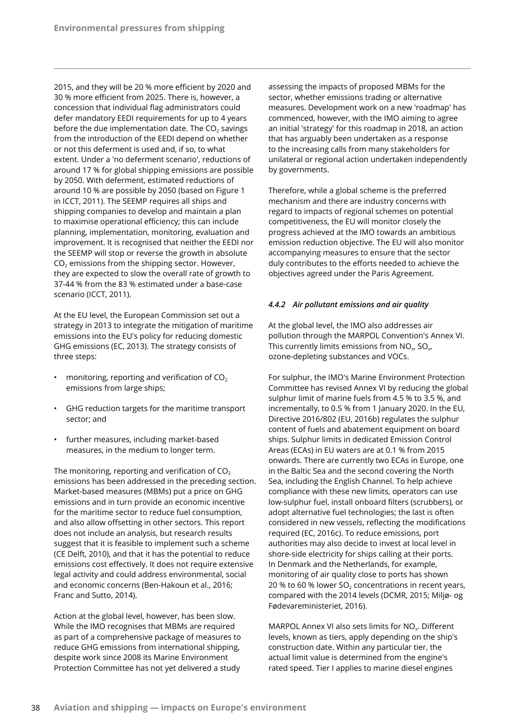2015, and they will be 20 % more efficient by 2020 and 30 % more efficient from 2025. There is, however, a concession that individual flag administrators could defer mandatory EEDI requirements for up to 4 years before the due implementation date. The $CO_2$ savings from the introduction of the EEDI depend on whether or not this deferment is used and, if so, to what extent. Under a 'no deferment scenario', reductions of around 17 % for global shipping emissions are possible by 2050. With deferment, estimated reductions of around 10 % are possible by 2050 (based on Figure 1 in ICCT, 2011). The SEEMP requires all ships and shipping companies to develop and maintain a plan to maximise operational efficiency; this can include planning, implementation, monitoring, evaluation and improvement. It is recognised that neither the EEDI nor the SEEMP will stop or reverse the growth in absolute $CO_2$ emissions from the shipping sector. However, they are expected to slow the overall rate of growth to 37-44 % from the 83 % estimated under a base-case scenario (ICCT, 2011).

At the EU level, the European Commission set out a strategy in 2013 to integrate the mitigation of maritime emissions into the EU's policy for reducing domestic GHG emissions (EC, 2013). The strategy consists of three steps:

- monitoring, reporting and verification of $CO_2$ emissions from large ships;
- GHG reduction targets for the maritime transport sector; and
- further measures, including market-based measures, in the medium to longer term.

The monitoring, reporting and verification of $CO_2$ emissions has been addressed in the preceding section. Market-based measures (MBMs) put a price on GHG emissions and in turn provide an economic incentive for the maritime sector to reduce fuel consumption, and also allow offsetting in other sectors. This report does not include an analysis, but research results suggest that it is feasible to implement such a scheme (CE Delft, 2010), and that it has the potential to reduce emissions cost effectively. It does not require extensive legal activity and could address environmental, social and economic concerns (Ben-Hakoun et al., 2016; Franc and Sutto, 2014).

Action at the global level, however, has been slow. While the IMO recognises that MBMs are required as part of a comprehensive package of measures to reduce GHG emissions from international shipping, despite work since 2008 its Marine Environment Protection Committee has not yet delivered a study assessing the impacts of proposed MBMs for the sector, whether emissions trading or alternative measures. Development work on a new 'roadmap' has commenced, however, with the IMO aiming to agree an initial 'strategy' for this roadmap in 2018, an action that has arguably been undertaken as a response to the increasing calls from many stakeholders for unilateral or regional action undertaken independently by governments.

Therefore, while a global scheme is the preferred mechanism and there are industry concerns with regard to impacts of regional schemes on potential competitiveness, the EU will monitor closely the progress achieved at the IMO towards an ambitious emission reduction objective. The EU will also monitor accompanying measures to ensure that the sector duly contributes to the efforts needed to achieve the objectives agreed under the Paris Agreement.

#### *4.4.2 Air pollutant emissions and air quality*

At the global level, the IMO also addresses air pollution through the MARPOL Convention's Annex VI. This currently limits emissions from $NO_x$, $SO_x$, ozone-depleting substances and VOCs.

For sulphur, the IMO's Marine Environment Protection Committee has revised Annex VI by reducing the global sulphur limit of marine fuels from 4.5 % to 3.5 %, and incrementally, to 0.5 % from 1 January 2020. In the EU, Directive 2016/802 (EU, 2016b) regulates the sulphur content of fuels and abatement equipment on board ships. Sulphur limits in dedicated Emission Control Areas (ECAs) in EU waters are at 0.1 % from 2015 onwards. There are currently two ECAs in Europe, one in the Baltic Sea and the second covering the North Sea, including the English Channel. To help achieve compliance with these new limits, operators can use low-sulphur fuel, install onboard filters (scrubbers), or adopt alternative fuel technologies; the last is often considered in new vessels, reflecting the modifications required (EC, 2016c). To reduce emissions, port authorities may also decide to invest at local level in shore-side electricity for ships calling at their ports. In Denmark and the Netherlands, for example, monitoring of air quality close to ports has shown 20 % to 60 % lower $SO_2$ concentrations in recent years, compared with the 2014 levels (DCMR, 2015; Miljø- og Fødevareministeriet, 2016).

MARPOL Annex VI also sets limits for $NO_x$. Different levels, known as tiers, apply depending on the ship's construction date. Within any particular tier, the actual limit value is determined from the engine's rated speed. Tier I applies to marine diesel engines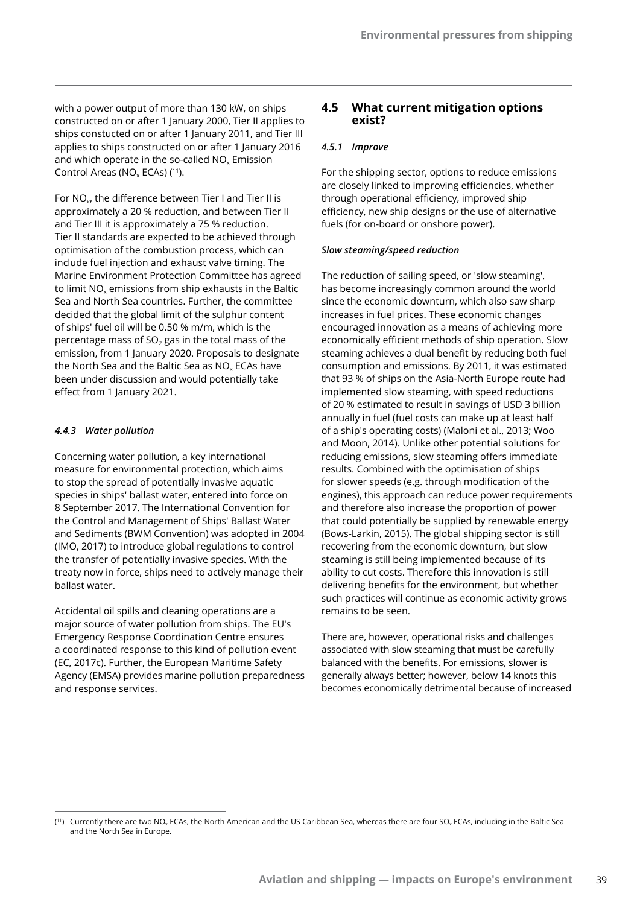with a power output of more than 130 kW, on ships constructed on or after 1 January 2000, Tier II applies to ships constucted on or after 1 January 2011, and Tier III applies to ships constructed on or after 1 January 2016 and which operate in the so-called $NO_x$ Emission Control Areas ($NO_x$ ECAs) ([11]).

For $NO_x$, the difference between Tier I and Tier II is approximately a 20 % reduction, and between Tier II and Tier III it is approximately a 75 % reduction. Tier II standards are expected to be achieved through optimisation of the combustion process, which can include fuel injection and exhaust valve timing. The Marine Environment Protection Committee has agreed to limit $NO_x$ emissions from ship exhausts in the Baltic Sea and North Sea countries. Further, the committee decided that the global limit of the sulphur content of ships' fuel oil will be 0.50 % m/m, which is the percentage mass of $SO_2$ gas in the total mass of the emission, from 1 January 2020. Proposals to designate the North Sea and the Baltic Sea as $NO_x$ ECAs have been under discussion and would potentially take effect from 1 January 2021.

### *4.4.3 Water pollution*

Concerning water pollution, a key international measure for environmental protection, which aims to stop the spread of potentially invasive aquatic species in ships' ballast water, entered into force on 8 September 2017. The International Convention for the Control and Management of Ships' Ballast Water and Sediments (BWM Convention) was adopted in 2004 (IMO, 2017) to introduce global regulations to control the transfer of potentially invasive species. With the treaty now in force, ships need to actively manage their ballast water.

Accidental oil spills and cleaning operations are a major source of water pollution from ships. The EU's Emergency Response Coordination Centre ensures a coordinated response to this kind of pollution event (EC, 2017c). Further, the European Maritime Safety Agency (EMSA) provides marine pollution preparedness and response services.

## 4.5 What current mitigation options exist?

### *4.5.1 Improve*

For the shipping sector, options to reduce emissions are closely linked to improving efficiencies, whether through operational efficiency, improved ship efficiency, new ship designs or the use of alternative fuels (for on-board or onshore power).

***Slow steaming/speed reduction***

The reduction of sailing speed, or 'slow steaming', has become increasingly common around the world since the economic downturn, which also saw sharp increases in fuel prices. These economic changes encouraged innovation as a means of achieving more economically efficient methods of ship operation. Slow steaming achieves a dual benefit by reducing both fuel consumption and emissions. By 2011, it was estimated that 93 % of ships on the Asia-North Europe route had implemented slow steaming, with speed reductions of 20 % estimated to result in savings of USD 3 billion annually in fuel (fuel costs can make up at least half of a ship's operating costs) (Maloni et al., 2013; Woo and Moon, 2014). Unlike other potential solutions for reducing emissions, slow steaming offers immediate results. Combined with the optimisation of ships for slower speeds (e.g. through modification of the engines), this approach can reduce power requirements and therefore also increase the proportion of power that could potentially be supplied by renewable energy (Bows-Larkin, 2015). The global shipping sector is still recovering from the economic downturn, but slow steaming is still being implemented because of its ability to cut costs. Therefore this innovation is still delivering benefits for the environment, but whether such practices will continue as economic activity grows remains to be seen.

There are, however, operational risks and challenges associated with slow steaming that must be carefully balanced with the benefits. For emissions, slower is generally always better; however, below 14 knots this becomes economically detrimental because of increased

([11]) Currently there are two $NO_x$ ECAs, the North American and the US Caribbean Sea, whereas there are four $SO_x$ ECAs, including in the Baltic Sea and the North Sea in Europe.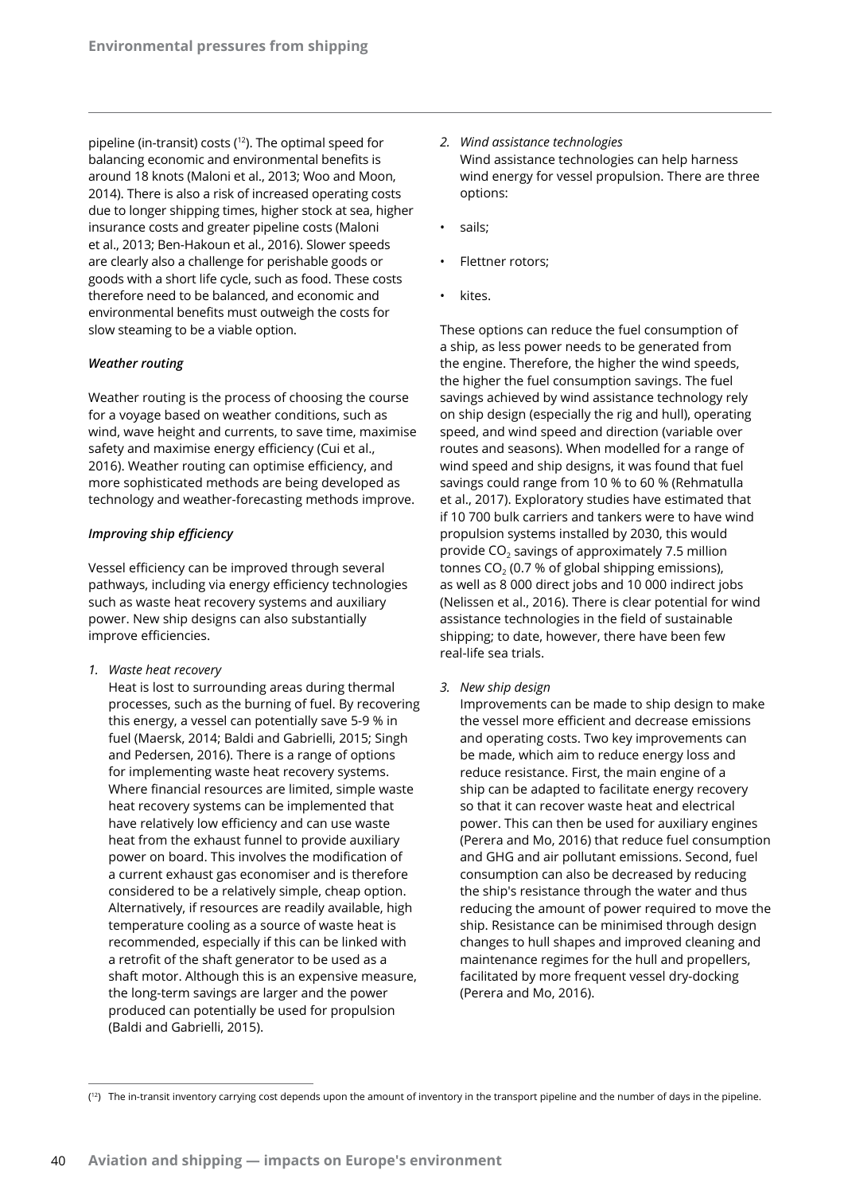pipeline (in-transit) costs ([12]). The optimal speed for balancing economic and environmental benefits is around 18 knots (Maloni et al., 2013; Woo and Moon, 2014). There is also a risk of increased operating costs due to longer shipping times, higher stock at sea, higher insurance costs and greater pipeline costs (Maloni et al., 2013; Ben-Hakoun et al., 2016). Slower speeds are clearly also a challenge for perishable goods or goods with a short life cycle, such as food. These costs therefore need to be balanced, and economic and environmental benefits must outweigh the costs for slow steaming to be a viable option.

***Weather routing***

Weather routing is the process of choosing the course for a voyage based on weather conditions, such as wind, wave height and currents, to save time, maximise safety and maximise energy efficiency (Cui et al., 2016). Weather routing can optimise efficiency, and more sophisticated methods are being developed as technology and weather-forecasting methods improve.

***Improving ship efficiency***

Vessel efficiency can be improved through several pathways, including via energy efficiency technologies such as waste heat recovery systems and auxiliary power. New ship designs can also substantially improve efficiencies.

1. *Waste heat recovery*
   Heat is lost to surrounding areas during thermal processes, such as the burning of fuel. By recovering this energy, a vessel can potentially save 5-9 % in fuel (Maersk, 2014; Baldi and Gabrielli, 2015; Singh and Pedersen, 2016). There is a range of options for implementing waste heat recovery systems. Where financial resources are limited, simple waste heat recovery systems can be implemented that have relatively low efficiency and can use waste heat from the exhaust funnel to provide auxiliary power on board. This involves the modification of a current exhaust gas economiser and is therefore considered to be a relatively simple, cheap option. Alternatively, if resources are readily available, high temperature cooling as a source of waste heat is recommended, especially if this can be linked with a retrofit of the shaft generator to be used as a shaft motor. Although this is an expensive measure, the long-term savings are larger and the power produced can potentially be used for propulsion (Baldi and Gabrielli, 2015).

2. *Wind assistance technologies*
   Wind assistance technologies can help harness wind energy for vessel propulsion. There are three options:

- sails;
- Flettner rotors;
- kites.

These options can reduce the fuel consumption of a ship, as less power needs to be generated from the engine. Therefore, the higher the wind speeds, the higher the fuel consumption savings. The fuel savings achieved by wind assistance technology rely on ship design (especially the rig and hull), operating speed, and wind speed and direction (variable over routes and seasons). When modelled for a range of wind speed and ship designs, it was found that fuel savings could range from 10 % to 60 % (Rehmatulla et al., 2017). Exploratory studies have estimated that if 10 700 bulk carriers and tankers were to have wind propulsion systems installed by 2030, this would provide $CO_2$ savings of approximately 7.5 million tonnes $CO_2$ (0.7 % of global shipping emissions), as well as 8 000 direct jobs and 10 000 indirect jobs (Nelissen et al., 2016). There is clear potential for wind assistance technologies in the field of sustainable shipping; to date, however, there have been few real-life sea trials.

3. *New ship design*
   Improvements can be made to ship design to make the vessel more efficient and decrease emissions and operating costs. Two key improvements can be made, which aim to reduce energy loss and reduce resistance. First, the main engine of a ship can be adapted to facilitate energy recovery so that it can recover waste heat and electrical power. This can then be used for auxiliary engines (Perera and Mo, 2016) that reduce fuel consumption and GHG and air pollutant emissions. Second, fuel consumption can also be decreased by reducing the ship's resistance through the water and thus reducing the amount of power required to move the ship. Resistance can be minimised through design changes to hull shapes and improved cleaning and maintenance regimes for the hull and propellers, facilitated by more frequent vessel dry-docking (Perera and Mo, 2016).

([12]) The in-transit inventory carrying cost depends upon the amount of inventory in the transport pipeline and the number of days in the pipeline.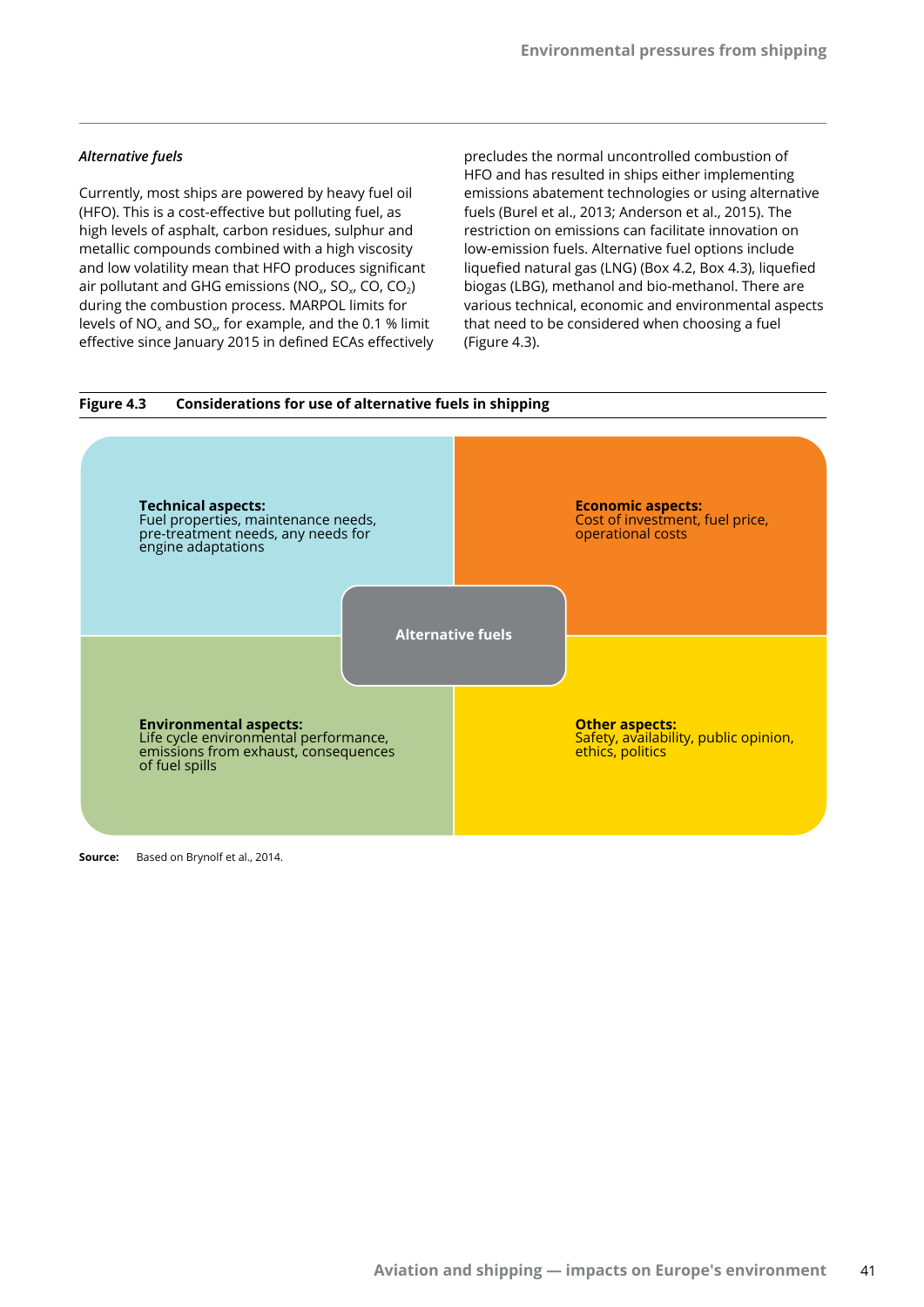*Alternative fuels*

Currently, most ships are powered by heavy fuel oil (HFO). This is a cost-effective but polluting fuel, as high levels of asphalt, carbon residues, sulphur and metallic compounds combined with a high viscosity and low volatility mean that HFO produces significant air pollutant and GHG emissions ($NO_x$, $SO_x$, CO, $CO_2$) during the combustion process. MARPOL limits for levels of $NO_x$ and $SO_x$, for example, and the 0.1 % limit effective since January 2015 in defined ECAs effectively precludes the normal uncontrolled combustion of HFO and has resulted in ships either implementing emissions abatement technologies or using alternative fuels (Burel et al., 2013; Anderson et al., 2015). The restriction on emissions can facilitate innovation on low-emission fuels. Alternative fuel options include liquefied natural gas (LNG) (Box 4.2, Box 4.3), liquefied biogas (LBG), methanol and bio-methanol. There are various technical, economic and environmental aspects that need to be considered when choosing a fuel (Figure 4.3).

**Figure 4.3 Considerations for use of alternative fuels in shipping**

**Alternative fuels**

**Technical aspects:**
Fuel properties, maintenance needs, pre-treatment needs, any needs for engine adaptations

**Economic aspects:**
Cost of investment, fuel price, operational costs

**Environmental aspects:**
Life cycle environmental performance, emissions from exhaust, consequences of fuel spills

**Other aspects:**
Safety, availability, public opinion, ethics, politics

**Source:** Based on Brynolf et al., 2014.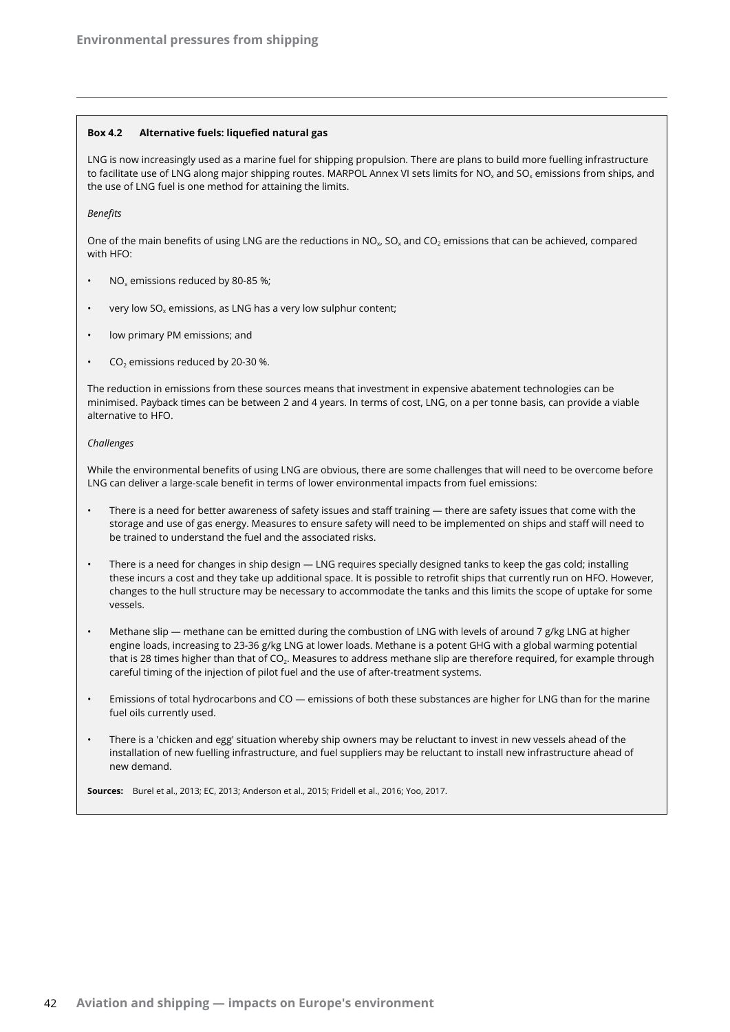**Box 4.2 Alternative fuels: liquefied natural gas**

LNG is now increasingly used as a marine fuel for shipping propulsion. There are plans to build more fuelling infrastructure to facilitate use of LNG along major shipping routes. MARPOL Annex VI sets limits for $NO_x$ and $SO_x$ emissions from ships, and the use of LNG fuel is one method for attaining the limits.

*Benefits*

One of the main benefits of using LNG are the reductions in $NO_x$, $SO_x$ and $CO_2$ emissions that can be achieved, compared with HFO:

- $NO_x$ emissions reduced by 80-85 %;
- very low $SO_x$ emissions, as LNG has a very low sulphur content;
- low primary PM emissions; and
- $CO_2$ emissions reduced by 20-30 %.

The reduction in emissions from these sources means that investment in expensive abatement technologies can be minimised. Payback times can be between 2 and 4 years. In terms of cost, LNG, on a per tonne basis, can provide a viable alternative to HFO.

*Challenges*

While the environmental benefits of using LNG are obvious, there are some challenges that will need to be overcome before LNG can deliver a large-scale benefit in terms of lower environmental impacts from fuel emissions:

- There is a need for better awareness of safety issues and staff training — there are safety issues that come with the storage and use of gas energy. Measures to ensure safety will need to be implemented on ships and staff will need to be trained to understand the fuel and the associated risks.
- There is a need for changes in ship design — LNG requires specially designed tanks to keep the gas cold; installing these incurs a cost and they take up additional space. It is possible to retrofit ships that currently run on HFO. However, changes to the hull structure may be necessary to accommodate the tanks and this limits the scope of uptake for some vessels.
- Methane slip — methane can be emitted during the combustion of LNG with levels of around 7 g/kg LNG at higher engine loads, increasing to 23-36 g/kg LNG at lower loads. Methane is a potent GHG with a global warming potential that is 28 times higher than that of $CO_2$. Measures to address methane slip are therefore required, for example through careful timing of the injection of pilot fuel and the use of after-treatment systems.
- Emissions of total hydrocarbons and CO — emissions of both these substances are higher for LNG than for the marine fuel oils currently used.
- There is a 'chicken and egg' situation whereby ship owners may be reluctant to invest in new vessels ahead of the installation of new fuelling infrastructure, and fuel suppliers may be reluctant to install new infrastructure ahead of new demand.

**Sources:** Burel et al., 2013; EC, 2013; Anderson et al., 2015; Fridell et al., 2016; Yoo, 2017.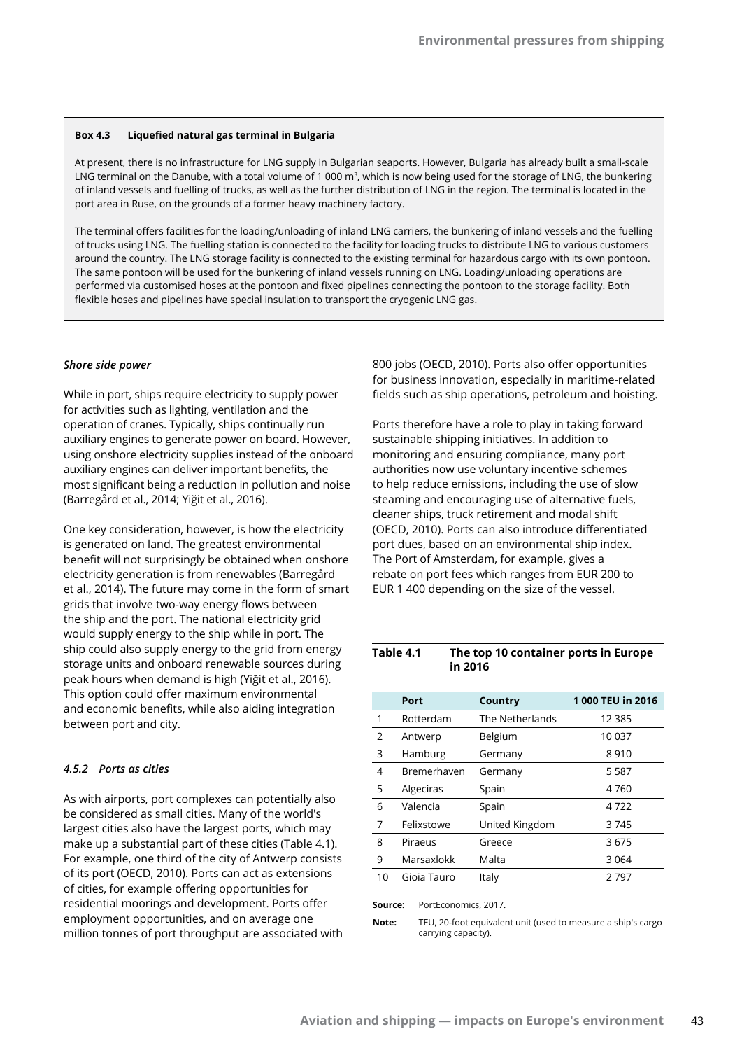**Box 4.3 Liquefied natural gas terminal in Bulgaria**

At present, there is no infrastructure for LNG supply in Bulgarian seaports. However, Bulgaria has already built a small-scale LNG terminal on the Danube, with a total volume of 1 000 m$^3$, which is now being used for the storage of LNG, the bunkering of inland vessels and fuelling of trucks, as well as the further distribution of LNG in the region. The terminal is located in the port area in Ruse, on the grounds of a former heavy machinery factory.

The terminal offers facilities for the loading/unloading of inland LNG carriers, the bunkering of inland vessels and the fuelling of trucks using LNG. The fuelling station is connected to the facility for loading trucks to distribute LNG to various customers around the country. The LNG storage facility is connected to the existing terminal for hazardous cargo with its own pontoon. The same pontoon will be used for the bunkering of inland vessels running on LNG. Loading/unloading operations are performed via customised hoses at the pontoon and fixed pipelines connecting the pontoon to the storage facility. Both flexible hoses and pipelines have special insulation to transport the cryogenic LNG gas.

***Shore side power***

While in port, ships require electricity to supply power for activities such as lighting, ventilation and the operation of cranes. Typically, ships continually run auxiliary engines to generate power on board. However, using onshore electricity supplies instead of the onboard auxiliary engines can deliver important benefits, the most significant being a reduction in pollution and noise (Barregård et al., 2014; Yiğit et al., 2016).

One key consideration, however, is how the electricity is generated on land. The greatest environmental benefit will not surprisingly be obtained when onshore electricity generation is from renewables (Barregård et al., 2014). The future may come in the form of smart grids that involve two-way energy flows between the ship and the port. The national electricity grid would supply energy to the ship while in port. The ship could also supply energy to the grid from energy storage units and onboard renewable sources during peak hours when demand is high (Yiğit et al., 2016). This option could offer maximum environmental and economic benefits, while also aiding integration between port and city.

### *4.5.2 Ports as cities*

As with airports, port complexes can potentially also be considered as small cities. Many of the world's largest cities also have the largest ports, which may make up a substantial part of these cities (Table 4.1). For example, one third of the city of Antwerp consists of its port (OECD, 2010). Ports can act as extensions of cities, for example offering opportunities for residential moorings and development. Ports offer employment opportunities, and on average one million tonnes of port throughput are associated with 800 jobs (OECD, 2010). Ports also offer opportunities for business innovation, especially in maritime-related fields such as ship operations, petroleum and hoisting.

Ports therefore have a role to play in taking forward sustainable shipping initiatives. In addition to monitoring and ensuring compliance, many port authorities now use voluntary incentive schemes to help reduce emissions, including the use of slow steaming and encouraging use of alternative fuels, cleaner ships, truck retirement and modal shift (OECD, 2010). Ports can also introduce differentiated port dues, based on an environmental ship index. The Port of Amsterdam, for example, gives a rebate on port fees which ranges from EUR 200 to EUR 1 400 depending on the size of the vessel.

**Table 4.1 The top 10 container ports in Europe in 2016**

| | Port | Country | 1 000 TEU in 2016 |
|---|---|---|---|
| 1 | Rotterdam | The Netherlands | 12 385 |
| 2 | Antwerp | Belgium | 10 037 |
| 3 | Hamburg | Germany | 8 910 |
| 4 | Bremerhaven | Germany | 5 587 |
| 5 | Algeciras | Spain | 4 760 |
| 6 | Valencia | Spain | 4 722 |
| 7 | Felixstowe | United Kingdom | 3 745 |
| 8 | Piraeus | Greece | 3 675 |
| 9 | Marsaxlokk | Malta | 3 064 |
| 10 | Gioia Tauro | Italy | 2 797 |

**Source:** PortEconomics, 2017.

**Note:** TEU, 20-foot equivalent unit (used to measure a ship's cargo carrying capacity).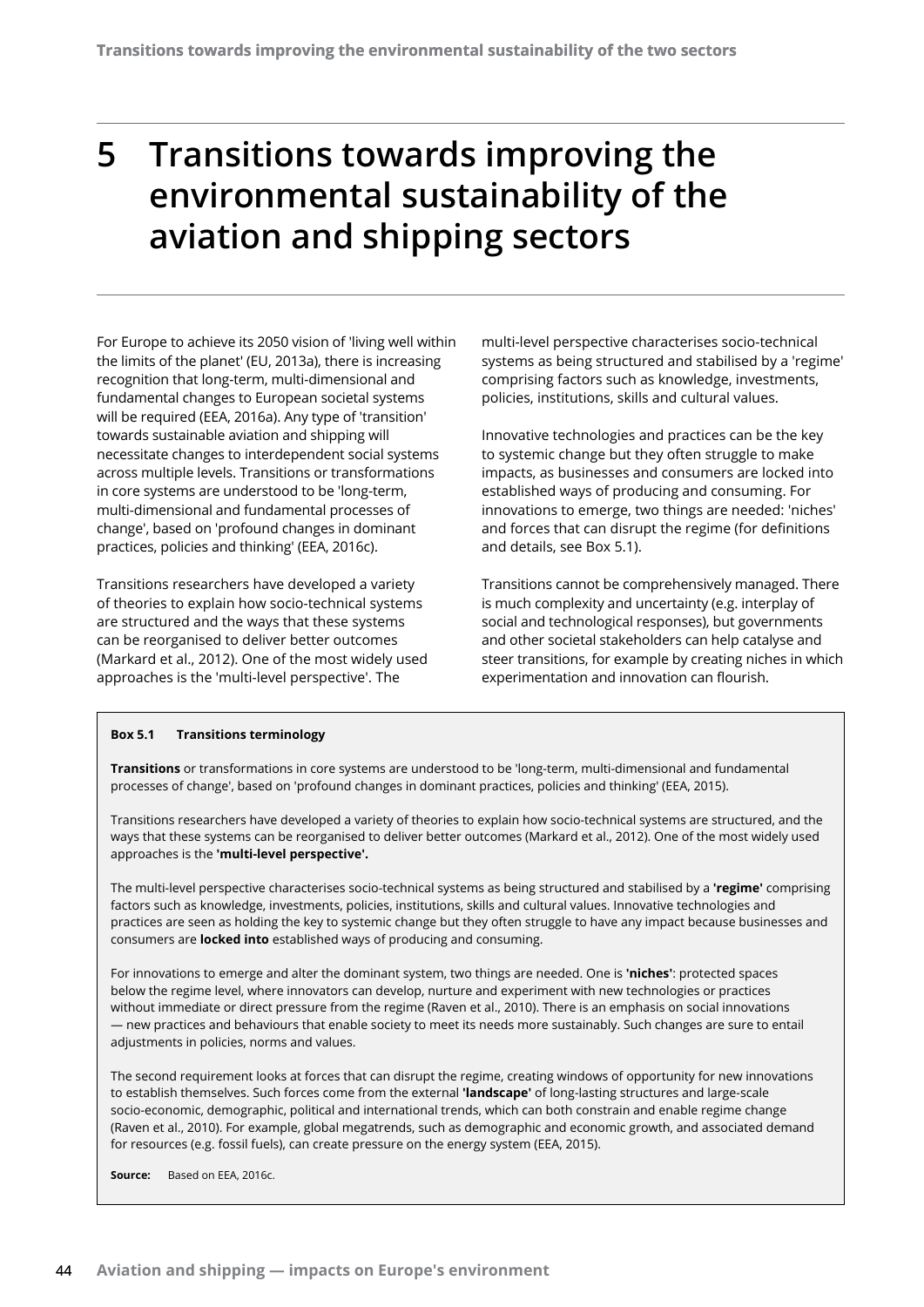# 5 Transitions towards improving the environmental sustainability of the aviation and shipping sectors

For Europe to achieve its 2050 vision of 'living well within the limits of the planet' (EU, 2013a), there is increasing recognition that long-term, multi-dimensional and fundamental changes to European societal systems will be required (EEA, 2016a). Any type of 'transition' towards sustainable aviation and shipping will necessitate changes to interdependent social systems across multiple levels. Transitions or transformations in core systems are understood to be 'long-term, multi-dimensional and fundamental processes of change', based on 'profound changes in dominant practices, policies and thinking' (EEA, 2016c).

Transitions researchers have developed a variety of theories to explain how socio-technical systems are structured and the ways that these systems can be reorganised to deliver better outcomes (Markard et al., 2012). One of the most widely used approaches is the 'multi-level perspective'. The multi-level perspective characterises socio-technical systems as being structured and stabilised by a 'regime' comprising factors such as knowledge, investments, policies, institutions, skills and cultural values.

Innovative technologies and practices can be the key to systemic change but they often struggle to make impacts, as businesses and consumers are locked into established ways of producing and consuming. For innovations to emerge, two things are needed: 'niches' and forces that can disrupt the regime (for definitions and details, see Box 5.1).

Transitions cannot be comprehensively managed. There is much complexity and uncertainty (e.g. interplay of social and technological responses), but governments and other societal stakeholders can help catalyse and steer transitions, for example by creating niches in which experimentation and innovation can flourish.

**Box 5.1 Transitions terminology**

**Transitions** or transformations in core systems are understood to be 'long-term, multi-dimensional and fundamental processes of change', based on 'profound changes in dominant practices, policies and thinking' (EEA, 2015).

Transitions researchers have developed a variety of theories to explain how socio-technical systems are structured, and the ways that these systems can be reorganised to deliver better outcomes (Markard et al., 2012). One of the most widely used approaches is the **'multi-level perspective'.**

The multi-level perspective characterises socio-technical systems as being structured and stabilised by a **'regime'** comprising factors such as knowledge, investments, policies, institutions, skills and cultural values. Innovative technologies and practices are seen as holding the key to systemic change but they often struggle to have any impact because businesses and consumers are **locked into** established ways of producing and consuming.

For innovations to emerge and alter the dominant system, two things are needed. One is **'niches'**: protected spaces below the regime level, where innovators can develop, nurture and experiment with new technologies or practices without immediate or direct pressure from the regime (Raven et al., 2010). There is an emphasis on social innovations — new practices and behaviours that enable society to meet its needs more sustainably. Such changes are sure to entail adjustments in policies, norms and values.

The second requirement looks at forces that can disrupt the regime, creating windows of opportunity for new innovations to establish themselves. Such forces come from the external **'landscape'** of long-lasting structures and large-scale socio-economic, demographic, political and international trends, which can both constrain and enable regime change (Raven et al., 2010). For example, global megatrends, such as demographic and economic growth, and associated demand for resources (e.g. fossil fuels), can create pressure on the energy system (EEA, 2015).

**Source:** Based on EEA, 2016c.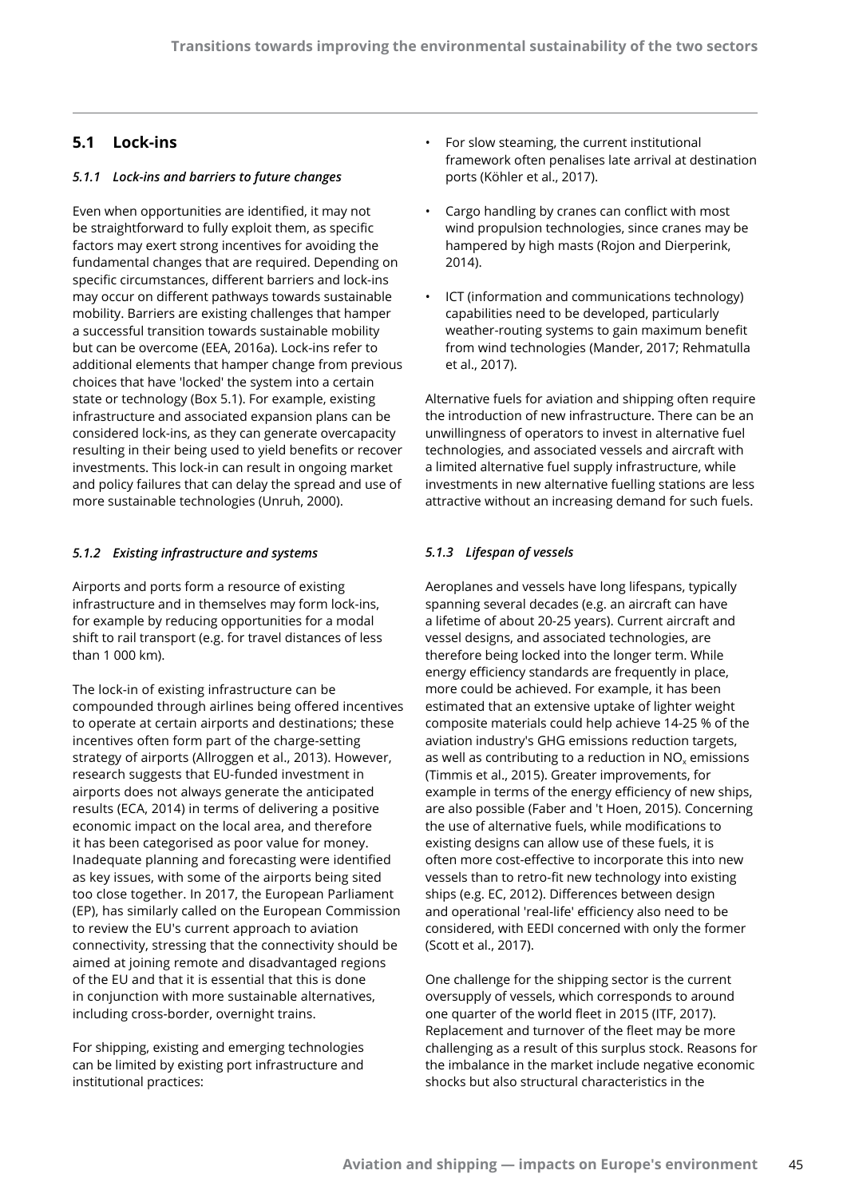## 5.1 Lock-ins

### *5.1.1 Lock-ins and barriers to future changes*

Even when opportunities are identified, it may not be straightforward to fully exploit them, as specific factors may exert strong incentives for avoiding the fundamental changes that are required. Depending on specific circumstances, different barriers and lock-ins may occur on different pathways towards sustainable mobility. Barriers are existing challenges that hamper a successful transition towards sustainable mobility but can be overcome (EEA, 2016a). Lock-ins refer to additional elements that hamper change from previous choices that have 'locked' the system into a certain state or technology (Box 5.1). For example, existing infrastructure and associated expansion plans can be considered lock-ins, as they can generate overcapacity resulting in their being used to yield benefits or recover investments. This lock-in can result in ongoing market and policy failures that can delay the spread and use of more sustainable technologies (Unruh, 2000).

### *5.1.2 Existing infrastructure and systems*

Airports and ports form a resource of existing infrastructure and in themselves may form lock-ins, for example by reducing opportunities for a modal shift to rail transport (e.g. for travel distances of less than 1 000 km).

The lock-in of existing infrastructure can be compounded through airlines being offered incentives to operate at certain airports and destinations; these incentives often form part of the charge-setting strategy of airports (Allroggen et al., 2013). However, research suggests that EU-funded investment in airports does not always generate the anticipated results (ECA, 2014) in terms of delivering a positive economic impact on the local area, and therefore it has been categorised as poor value for money. Inadequate planning and forecasting were identified as key issues, with some of the airports being sited too close together. In 2017, the European Parliament (EP), has similarly called on the European Commission to review the EU's current approach to aviation connectivity, stressing that the connectivity should be aimed at joining remote and disadvantaged regions of the EU and that it is essential that this is done in conjunction with more sustainable alternatives, including cross-border, overnight trains.

For shipping, existing and emerging technologies can be limited by existing port infrastructure and institutional practices:

- For slow steaming, the current institutional framework often penalises late arrival at destination ports (Köhler et al., 2017).
- Cargo handling by cranes can conflict with most wind propulsion technologies, since cranes may be hampered by high masts (Rojon and Dierperink, 2014).
- ICT (information and communications technology) capabilities need to be developed, particularly weather-routing systems to gain maximum benefit from wind technologies (Mander, 2017; Rehmatulla et al., 2017).

Alternative fuels for aviation and shipping often require the introduction of new infrastructure. There can be an unwillingness of operators to invest in alternative fuel technologies, and associated vessels and aircraft with a limited alternative fuel supply infrastructure, while investments in new alternative fuelling stations are less attractive without an increasing demand for such fuels.

### *5.1.3 Lifespan of vessels*

Aeroplanes and vessels have long lifespans, typically spanning several decades (e.g. an aircraft can have a lifetime of about 20-25 years). Current aircraft and vessel designs, and associated technologies, are therefore being locked into the longer term. While energy efficiency standards are frequently in place, more could be achieved. For example, it has been estimated that an extensive uptake of lighter weight composite materials could help achieve 14-25 % of the aviation industry's GHG emissions reduction targets, as well as contributing to a reduction in $NO_x$ emissions (Timmis et al., 2015). Greater improvements, for example in terms of the energy efficiency of new ships, are also possible (Faber and 't Hoen, 2015). Concerning the use of alternative fuels, while modifications to existing designs can allow use of these fuels, it is often more cost-effective to incorporate this into new vessels than to retro-fit new technology into existing ships (e.g. EC, 2012). Differences between design and operational 'real-life' efficiency also need to be considered, with EEDI concerned with only the former (Scott et al., 2017).

One challenge for the shipping sector is the current oversupply of vessels, which corresponds to around one quarter of the world fleet in 2015 (ITF, 2017). Replacement and turnover of the fleet may be more challenging as a result of this surplus stock. Reasons for the imbalance in the market include negative economic shocks but also structural characteristics in the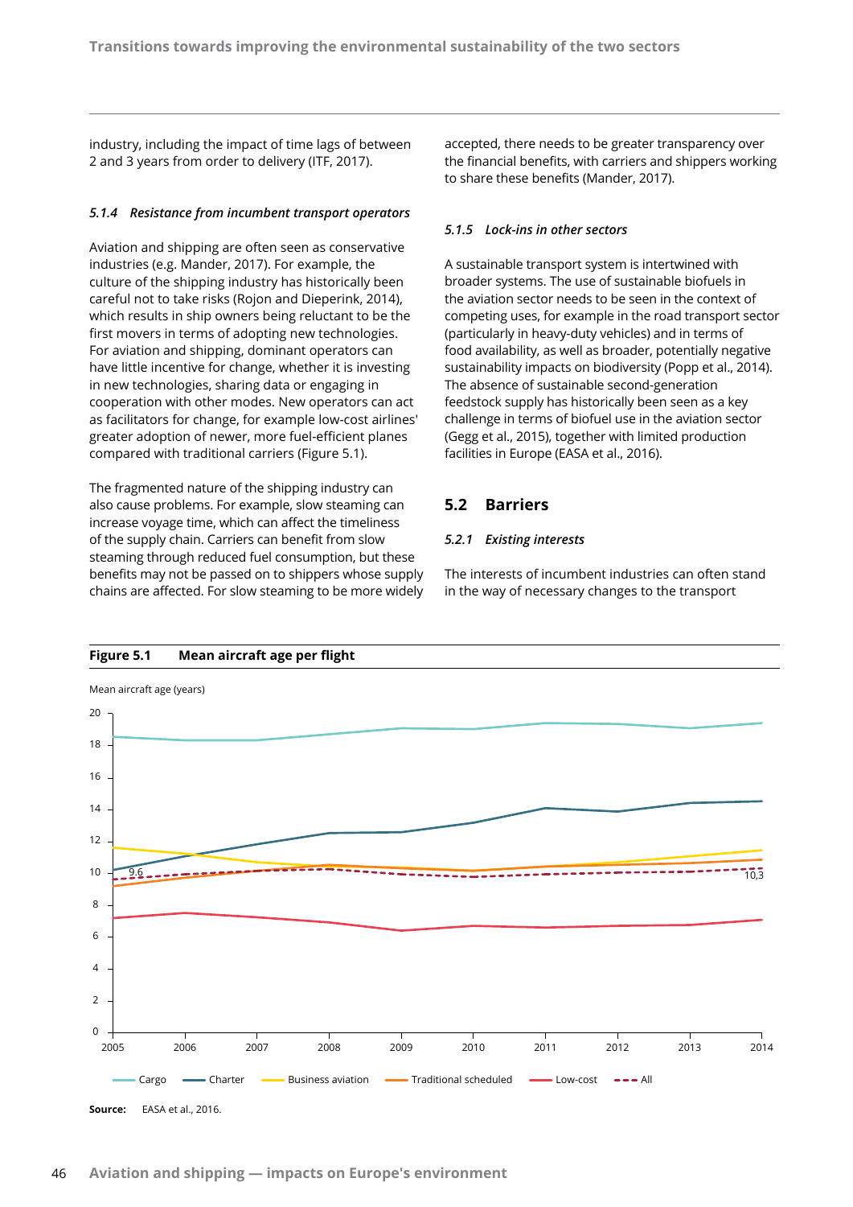industry, including the impact of time lags of between 2 and 3 years from order to delivery (ITF, 2017).

### *5.1.4 Resistance from incumbent transport operators*

Aviation and shipping are often seen as conservative industries (e.g. Mander, 2017). For example, the culture of the shipping industry has historically been careful not to take risks (Rojon and Dieperink, 2014), which results in ship owners being reluctant to be the first movers in terms of adopting new technologies. For aviation and shipping, dominant operators can have little incentive for change, whether it is investing in new technologies, sharing data or engaging in cooperation with other modes. New operators can act as facilitators for change, for example low-cost airlines' greater adoption of newer, more fuel-efficient planes compared with traditional carriers (Figure 5.1).

The fragmented nature of the shipping industry can also cause problems. For example, slow steaming can increase voyage time, which can affect the timeliness of the supply chain. Carriers can benefit from slow steaming through reduced fuel consumption, but these benefits may not be passed on to shippers whose supply chains are affected. For slow steaming to be more widely accepted, there needs to be greater transparency over the financial benefits, with carriers and shippers working to share these benefits (Mander, 2017).

### *5.1.5 Lock-ins in other sectors*

A sustainable transport system is intertwined with broader systems. The use of sustainable biofuels in the aviation sector needs to be seen in the context of competing uses, for example in the road transport sector (particularly in heavy-duty vehicles) and in terms of food availability, as well as broader, potentially negative sustainability impacts on biodiversity (Popp et al., 2014). The absence of sustainable second-generation feedstock supply has historically been seen as a key challenge in terms of biofuel use in the aviation sector (Gegg et al., 2015), together with limited production facilities in Europe (EASA et al., 2016).

## 5.2 Barriers

### *5.2.1 Existing interests*

The interests of incumbent industries can often stand in the way of necessary changes to the transport

**Figure 5.1 Mean aircraft age per flight**

Mean aircraft age (years)

| Year | Cargo | Charter | Business aviation | Traditional scheduled | Low-cost | All |
|---|---|---|---|---|---|---|
| 2005 | 18.6 | 10.2 | 11.6 | 9.2 | 7.2 | 9.6 |
| 2014 | 19.4 | 14.5 | 11.4 | 10.8 | 7.0 | 10.3 |

Source: EASA et al., 2016.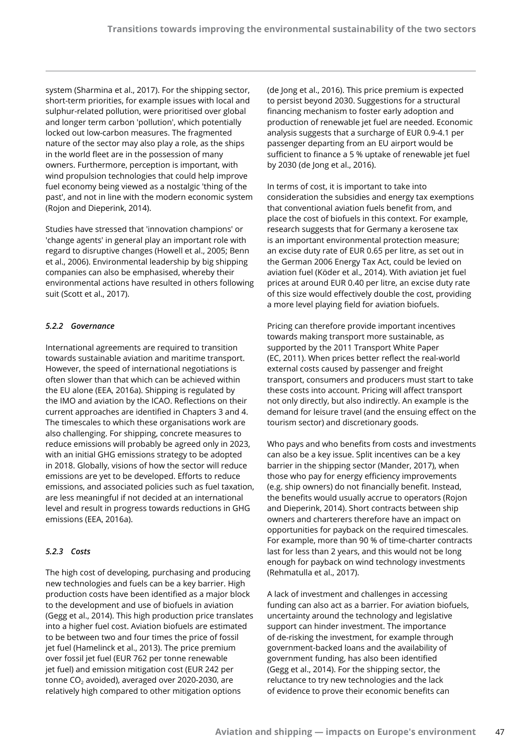system (Sharmina et al., 2017). For the shipping sector, short-term priorities, for example issues with local and sulphur-related pollution, were prioritised over global and longer term carbon 'pollution', which potentially locked out low-carbon measures. The fragmented nature of the sector may also play a role, as the ships in the world fleet are in the possession of many owners. Furthermore, perception is important, with wind propulsion technologies that could help improve fuel economy being viewed as a nostalgic 'thing of the past', and not in line with the modern economic system (Rojon and Dieperink, 2014).

Studies have stressed that 'innovation champions' or 'change agents' in general play an important role with regard to disruptive changes (Howell et al., 2005; Benn et al., 2006). Environmental leadership by big shipping companies can also be emphasised, whereby their environmental actions have resulted in others following suit (Scott et al., 2017).

#### *5.2.2 Governance*

International agreements are required to transition towards sustainable aviation and maritime transport. However, the speed of international negotiations is often slower than that which can be achieved within the EU alone (EEA, 2016a). Shipping is regulated by the IMO and aviation by the ICAO. Reflections on their current approaches are identified in Chapters 3 and 4. The timescales to which these organisations work are also challenging. For shipping, concrete measures to reduce emissions will probably be agreed only in 2023, with an initial GHG emissions strategy to be adopted in 2018. Globally, visions of how the sector will reduce emissions are yet to be developed. Efforts to reduce emissions, and associated policies such as fuel taxation, are less meaningful if not decided at an international level and result in progress towards reductions in GHG emissions (EEA, 2016a).

#### *5.2.3 Costs*

The high cost of developing, purchasing and producing new technologies and fuels can be a key barrier. High production costs have been identified as a major block to the development and use of biofuels in aviation (Gegg et al., 2014). This high production price translates into a higher fuel cost. Aviation biofuels are estimated to be between two and four times the price of fossil jet fuel (Hamelinck et al., 2013). The price premium over fossil jet fuel (EUR 762 per tonne renewable jet fuel) and emission mitigation cost (EUR 242 per tonne $CO_2$ avoided), averaged over 2020-2030, are relatively high compared to other mitigation options (de Jong et al., 2016). This price premium is expected to persist beyond 2030. Suggestions for a structural financing mechanism to foster early adoption and production of renewable jet fuel are needed. Economic analysis suggests that a surcharge of EUR 0.9-4.1 per passenger departing from an EU airport would be sufficient to finance a 5 % uptake of renewable jet fuel by 2030 (de Jong et al., 2016).

In terms of cost, it is important to take into consideration the subsidies and energy tax exemptions that conventional aviation fuels benefit from, and place the cost of biofuels in this context. For example, research suggests that for Germany a kerosene tax is an important environmental protection measure; an excise duty rate of EUR 0.65 per litre, as set out in the German 2006 Energy Tax Act, could be levied on aviation fuel (Köder et al., 2014). With aviation jet fuel prices at around EUR 0.40 per litre, an excise duty rate of this size would effectively double the cost, providing a more level playing field for aviation biofuels.

Pricing can therefore provide important incentives towards making transport more sustainable, as supported by the 2011 Transport White Paper (EC, 2011). When prices better reflect the real-world external costs caused by passenger and freight transport, consumers and producers must start to take these costs into account. Pricing will affect transport not only directly, but also indirectly. An example is the demand for leisure travel (and the ensuing effect on the tourism sector) and discretionary goods.

Who pays and who benefits from costs and investments can also be a key issue. Split incentives can be a key barrier in the shipping sector (Mander, 2017), when those who pay for energy efficiency improvements (e.g. ship owners) do not financially benefit. Instead, the benefits would usually accrue to operators (Rojon and Dieperink, 2014). Short contracts between ship owners and charterers therefore have an impact on opportunities for payback on the required timescales. For example, more than 90 % of time-charter contracts last for less than 2 years, and this would not be long enough for payback on wind technology investments (Rehmatulla et al., 2017).

A lack of investment and challenges in accessing funding can also act as a barrier. For aviation biofuels, uncertainty around the technology and legislative support can hinder investment. The importance of de-risking the investment, for example through government-backed loans and the availability of government funding, has also been identified (Gegg et al., 2014). For the shipping sector, the reluctance to try new technologies and the lack of evidence to prove their economic benefits can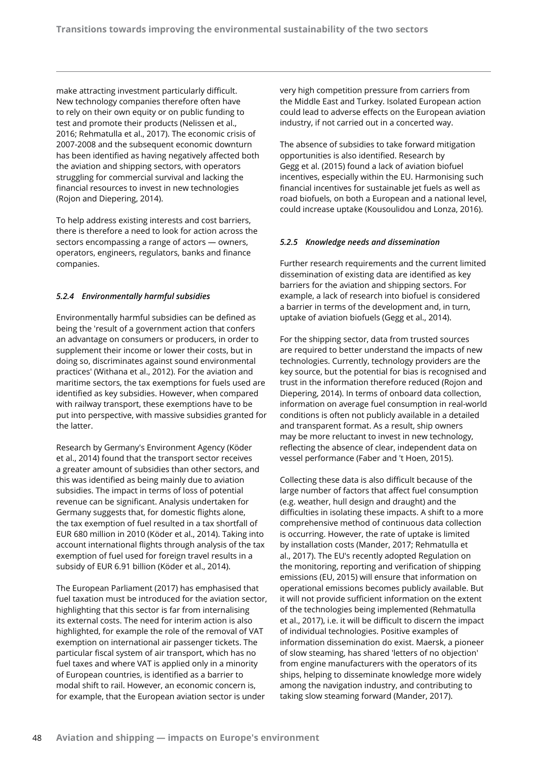make attracting investment particularly difficult. New technology companies therefore often have to rely on their own equity or on public funding to test and promote their products (Nelissen et al., 2016; Rehmatulla et al., 2017). The economic crisis of 2007-2008 and the subsequent economic downturn has been identified as having negatively affected both the aviation and shipping sectors, with operators struggling for commercial survival and lacking the financial resources to invest in new technologies (Rojon and Diepering, 2014).

To help address existing interests and cost barriers, there is therefore a need to look for action across the sectors encompassing a range of actors — owners, operators, engineers, regulators, banks and finance companies.

### *5.2.4 Environmentally harmful subsidies*

Environmentally harmful subsidies can be defined as being the 'result of a government action that confers an advantage on consumers or producers, in order to supplement their income or lower their costs, but in doing so, discriminates against sound environmental practices' (Withana et al., 2012). For the aviation and maritime sectors, the tax exemptions for fuels used are identified as key subsidies. However, when compared with railway transport, these exemptions have to be put into perspective, with massive subsidies granted for the latter.

Research by Germany's Environment Agency (Köder et al., 2014) found that the transport sector receives a greater amount of subsidies than other sectors, and this was identified as being mainly due to aviation subsidies. The impact in terms of loss of potential revenue can be significant. Analysis undertaken for Germany suggests that, for domestic flights alone, the tax exemption of fuel resulted in a tax shortfall of EUR 680 million in 2010 (Köder et al., 2014). Taking into account international flights through analysis of the tax exemption of fuel used for foreign travel results in a subsidy of EUR 6.91 billion (Köder et al., 2014).

The European Parliament (2017) has emphasised that fuel taxation must be introduced for the aviation sector, highlighting that this sector is far from internalising its external costs. The need for interim action is also highlighted, for example the role of the removal of VAT exemption on international air passenger tickets. The particular fiscal system of air transport, which has no fuel taxes and where VAT is applied only in a minority of European countries, is identified as a barrier to modal shift to rail. However, an economic concern is, for example, that the European aviation sector is under very high competition pressure from carriers from the Middle East and Turkey. Isolated European action could lead to adverse effects on the European aviation industry, if not carried out in a concerted way.

The absence of subsidies to take forward mitigation opportunities is also identified. Research by Gegg et al. (2015) found a lack of aviation biofuel incentives, especially within the EU. Harmonising such financial incentives for sustainable jet fuels as well as road biofuels, on both a European and a national level, could increase uptake (Kousoulidou and Lonza, 2016).

### *5.2.5 Knowledge needs and dissemination*

Further research requirements and the current limited dissemination of existing data are identified as key barriers for the aviation and shipping sectors. For example, a lack of research into biofuel is considered a barrier in terms of the development and, in turn, uptake of aviation biofuels (Gegg et al., 2014).

For the shipping sector, data from trusted sources are required to better understand the impacts of new technologies. Currently, technology providers are the key source, but the potential for bias is recognised and trust in the information therefore reduced (Rojon and Diepering, 2014). In terms of onboard data collection, information on average fuel consumption in real-world conditions is often not publicly available in a detailed and transparent format. As a result, ship owners may be more reluctant to invest in new technology, reflecting the absence of clear, independent data on vessel performance (Faber and 't Hoen, 2015).

Collecting these data is also difficult because of the large number of factors that affect fuel consumption (e.g. weather, hull design and draught) and the difficulties in isolating these impacts. A shift to a more comprehensive method of continuous data collection is occurring. However, the rate of uptake is limited by installation costs (Mander, 2017; Rehmatulla et al., 2017). The EU's recently adopted Regulation on the monitoring, reporting and verification of shipping emissions (EU, 2015) will ensure that information on operational emissions becomes publicly available. But it will not provide sufficient information on the extent of the technologies being implemented (Rehmatulla et al., 2017), i.e. it will be difficult to discern the impact of individual technologies. Positive examples of information dissemination do exist. Maersk, a pioneer of slow steaming, has shared 'letters of no objection' from engine manufacturers with the operators of its ships, helping to disseminate knowledge more widely among the navigation industry, and contributing to taking slow steaming forward (Mander, 2017).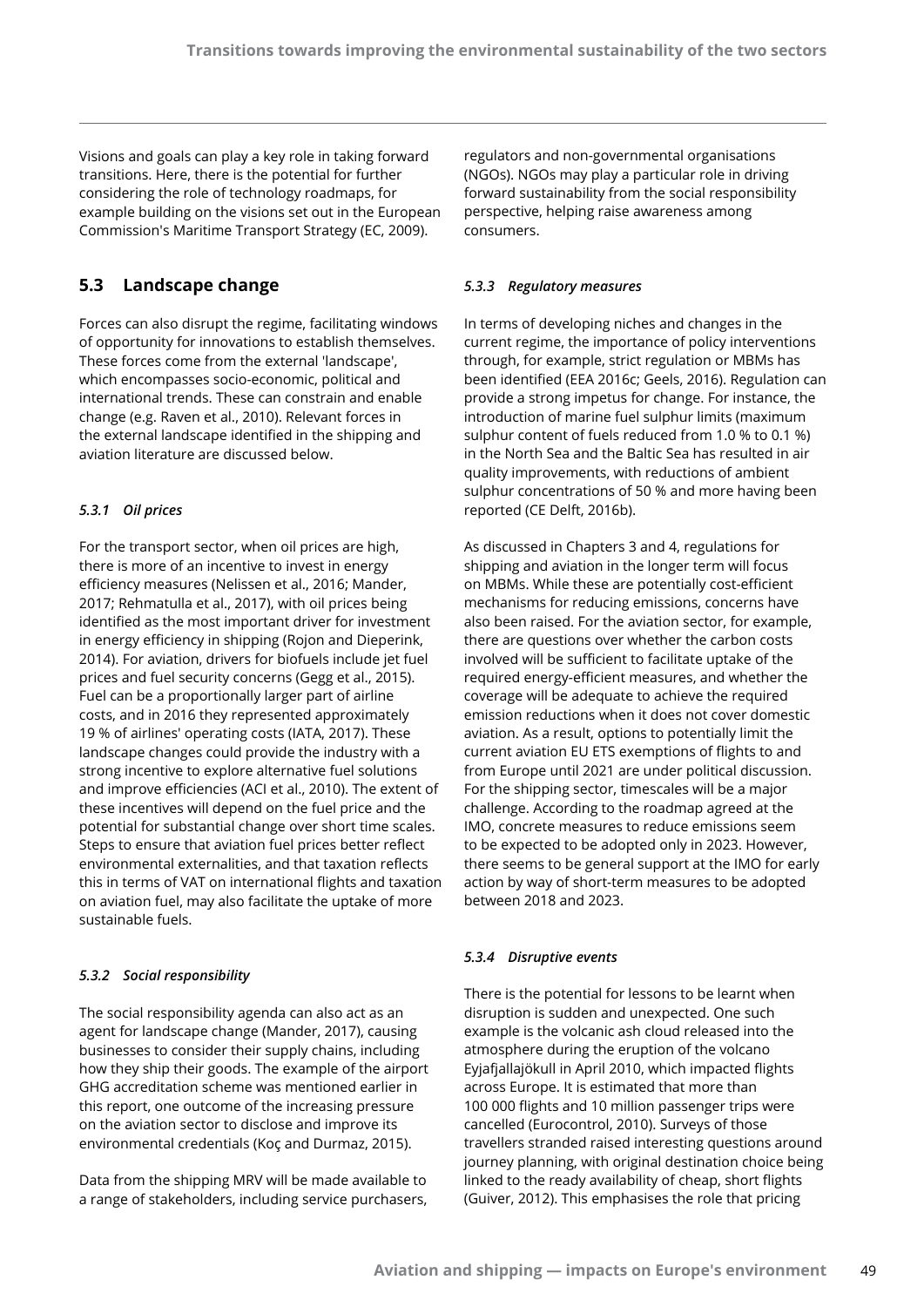Visions and goals can play a key role in taking forward transitions. Here, there is the potential for further considering the role of technology roadmaps, for example building on the visions set out in the European Commission's Maritime Transport Strategy (EC, 2009).

## 5.3 Landscape change

Forces can also disrupt the regime, facilitating windows of opportunity for innovations to establish themselves. These forces come from the external 'landscape', which encompasses socio-economic, political and international trends. These can constrain and enable change (e.g. Raven et al., 2010). Relevant forces in the external landscape identified in the shipping and aviation literature are discussed below.

### *5.3.1 Oil prices*

For the transport sector, when oil prices are high, there is more of an incentive to invest in energy efficiency measures (Nelissen et al., 2016; Mander, 2017; Rehmatulla et al., 2017), with oil prices being identified as the most important driver for investment in energy efficiency in shipping (Rojon and Dieperink, 2014). For aviation, drivers for biofuels include jet fuel prices and fuel security concerns (Gegg et al., 2015). Fuel can be a proportionally larger part of airline costs, and in 2016 they represented approximately 19 % of airlines' operating costs (IATA, 2017). These landscape changes could provide the industry with a strong incentive to explore alternative fuel solutions and improve efficiencies (ACI et al., 2010). The extent of these incentives will depend on the fuel price and the potential for substantial change over short time scales. Steps to ensure that aviation fuel prices better reflect environmental externalities, and that taxation reflects this in terms of VAT on international flights and taxation on aviation fuel, may also facilitate the uptake of more sustainable fuels.

### *5.3.2 Social responsibility*

The social responsibility agenda can also act as an agent for landscape change (Mander, 2017), causing businesses to consider their supply chains, including how they ship their goods. The example of the airport GHG accreditation scheme was mentioned earlier in this report, one outcome of the increasing pressure on the aviation sector to disclose and improve its environmental credentials (Koç and Durmaz, 2015).

Data from the shipping MRV will be made available to a range of stakeholders, including service purchasers, regulators and non-governmental organisations (NGOs). NGOs may play a particular role in driving forward sustainability from the social responsibility perspective, helping raise awareness among consumers.

### *5.3.3 Regulatory measures*

In terms of developing niches and changes in the current regime, the importance of policy interventions through, for example, strict regulation or MBMs has been identified (EEA 2016c; Geels, 2016). Regulation can provide a strong impetus for change. For instance, the introduction of marine fuel sulphur limits (maximum sulphur content of fuels reduced from 1.0 % to 0.1 %) in the North Sea and the Baltic Sea has resulted in air quality improvements, with reductions of ambient sulphur concentrations of 50 % and more having been reported (CE Delft, 2016b).

As discussed in Chapters 3 and 4, regulations for shipping and aviation in the longer term will focus on MBMs. While these are potentially cost-efficient mechanisms for reducing emissions, concerns have also been raised. For the aviation sector, for example, there are questions over whether the carbon costs involved will be sufficient to facilitate uptake of the required energy-efficient measures, and whether the coverage will be adequate to achieve the required emission reductions when it does not cover domestic aviation. As a result, options to potentially limit the current aviation EU ETS exemptions of flights to and from Europe until 2021 are under political discussion. For the shipping sector, timescales will be a major challenge. According to the roadmap agreed at the IMO, concrete measures to reduce emissions seem to be expected to be adopted only in 2023. However, there seems to be general support at the IMO for early action by way of short-term measures to be adopted between 2018 and 2023.

### *5.3.4 Disruptive events*

There is the potential for lessons to be learnt when disruption is sudden and unexpected. One such example is the volcanic ash cloud released into the atmosphere during the eruption of the volcano Eyjafjallajökull in April 2010, which impacted flights across Europe. It is estimated that more than 100 000 flights and 10 million passenger trips were cancelled (Eurocontrol, 2010). Surveys of those travellers stranded raised interesting questions around journey planning, with original destination choice being linked to the ready availability of cheap, short flights (Guiver, 2012). This emphasises the role that pricing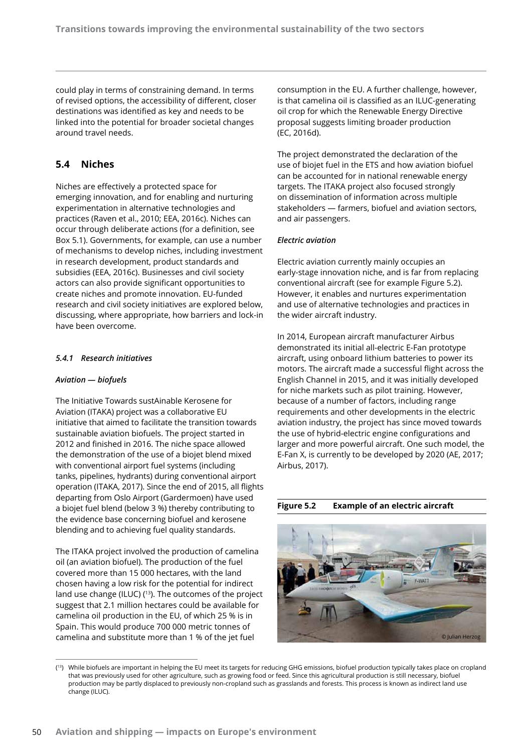could play in terms of constraining demand. In terms of revised options, the accessibility of different, closer destinations was identified as key and needs to be linked into the potential for broader societal changes around travel needs.

## 5.4 Niches

Niches are effectively a protected space for emerging innovation, and for enabling and nurturing experimentation in alternative technologies and practices (Raven et al., 2010; EEA, 2016c). Niches can occur through deliberate actions (for a definition, see Box 5.1). Governments, for example, can use a number of mechanisms to develop niches, including investment in research development, product standards and subsidies (EEA, 2016c). Businesses and civil society actors can also provide significant opportunities to create niches and promote innovation. EU-funded research and civil society initiatives are explored below, discussing, where appropriate, how barriers and lock-in have been overcome.

### *5.4.1 Research initiatives*

***Aviation — biofuels***

The Initiative Towards sustAinable Kerosene for Aviation (ITAKA) project was a collaborative EU initiative that aimed to facilitate the transition towards sustainable aviation biofuels. The project started in 2012 and finished in 2016. The niche space allowed the demonstration of the use of a biojet blend mixed with conventional airport fuel systems (including tanks, pipelines, hydrants) during conventional airport operation (ITAKA, 2017). Since the end of 2015, all flights departing from Oslo Airport (Gardermoen) have used a biojet fuel blend (below 3 %) thereby contributing to the evidence base concerning biofuel and kerosene blending and to achieving fuel quality standards.

The ITAKA project involved the production of camelina oil (an aviation biofuel). The production of the fuel covered more than 15 000 hectares, with the land chosen having a low risk for the potential for indirect land use change (ILUC) ([13]). The outcomes of the project suggest that 2.1 million hectares could be available for camelina oil production in the EU, of which 25 % is in Spain. This would produce 700 000 metric tonnes of camelina and substitute more than 1 % of the jet fuel consumption in the EU. A further challenge, however, is that camelina oil is classified as an ILUC-generating oil crop for which the Renewable Energy Directive proposal suggests limiting broader production (EC, 2016d).

The project demonstrated the declaration of the use of biojet fuel in the ETS and how aviation biofuel can be accounted for in national renewable energy targets. The ITAKA project also focused strongly on dissemination of information across multiple stakeholders — farmers, biofuel and aviation sectors, and air passengers.

***Electric aviation***

Electric aviation currently mainly occupies an early-stage innovation niche, and is far from replacing conventional aircraft (see for example Figure 5.2). However, it enables and nurtures experimentation and use of alternative technologies and practices in the wider aircraft industry.

In 2014, European aircraft manufacturer Airbus demonstrated its initial all-electric E-Fan prototype aircraft, using onboard lithium batteries to power its motors. The aircraft made a successful flight across the English Channel in 2015, and it was initially developed for niche markets such as pilot training. However, because of a number of factors, including range requirements and other developments in the electric aviation industry, the project has since moved towards the use of hybrid-electric engine configurations and larger and more powerful aircraft. One such model, the E-Fan X, is currently to be developed by 2020 (AE, 2017; Airbus, 2017).

**Figure 5.2 Example of an electric aircraft**

© Julian Herzog

([13]) While biofuels are important in helping the EU meet its targets for reducing GHG emissions, biofuel production typically takes place on cropland that was previously used for other agriculture, such as growing food or feed. Since this agricultural production is still necessary, biofuel production may be partly displaced to previously non-cropland such as grasslands and forests. This process is known as indirect land use change (ILUC).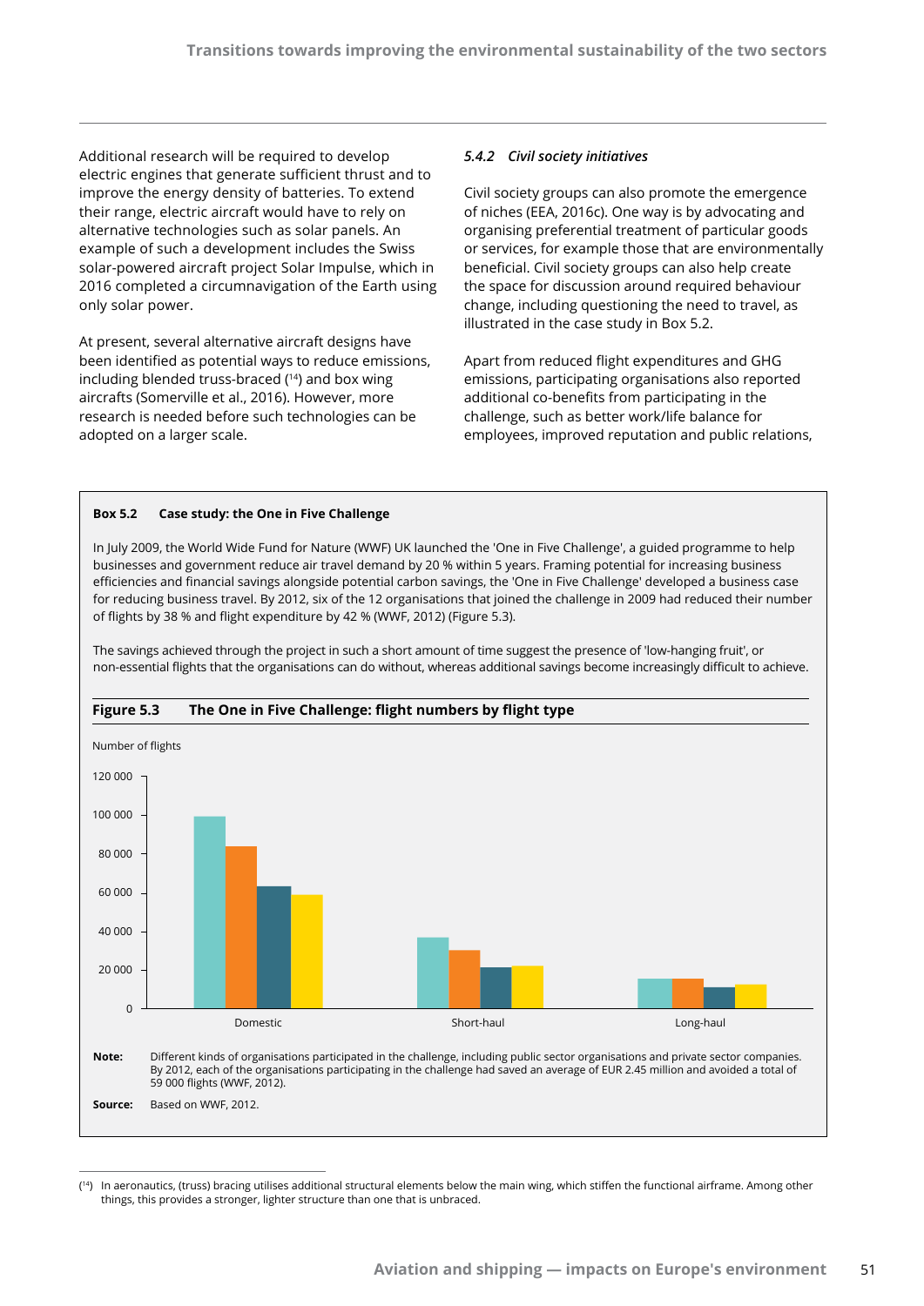Additional research will be required to develop electric engines that generate sufficient thrust and to improve the energy density of batteries. To extend their range, electric aircraft would have to rely on alternative technologies such as solar panels. An example of such a development includes the Swiss solar-powered aircraft project Solar Impulse, which in 2016 completed a circumnavigation of the Earth using only solar power.

At present, several alternative aircraft designs have been identified as potential ways to reduce emissions, including blended truss-braced ([14]) and box wing aircrafts (Somerville et al., 2016). However, more research is needed before such technologies can be adopted on a larger scale.

### *5.4.2 Civil society initiatives*

Civil society groups can also promote the emergence of niches (EEA, 2016c). One way is by advocating and organising preferential treatment of particular goods or services, for example those that are environmentally beneficial. Civil society groups can also help create the space for discussion around required behaviour change, including questioning the need to travel, as illustrated in the case study in Box 5.2.

Apart from reduced flight expenditures and GHG emissions, participating organisations also reported additional co-benefits from participating in the challenge, such as better work/life balance for employees, improved reputation and public relations,

**Box 5.2 Case study: the One in Five Challenge**

In July 2009, the World Wide Fund for Nature (WWF) UK launched the 'One in Five Challenge', a guided programme to help businesses and government reduce air travel demand by 20 % within 5 years. Framing potential for increasing business efficiencies and financial savings alongside potential carbon savings, the 'One in Five Challenge' developed a business case for reducing business travel. By 2012, six of the 12 organisations that joined the challenge in 2009 had reduced their number of flights by 38 % and flight expenditure by 42 % (WWF, 2012) (Figure 5.3).

The savings achieved through the project in such a short amount of time suggest the presence of 'low-hanging fruit', or non-essential flights that the organisations can do without, whereas additional savings become increasingly difficult to achieve.

**Figure 5.3 The One in Five Challenge: flight numbers by flight type**

Number of flights

| | Bar 1 | Bar 2 | Bar 3 | Bar 4 |
|---|---|---|---|---|
| Domestic | ~100 000 | ~84 000 | ~63 000 | ~59 000 |
| Short-haul | ~37 000 | ~30 000 | ~21 000 | ~22 000 |
| Long-haul | ~15 000 | ~15 000 | ~11 000 | ~12 000 |

**Note:** Different kinds of organisations participated in the challenge, including public sector organisations and private sector companies. By 2012, each of the organisations participating in the challenge had saved an average of EUR 2.45 million and avoided a total of 59 000 flights (WWF, 2012).

**Source:** Based on WWF, 2012.

([14]) In aeronautics, (truss) bracing utilises additional structural elements below the main wing, which stiffen the functional airframe. Among other things, this provides a stronger, lighter structure than one that is unbraced.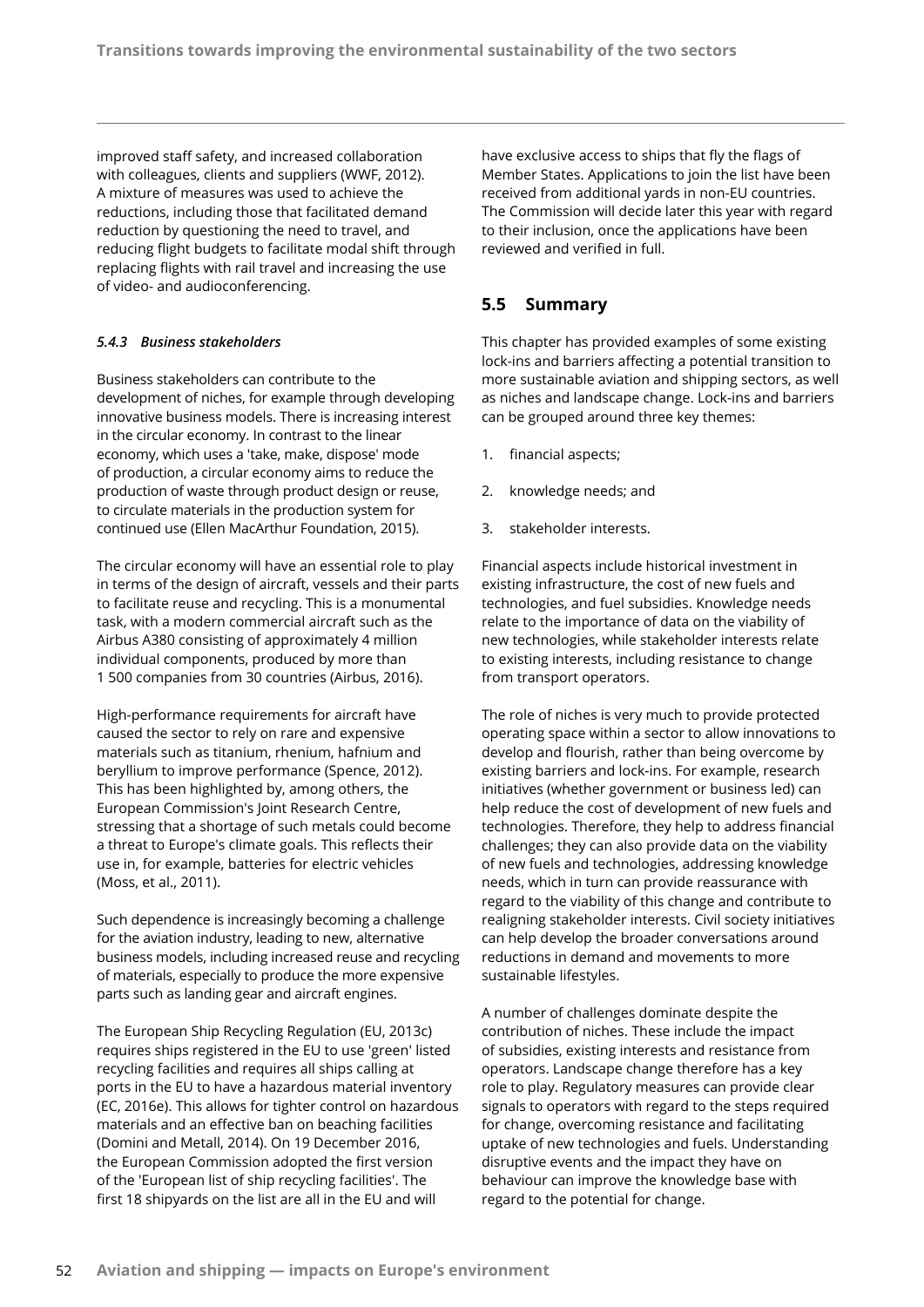improved staff safety, and increased collaboration with colleagues, clients and suppliers (WWF, 2012). A mixture of measures was used to achieve the reductions, including those that facilitated demand reduction by questioning the need to travel, and reducing flight budgets to facilitate modal shift through replacing flights with rail travel and increasing the use of video- and audioconferencing.

#### *5.4.3 Business stakeholders*

Business stakeholders can contribute to the development of niches, for example through developing innovative business models. There is increasing interest in the circular economy. In contrast to the linear economy, which uses a 'take, make, dispose' mode of production, a circular economy aims to reduce the production of waste through product design or reuse, to circulate materials in the production system for continued use (Ellen MacArthur Foundation, 2015).

The circular economy will have an essential role to play in terms of the design of aircraft, vessels and their parts to facilitate reuse and recycling. This is a monumental task, with a modern commercial aircraft such as the Airbus A380 consisting of approximately 4 million individual components, produced by more than 1 500 companies from 30 countries (Airbus, 2016).

High-performance requirements for aircraft have caused the sector to rely on rare and expensive materials such as titanium, rhenium, hafnium and beryllium to improve performance (Spence, 2012). This has been highlighted by, among others, the European Commission's Joint Research Centre, stressing that a shortage of such metals could become a threat to Europe's climate goals. This reflects their use in, for example, batteries for electric vehicles (Moss, et al., 2011).

Such dependence is increasingly becoming a challenge for the aviation industry, leading to new, alternative business models, including increased reuse and recycling of materials, especially to produce the more expensive parts such as landing gear and aircraft engines.

The European Ship Recycling Regulation (EU, 2013c) requires ships registered in the EU to use 'green' listed recycling facilities and requires all ships calling at ports in the EU to have a hazardous material inventory (EC, 2016e). This allows for tighter control on hazardous materials and an effective ban on beaching facilities (Domini and Metall, 2014). On 19 December 2016, the European Commission adopted the first version of the 'European list of ship recycling facilities'. The first 18 shipyards on the list are all in the EU and will have exclusive access to ships that fly the flags of Member States. Applications to join the list have been received from additional yards in non-EU countries. The Commission will decide later this year with regard to their inclusion, once the applications have been reviewed and verified in full.

## 5.5 Summary

This chapter has provided examples of some existing lock-ins and barriers affecting a potential transition to more sustainable aviation and shipping sectors, as well as niches and landscape change. Lock-ins and barriers can be grouped around three key themes:

1. financial aspects;
2. knowledge needs; and
3. stakeholder interests.

Financial aspects include historical investment in existing infrastructure, the cost of new fuels and technologies, and fuel subsidies. Knowledge needs relate to the importance of data on the viability of new technologies, while stakeholder interests relate to existing interests, including resistance to change from transport operators.

The role of niches is very much to provide protected operating space within a sector to allow innovations to develop and flourish, rather than being overcome by existing barriers and lock-ins. For example, research initiatives (whether government or business led) can help reduce the cost of development of new fuels and technologies. Therefore, they help to address financial challenges; they can also provide data on the viability of new fuels and technologies, addressing knowledge needs, which in turn can provide reassurance with regard to the viability of this change and contribute to realigning stakeholder interests. Civil society initiatives can help develop the broader conversations around reductions in demand and movements to more sustainable lifestyles.

A number of challenges dominate despite the contribution of niches. These include the impact of subsidies, existing interests and resistance from operators. Landscape change therefore has a key role to play. Regulatory measures can provide clear signals to operators with regard to the steps required for change, overcoming resistance and facilitating uptake of new technologies and fuels. Understanding disruptive events and the impact they have on behaviour can improve the knowledge base with regard to the potential for change.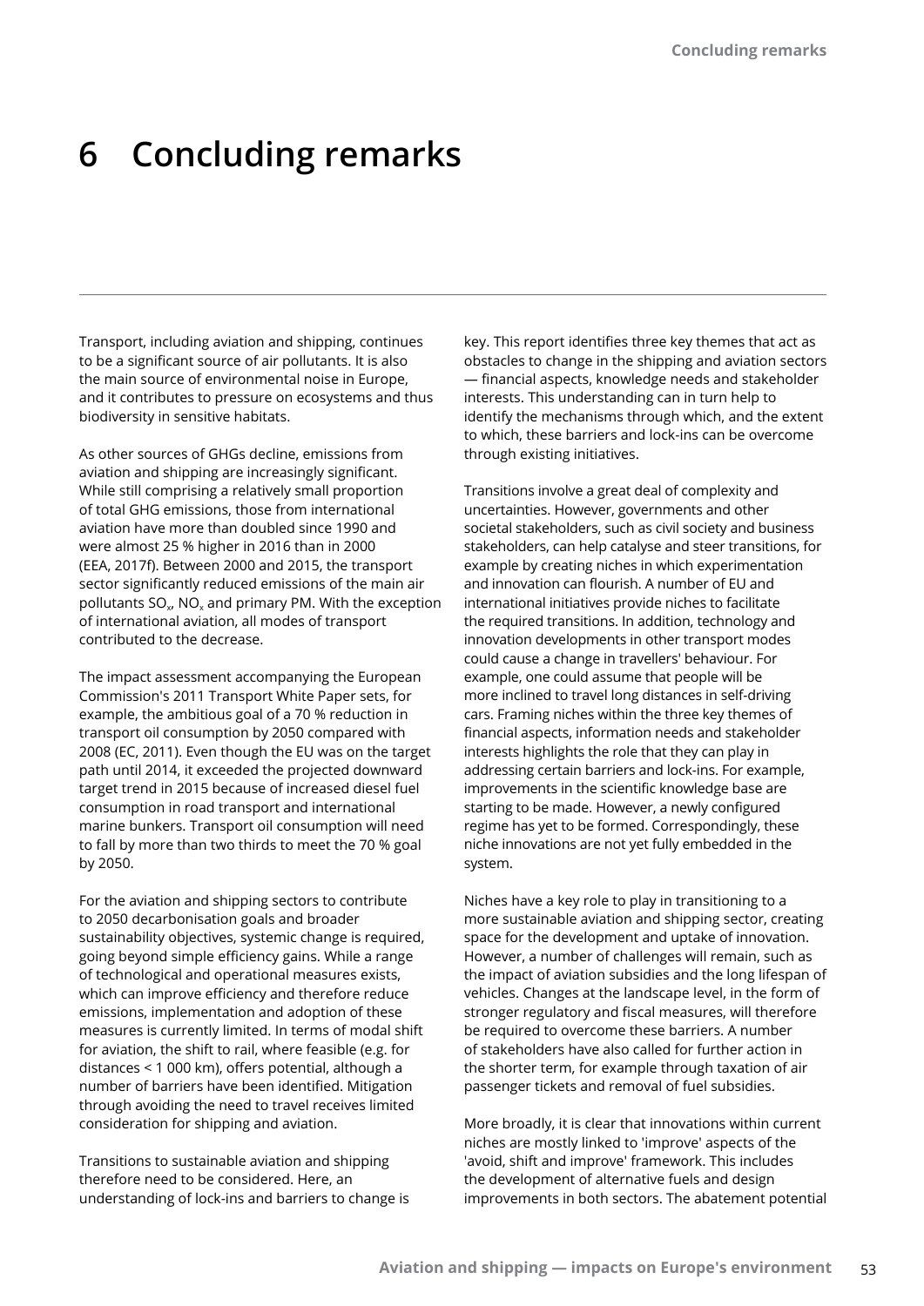# 6 Concluding remarks

Transport, including aviation and shipping, continues to be a significant source of air pollutants. It is also the main source of environmental noise in Europe, and it contributes to pressure on ecosystems and thus biodiversity in sensitive habitats.

As other sources of GHGs decline, emissions from aviation and shipping are increasingly significant. While still comprising a relatively small proportion of total GHG emissions, those from international aviation have more than doubled since 1990 and were almost 25 % higher in 2016 than in 2000 (EEA, 2017f). Between 2000 and 2015, the transport sector significantly reduced emissions of the main air pollutants $SO_x$, $NO_x$ and primary PM. With the exception of international aviation, all modes of transport contributed to the decrease.

The impact assessment accompanying the European Commission's 2011 Transport White Paper sets, for example, the ambitious goal of a 70 % reduction in transport oil consumption by 2050 compared with 2008 (EC, 2011). Even though the EU was on the target path until 2014, it exceeded the projected downward target trend in 2015 because of increased diesel fuel consumption in road transport and international marine bunkers. Transport oil consumption will need to fall by more than two thirds to meet the 70 % goal by 2050.

For the aviation and shipping sectors to contribute to 2050 decarbonisation goals and broader sustainability objectives, systemic change is required, going beyond simple efficiency gains. While a range of technological and operational measures exists, which can improve efficiency and therefore reduce emissions, implementation and adoption of these measures is currently limited. In terms of modal shift for aviation, the shift to rail, where feasible (e.g. for distances < 1 000 km), offers potential, although a number of barriers have been identified. Mitigation through avoiding the need to travel receives limited consideration for shipping and aviation.

Transitions to sustainable aviation and shipping therefore need to be considered. Here, an understanding of lock-ins and barriers to change is key. This report identifies three key themes that act as obstacles to change in the shipping and aviation sectors — financial aspects, knowledge needs and stakeholder interests. This understanding can in turn help to identify the mechanisms through which, and the extent to which, these barriers and lock-ins can be overcome through existing initiatives.

Transitions involve a great deal of complexity and uncertainties. However, governments and other societal stakeholders, such as civil society and business stakeholders, can help catalyse and steer transitions, for example by creating niches in which experimentation and innovation can flourish. A number of EU and international initiatives provide niches to facilitate the required transitions. In addition, technology and innovation developments in other transport modes could cause a change in travellers' behaviour. For example, one could assume that people will be more inclined to travel long distances in self-driving cars. Framing niches within the three key themes of financial aspects, information needs and stakeholder interests highlights the role that they can play in addressing certain barriers and lock-ins. For example, improvements in the scientific knowledge base are starting to be made. However, a newly configured regime has yet to be formed. Correspondingly, these niche innovations are not yet fully embedded in the system.

Niches have a key role to play in transitioning to a more sustainable aviation and shipping sector, creating space for the development and uptake of innovation. However, a number of challenges will remain, such as the impact of aviation subsidies and the long lifespan of vehicles. Changes at the landscape level, in the form of stronger regulatory and fiscal measures, will therefore be required to overcome these barriers. A number of stakeholders have also called for further action in the shorter term, for example through taxation of air passenger tickets and removal of fuel subsidies.

More broadly, it is clear that innovations within current niches are mostly linked to 'improve' aspects of the 'avoid, shift and improve' framework. This includes the development of alternative fuels and design improvements in both sectors. The abatement potential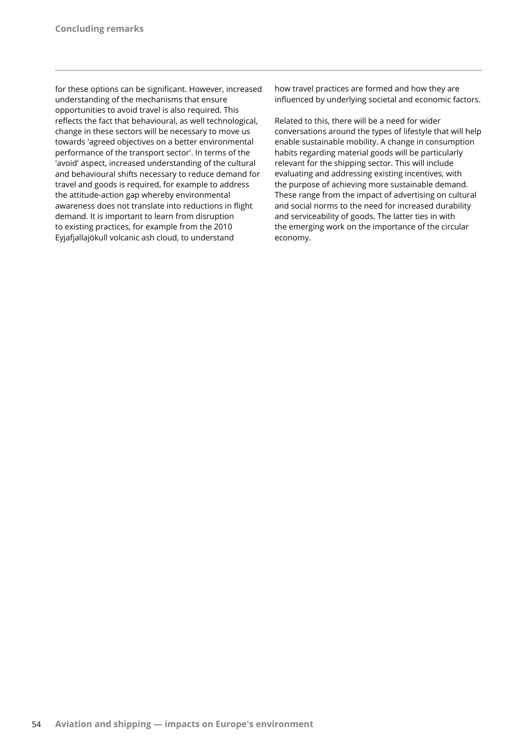for these options can be significant. However, increased understanding of the mechanisms that ensure opportunities to avoid travel is also required. This reflects the fact that behavioural, as well technological, change in these sectors will be necessary to move us towards 'agreed objectives on a better environmental performance of the transport sector'. In terms of the 'avoid' aspect, increased understanding of the cultural and behavioural shifts necessary to reduce demand for travel and goods is required, for example to address the attitude-action gap whereby environmental awareness does not translate into reductions in flight demand. It is important to learn from disruption to existing practices, for example from the 2010 Eyjafjallajökull volcanic ash cloud, to understand how travel practices are formed and how they are influenced by underlying societal and economic factors.

Related to this, there will be a need for wider conversations around the types of lifestyle that will help enable sustainable mobility. A change in consumption habits regarding material goods will be particularly relevant for the shipping sector. This will include evaluating and addressing existing incentives, with the purpose of achieving more sustainable demand. These range from the impact of advertising on cultural and social norms to the need for increased durability and serviceability of goods. The latter ties in with the emerging work on the importance of the circular economy.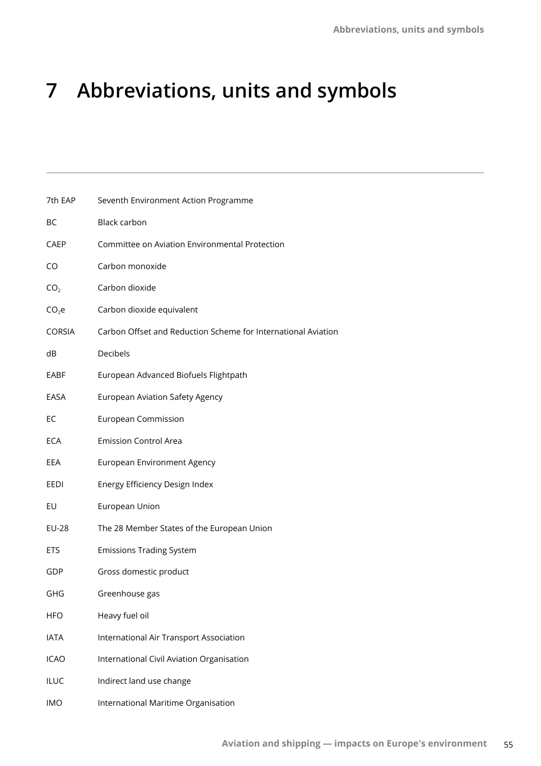# 7 Abbreviations, units and symbols

| | |
|---|---|
| 7th EAP | Seventh Environment Action Programme |
| BC | Black carbon |
| CAEP | Committee on Aviation Environmental Protection |
| CO | Carbon monoxide |
| $CO_2$ | Carbon dioxide |
| $CO_2e$ | Carbon dioxide equivalent |
| CORSIA | Carbon Offset and Reduction Scheme for International Aviation |
| dB | Decibels |
| EABF | European Advanced Biofuels Flightpath |
| EASA | European Aviation Safety Agency |
| EC | European Commission |
| ECA | Emission Control Area |
| EEA | European Environment Agency |
| EEDI | Energy Efficiency Design Index |
| EU | European Union |
| EU-28 | The 28 Member States of the European Union |
| ETS | Emissions Trading System |
| GDP | Gross domestic product |
| GHG | Greenhouse gas |
| HFO | Heavy fuel oil |
| IATA | International Air Transport Association |
| ICAO | International Civil Aviation Organisation |
| ILUC | Indirect land use change |
| IMO | International Maritime Organisation |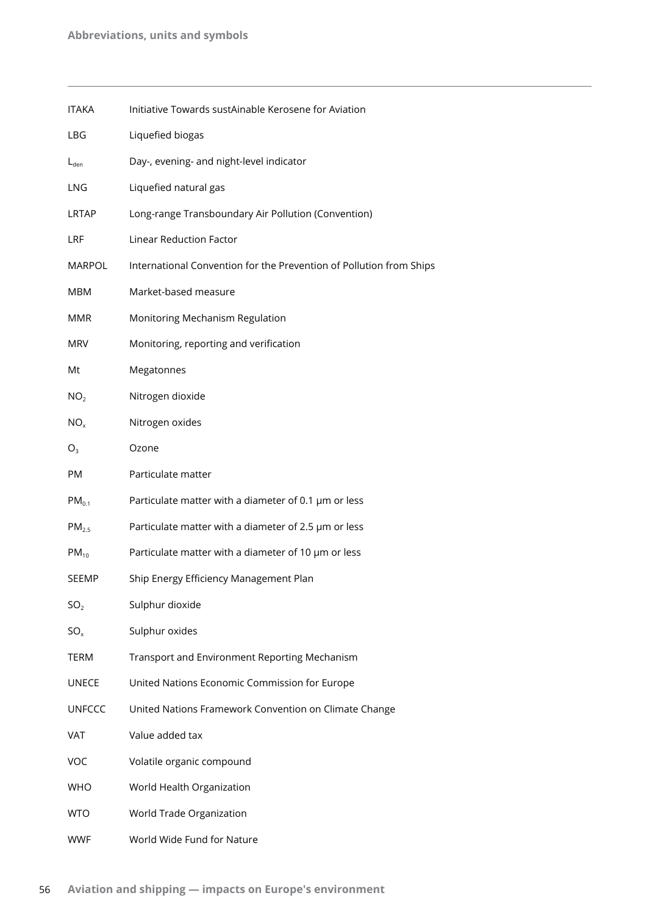| | |
|---|---|
| ITAKA | Initiative Towards sustAinable Kerosene for Aviation |
| LBG | Liquefied biogas |
| $L_{den}$ | Day-, evening- and night-level indicator |
| LNG | Liquefied natural gas |
| LRTAP | Long-range Transboundary Air Pollution (Convention) |
| LRF | Linear Reduction Factor |
| MARPOL | International Convention for the Prevention of Pollution from Ships |
| MBM | Market-based measure |
| MMR | Monitoring Mechanism Regulation |
| MRV | Monitoring, reporting and verification |
| Mt | Megatonnes |
| $NO_2$ | Nitrogen dioxide |
| $NO_x$ | Nitrogen oxides |
| $O_3$ | Ozone |
| PM | Particulate matter |
| $PM_{0.1}$ | Particulate matter with a diameter of 0.1 μm or less |
| $PM_{2.5}$ | Particulate matter with a diameter of 2.5 μm or less |
| $PM_{10}$ | Particulate matter with a diameter of 10 μm or less |
| SEEMP | Ship Energy Efficiency Management Plan |
| $SO_2$ | Sulphur dioxide |
| $SO_x$ | Sulphur oxides |
| TERM | Transport and Environment Reporting Mechanism |
| UNECE | United Nations Economic Commission for Europe |
| UNFCCC | United Nations Framework Convention on Climate Change |
| VAT | Value added tax |
| VOC | Volatile organic compound |
| WHO | World Health Organization |
| WTO | World Trade Organization |
| WWF | World Wide Fund for Nature |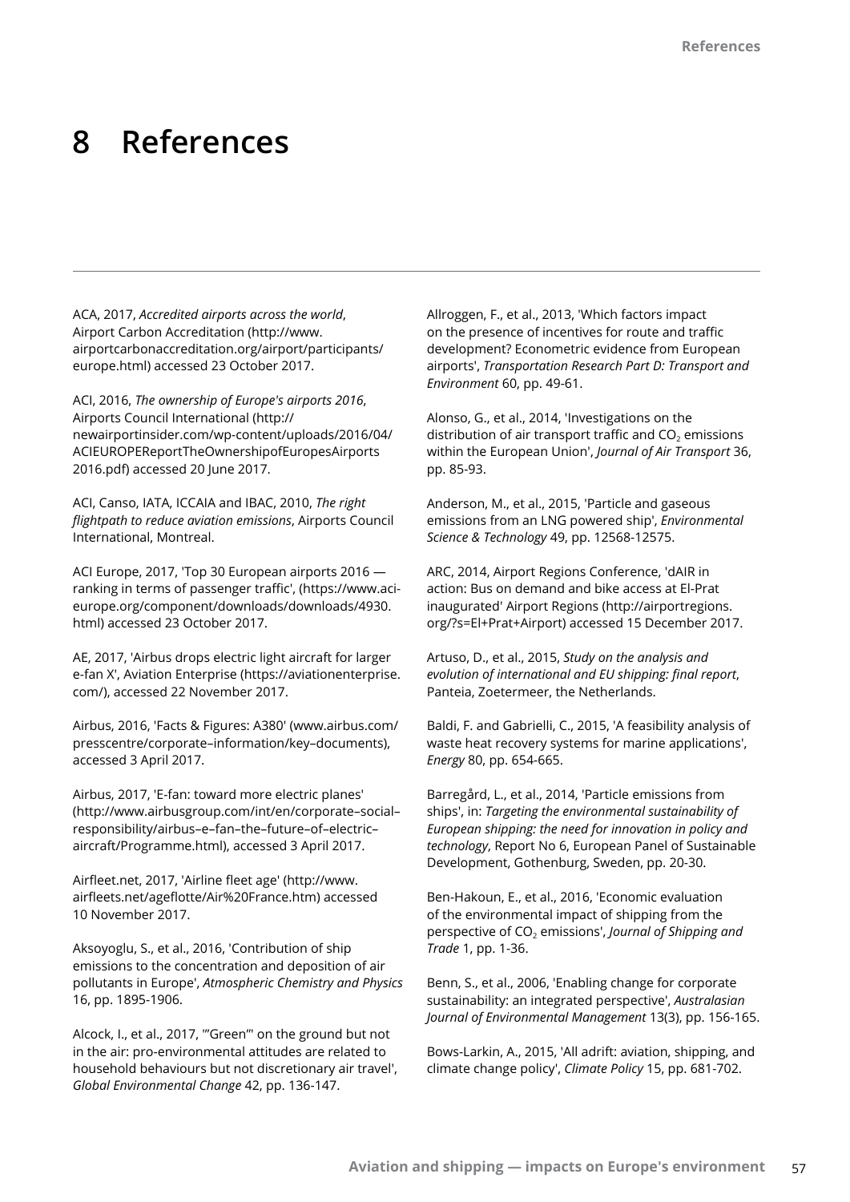# 8 References

ACA, 2017, *Accredited airports across the world*, Airport Carbon Accreditation (http://www.airportcarbonaccreditation.org/airport/participants/europe.html) accessed 23 October 2017.

ACI, 2016, *The ownership of Europe's airports 2016*, Airports Council International (http://newairportinsider.com/wp-content/uploads/2016/04/ACIEUROPEReportTheOwnershipofEuropesAirports2016.pdf) accessed 20 June 2017.

ACI, Canso, IATA, ICCAIA and IBAC, 2010, *The right flightpath to reduce aviation emissions*, Airports Council International, Montreal.

ACI Europe, 2017, 'Top 30 European airports 2016 — ranking in terms of passenger traffic', (https://www.aci-europe.org/component/downloads/downloads/4930.html) accessed 23 October 2017.

AE, 2017, 'Airbus drops electric light aircraft for larger e-fan X', Aviation Enterprise (https://aviationenterprise.com/), accessed 22 November 2017.

Airbus, 2016, 'Facts & Figures: A380' (www.airbus.com/presscentre/corporate–information/key–documents), accessed 3 April 2017.

Airbus, 2017, 'E-fan: toward more electric planes' (http://www.airbusgroup.com/int/en/corporate–social–responsibility/airbus–e–fan–the–future–of–electric–aircraft/Programme.html), accessed 3 April 2017.

Airfleet.net, 2017, 'Airline fleet age' (http://www.airfleets.net/ageflotte/Air%20France.htm) accessed 10 November 2017.

Aksoyoglu, S., et al., 2016, 'Contribution of ship emissions to the concentration and deposition of air pollutants in Europe', *Atmospheric Chemistry and Physics* 16, pp. 1895-1906.

Alcock, I., et al., 2017, '"Green"' on the ground but not in the air: pro-environmental attitudes are related to household behaviours but not discretionary air travel', *Global Environmental Change* 42, pp. 136-147.

Allroggen, F., et al., 2013, 'Which factors impact on the presence of incentives for route and traffic development? Econometric evidence from European airports', *Transportation Research Part D: Transport and Environment* 60, pp. 49-61.

Alonso, G., et al., 2014, 'Investigations on the distribution of air transport traffic and $CO_2$ emissions within the European Union', *Journal of Air Transport* 36, pp. 85-93.

Anderson, M., et al., 2015, 'Particle and gaseous emissions from an LNG powered ship', *Environmental Science & Technology* 49, pp. 12568-12575.

ARC, 2014, Airport Regions Conference, 'dAIR in action: Bus on demand and bike access at El-Prat inaugurated' Airport Regions (http://airportregions.org/?s=El+Prat+Airport) accessed 15 December 2017.

Artuso, D., et al., 2015, *Study on the analysis and evolution of international and EU shipping: final report*, Panteia, Zoetermeer, the Netherlands.

Baldi, F. and Gabrielli, C., 2015, 'A feasibility analysis of waste heat recovery systems for marine applications', *Energy* 80, pp. 654-665.

Barregård, L., et al., 2014, 'Particle emissions from ships', in: *Targeting the environmental sustainability of European shipping: the need for innovation in policy and technology*, Report No 6, European Panel of Sustainable Development, Gothenburg, Sweden, pp. 20-30.

Ben-Hakoun, E., et al., 2016, 'Economic evaluation of the environmental impact of shipping from the perspective of $CO_2$ emissions', *Journal of Shipping and Trade* 1, pp. 1-36.

Benn, S., et al., 2006, 'Enabling change for corporate sustainability: an integrated perspective', *Australasian Journal of Environmental Management* 13(3), pp. 156-165.

Bows-Larkin, A., 2015, 'All adrift: aviation, shipping, and climate change policy', *Climate Policy* 15, pp. 681-702.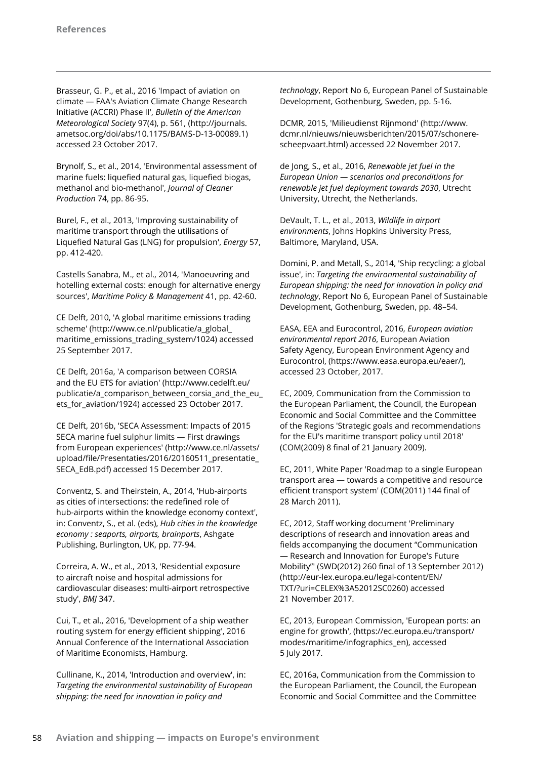Brasseur, G. P., et al., 2016 'Impact of aviation on climate — FAA's Aviation Climate Change Research Initiative (ACCRI) Phase II', *Bulletin of the American Meteorological Society* 97(4), p. 561, (http://journals.ametsoc.org/doi/abs/10.1175/BAMS-D-13-00089.1) accessed 23 October 2017.

Brynolf, S., et al., 2014, 'Environmental assessment of marine fuels: liquefied natural gas, liquefied biogas, methanol and bio-methanol', *Journal of Cleaner Production* 74, pp. 86-95.

Burel, F., et al., 2013, 'Improving sustainability of maritime transport through the utilisations of Liquefied Natural Gas (LNG) for propulsion', *Energy* 57, pp. 412-420.

Castells Sanabra, M., et al., 2014, 'Manoeuvring and hotelling external costs: enough for alternative energy sources', *Maritime Policy & Management* 41, pp. 42-60.

CE Delft, 2010, 'A global maritime emissions trading scheme' (http://www.ce.nl/publicatie/a_global_maritime_emissions_trading_system/1024) accessed 25 September 2017.

CE Delft, 2016a, 'A comparison between CORSIA and the EU ETS for aviation' (http://www.cedelft.eu/publicatie/a_comparison_between_corsia_and_the_eu_ets_for_aviation/1924) accessed 23 October 2017.

CE Delft, 2016b, 'SECA Assessment: Impacts of 2015 SECA marine fuel sulphur limits — First drawings from European experiences' (http://www.ce.nl/assets/upload/file/Presentaties/2016/20160511_presentatie_SECA_EdB.pdf) accessed 15 December 2017.

Conventz, S. and Theirstein, A., 2014, 'Hub-airports as cities of intersections: the redefined role of hub-airports within the knowledge economy context', in: Conventz, S., et al. (eds), *Hub cities in the knowledge economy : seaports, airports, brainports*, Ashgate Publishing, Burlington, UK, pp. 77-94.

Correira, A. W., et al., 2013, 'Residential exposure to aircraft noise and hospital admissions for cardiovascular diseases: multi-airport retrospective study', *BMJ* 347.

Cui, T., et al., 2016, 'Development of a ship weather routing system for energy efficient shipping', 2016 Annual Conference of the International Association of Maritime Economists, Hamburg.

Cullinane, K., 2014, 'Introduction and overview', in: *Targeting the environmental sustainability of European shipping: the need for innovation in policy and technology*, Report No 6, European Panel of Sustainable Development, Gothenburg, Sweden, pp. 5-16.

DCMR, 2015, 'Milieudienst Rijnmond' (http://www.dcmr.nl/nieuws/nieuwsberichten/2015/07/schonere-scheepvaart.html) accessed 22 November 2017.

de Jong, S., et al., 2016, *Renewable jet fuel in the European Union — scenarios and preconditions for renewable jet fuel deployment towards 2030*, Utrecht University, Utrecht, the Netherlands.

DeVault, T. L., et al., 2013, *Wildlife in airport environments*, Johns Hopkins University Press, Baltimore, Maryland, USA.

Domini, P. and Metall, S., 2014, 'Ship recycling: a global issue', in: *Targeting the environmental sustainability of European shipping: the need for innovation in policy and technology*, Report No 6, European Panel of Sustainable Development, Gothenburg, Sweden, pp. 48–54.

EASA, EEA and Eurocontrol, 2016, *European aviation environmental report 2016*, European Aviation Safety Agency, European Environment Agency and Eurocontrol, (https://www.easa.europa.eu/eaer/), accessed 23 October, 2017.

EC, 2009, Communication from the Commission to the European Parliament, the Council, the European Economic and Social Committee and the Committee of the Regions 'Strategic goals and recommendations for the EU's maritime transport policy until 2018' (COM(2009) 8 final of 21 January 2009).

EC, 2011, White Paper 'Roadmap to a single European transport area — towards a competitive and resource efficient transport system' (COM(2011) 144 final of 28 March 2011).

EC, 2012, Staff working document 'Preliminary descriptions of research and innovation areas and fields accompanying the document "Communication — Research and Innovation for Europe's Future Mobility"' (SWD(2012) 260 final of 13 September 2012) (http://eur-lex.europa.eu/legal-content/EN/TXT/?uri=CELEX%3A52012SC0260) accessed 21 November 2017.

EC, 2013, European Commission, 'European ports: an engine for growth', (https://ec.europa.eu/transport/modes/maritime/infographics_en), accessed 5 July 2017.

EC, 2016a, Communication from the Commission to the European Parliament, the Council, the European Economic and Social Committee and the Committee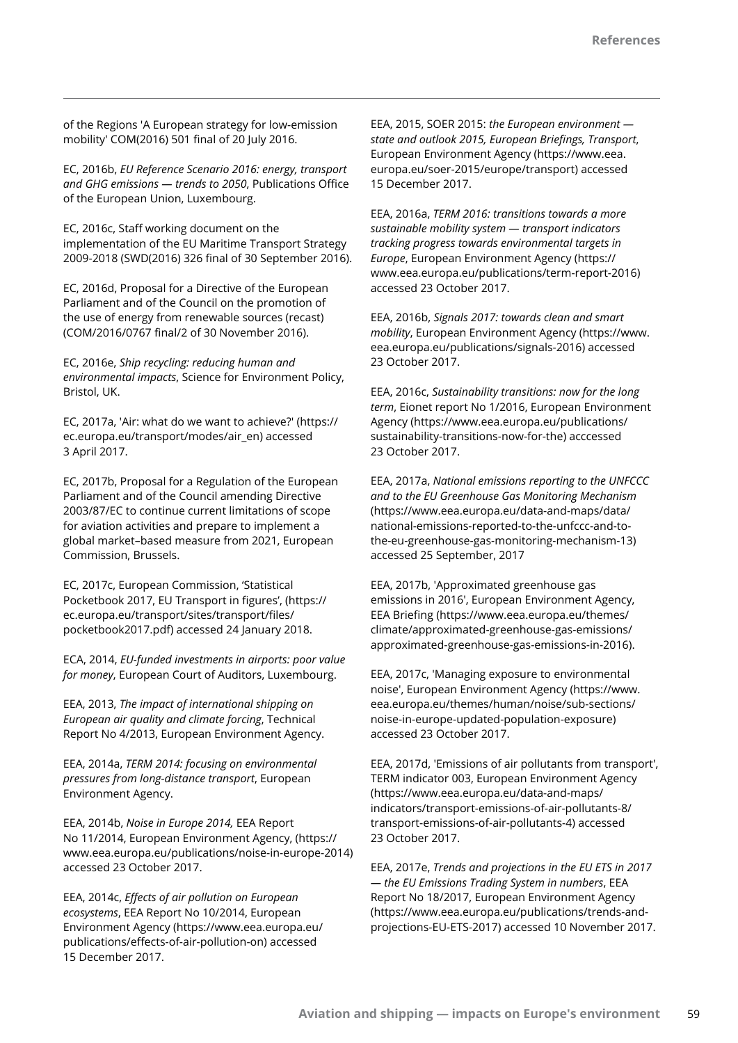of the Regions 'A European strategy for low-emission mobility' COM(2016) 501 final of 20 July 2016.

EC, 2016b, *EU Reference Scenario 2016: energy, transport and GHG emissions — trends to 2050*, Publications Office of the European Union, Luxembourg.

EC, 2016c, Staff working document on the implementation of the EU Maritime Transport Strategy 2009-2018 (SWD(2016) 326 final of 30 September 2016).

EC, 2016d, Proposal for a Directive of the European Parliament and of the Council on the promotion of the use of energy from renewable sources (recast) (COM/2016/0767 final/2 of 30 November 2016).

EC, 2016e, *Ship recycling: reducing human and environmental impacts*, Science for Environment Policy, Bristol, UK.

EC, 2017a, 'Air: what do we want to achieve?' (https://ec.europa.eu/transport/modes/air_en) accessed 3 April 2017.

EC, 2017b, Proposal for a Regulation of the European Parliament and of the Council amending Directive 2003/87/EC to continue current limitations of scope for aviation activities and prepare to implement a global market–based measure from 2021, European Commission, Brussels.

EC, 2017c, European Commission, 'Statistical Pocketbook 2017, EU Transport in figures', (https://ec.europa.eu/transport/sites/transport/files/pocketbook2017.pdf) accessed 24 January 2018.

ECA, 2014, *EU-funded investments in airports: poor value for money*, European Court of Auditors, Luxembourg.

EEA, 2013, *The impact of international shipping on European air quality and climate forcing*, Technical Report No 4/2013, European Environment Agency.

EEA, 2014a, *TERM 2014: focusing on environmental pressures from long-distance transport*, European Environment Agency.

EEA, 2014b, *Noise in Europe 2014,* EEA Report No 11/2014, European Environment Agency, (https://www.eea.europa.eu/publications/noise-in-europe-2014) accessed 23 October 2017.

EEA, 2014c, *Effects of air pollution on European ecosystems*, EEA Report No 10/2014, European Environment Agency (https://www.eea.europa.eu/publications/effects-of-air-pollution-on) accessed 15 December 2017.

EEA, 2015, SOER 2015: *the European environment — state and outlook 2015, European Briefings, Transport*, European Environment Agency (https://www.eea.europa.eu/soer-2015/europe/transport) accessed 15 December 2017.

EEA, 2016a, *TERM 2016: transitions towards a more sustainable mobility system — transport indicators tracking progress towards environmental targets in Europe*, European Environment Agency (https://www.eea.europa.eu/publications/term-report-2016) accessed 23 October 2017.

EEA, 2016b, *Signals 2017: towards clean and smart mobility*, European Environment Agency (https://www.eea.europa.eu/publications/signals-2016) accessed 23 October 2017.

EEA, 2016c, *Sustainability transitions: now for the long term*, Eionet report No 1/2016, European Environment Agency (https://www.eea.europa.eu/publications/sustainability-transitions-now-for-the) acccessed 23 October 2017.

EEA, 2017a, *National emissions reporting to the UNFCCC and to the EU Greenhouse Gas Monitoring Mechanism* (https://www.eea.europa.eu/data-and-maps/data/national-emissions-reported-to-the-unfccc-and-to-the-eu-greenhouse-gas-monitoring-mechanism-13) accessed 25 September, 2017

EEA, 2017b, 'Approximated greenhouse gas emissions in 2016', European Environment Agency, EEA Briefing (https://www.eea.europa.eu/themes/climate/approximated-greenhouse-gas-emissions/approximated-greenhouse-gas-emissions-in-2016).

EEA, 2017c, 'Managing exposure to environmental noise', European Environment Agency (https://www.eea.europa.eu/themes/human/noise/sub-sections/noise-in-europe-updated-population-exposure) accessed 23 October 2017.

EEA, 2017d, 'Emissions of air pollutants from transport', TERM indicator 003, European Environment Agency (https://www.eea.europa.eu/data-and-maps/indicators/transport-emissions-of-air-pollutants-8/transport-emissions-of-air-pollutants-4) accessed 23 October 2017.

EEA, 2017e, *Trends and projections in the EU ETS in 2017 — the EU Emissions Trading System in numbers*, EEA Report No 18/2017, European Environment Agency (https://www.eea.europa.eu/publications/trends-and-projections-EU-ETS-2017) accessed 10 November 2017.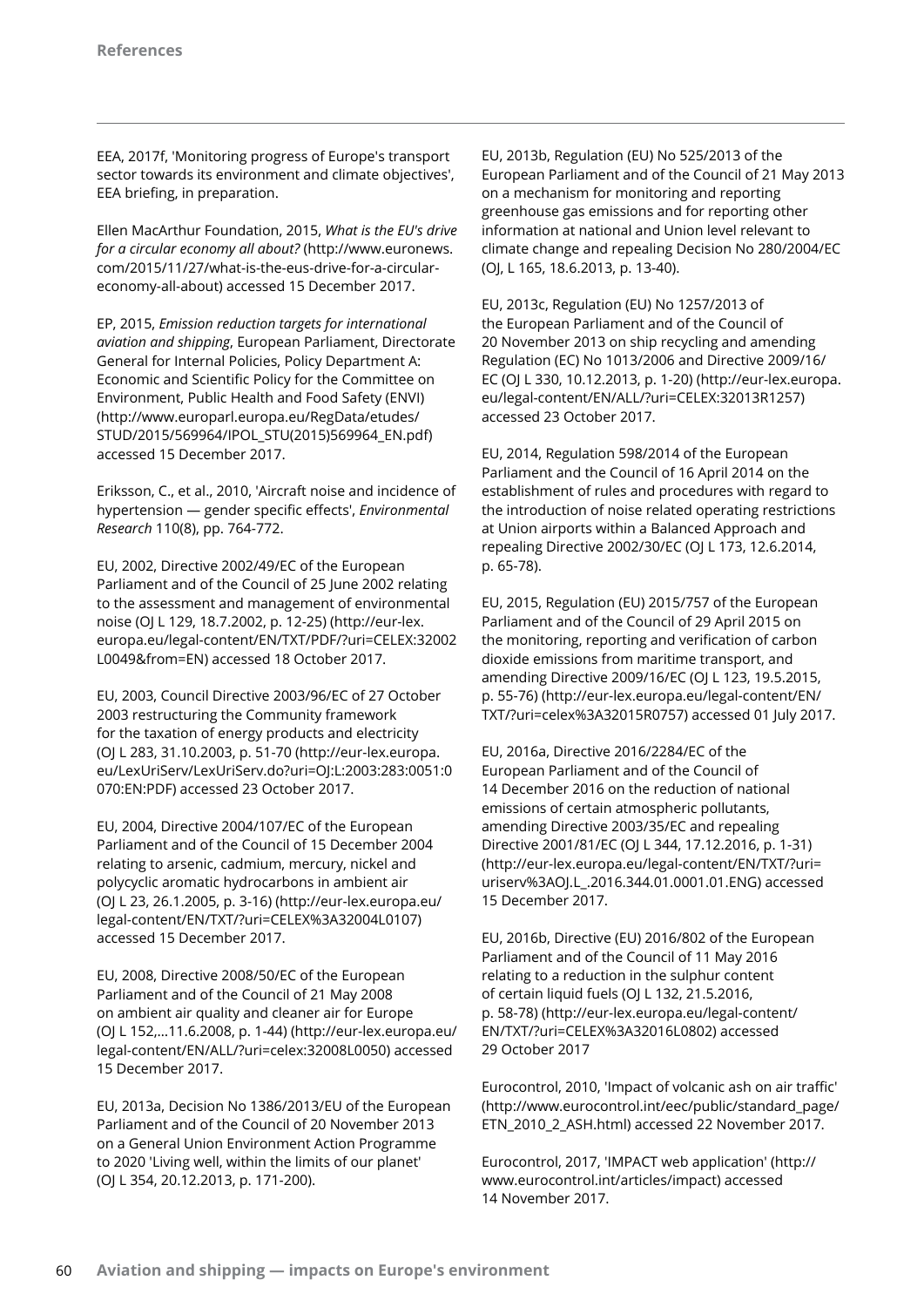EEA, 2017f, 'Monitoring progress of Europe's transport sector towards its environment and climate objectives', EEA briefing, in preparation.

Ellen MacArthur Foundation, 2015, *What is the EU's drive for a circular economy all about?* (http://www.euronews.com/2015/11/27/what-is-the-eus-drive-for-a-circular-economy-all-about) accessed 15 December 2017.

EP, 2015, *Emission reduction targets for international aviation and shipping*, European Parliament, Directorate General for Internal Policies, Policy Department A: Economic and Scientific Policy for the Committee on Environment, Public Health and Food Safety (ENVI) (http://www.europarl.europa.eu/RegData/etudes/STUD/2015/569964/IPOL_STU(2015)569964_EN.pdf) accessed 15 December 2017.

Eriksson, C., et al., 2010, 'Aircraft noise and incidence of hypertension — gender specific effects', *Environmental Research* 110(8), pp. 764-772.

EU, 2002, Directive 2002/49/EC of the European Parliament and of the Council of 25 June 2002 relating to the assessment and management of environmental noise (OJ L 129, 18.7.2002, p. 12-25) (http://eur-lex.europa.eu/legal-content/EN/TXT/PDF/?uri=CELEX:32002L0049&from=EN) accessed 18 October 2017.

EU, 2003, Council Directive 2003/96/EC of 27 October 2003 restructuring the Community framework for the taxation of energy products and electricity (OJ L 283, 31.10.2003, p. 51-70 (http://eur-lex.europa.eu/LexUriServ/LexUriServ.do?uri=OJ:L:2003:283:0051:0070:EN:PDF) accessed 23 October 2017.

EU, 2004, Directive 2004/107/EC of the European Parliament and of the Council of 15 December 2004 relating to arsenic, cadmium, mercury, nickel and polycyclic aromatic hydrocarbons in ambient air (OJ L 23, 26.1.2005, p. 3-16) (http://eur-lex.europa.eu/legal-content/EN/TXT/?uri=CELEX%3A32004L0107) accessed 15 December 2017.

EU, 2008, Directive 2008/50/EC of the European Parliament and of the Council of 21 May 2008 on ambient air quality and cleaner air for Europe (OJ L 152,...11.6.2008, p. 1-44) (http://eur-lex.europa.eu/legal-content/EN/ALL/?uri=celex:32008L0050) accessed 15 December 2017.

EU, 2013a, Decision No 1386/2013/EU of the European Parliament and of the Council of 20 November 2013 on a General Union Environment Action Programme to 2020 'Living well, within the limits of our planet' (OJ L 354, 20.12.2013, p. 171-200).

EU, 2013b, Regulation (EU) No 525/2013 of the European Parliament and of the Council of 21 May 2013 on a mechanism for monitoring and reporting greenhouse gas emissions and for reporting other information at national and Union level relevant to climate change and repealing Decision No 280/2004/EC (OJ, L 165, 18.6.2013, p. 13-40).

EU, 2013c, Regulation (EU) No 1257/2013 of the European Parliament and of the Council of 20 November 2013 on ship recycling and amending Regulation (EC) No 1013/2006 and Directive 2009/16/EC (OJ L 330, 10.12.2013, p. 1-20) (http://eur-lex.europa.eu/legal-content/EN/ALL/?uri=CELEX:32013R1257) accessed 23 October 2017.

EU, 2014, Regulation 598/2014 of the European Parliament and the Council of 16 April 2014 on the establishment of rules and procedures with regard to the introduction of noise related operating restrictions at Union airports within a Balanced Approach and repealing Directive 2002/30/EC (OJ L 173, 12.6.2014, p. 65-78).

EU, 2015, Regulation (EU) 2015/757 of the European Parliament and of the Council of 29 April 2015 on the monitoring, reporting and verification of carbon dioxide emissions from maritime transport, and amending Directive 2009/16/EC (OJ L 123, 19.5.2015, p. 55-76) (http://eur-lex.europa.eu/legal-content/EN/TXT/?uri=celex%3A32015R0757) accessed 01 July 2017.

EU, 2016a, Directive 2016/2284/EC of the European Parliament and of the Council of 14 December 2016 on the reduction of national emissions of certain atmospheric pollutants, amending Directive 2003/35/EC and repealing Directive 2001/81/EC (OJ L 344, 17.12.2016, p. 1-31) (http://eur-lex.europa.eu/legal-content/EN/TXT/?uri=uriserv%3AOJ.L_.2016.344.01.0001.01.ENG) accessed 15 December 2017.

EU, 2016b, Directive (EU) 2016/802 of the European Parliament and of the Council of 11 May 2016 relating to a reduction in the sulphur content of certain liquid fuels (OJ L 132, 21.5.2016, p. 58-78) (http://eur-lex.europa.eu/legal-content/EN/TXT/?uri=CELEX%3A32016L0802) accessed 29 October 2017

Eurocontrol, 2010, 'Impact of volcanic ash on air traffic' (http://www.eurocontrol.int/eec/public/standard_page/ETN_2010_2_ASH.html) accessed 22 November 2017.

Eurocontrol, 2017, 'IMPACT web application' (http://www.eurocontrol.int/articles/impact) accessed 14 November 2017.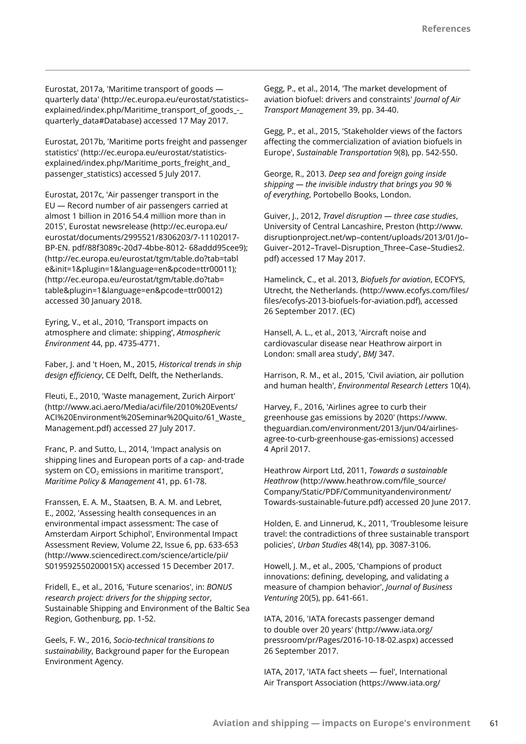Eurostat, 2017a, 'Maritime transport of goods — quarterly data' (http://ec.europa.eu/eurostat/statistics–explained/index.php/Maritime_transport_of_goods_-_quarterly_data#Database) accessed 17 May 2017.

Eurostat, 2017b, 'Maritime ports freight and passenger statistics' (http://ec.europa.eu/eurostat/statistics-explained/index.php/Maritime_ports_freight_and_passenger_statistics) accessed 5 July 2017.

Eurostat, 2017c, 'Air passenger transport in the EU — Record number of air passengers carried at almost 1 billion in 2016 54.4 million more than in 2015', Eurostat newsrelease (http://ec.europa.eu/eurostat/documents/2995521/8306203/7-11102017-BP-EN. pdf/88f3089c-20d7-4bbe-8012- 68addd95cee9); (http://ec.europa.eu/eurostat/tgm/table.do?tab=table&init=1&plugin=1&language=en&pcode=ttr00011); (http://ec.europa.eu/eurostat/tgm/table.do?tab=table&plugin=1&language=en&pcode=ttr00012) accessed 30 January 2018.

Eyring, V., et al., 2010, 'Transport impacts on atmosphere and climate: shipping', *Atmospheric Environment* 44, pp. 4735-4771.

Faber, J. and 't Hoen, M., 2015, *Historical trends in ship design efficiency*, CE Delft, Delft, the Netherlands.

Fleuti, E., 2010, 'Waste management, Zurich Airport' (http://www.aci.aero/Media/aci/file/2010%20Events/ACI%20Environment%20Seminar%20Quito/61_Waste_Management.pdf) accessed 27 July 2017.

Franc, P. and Sutto, L., 2014, 'Impact analysis on shipping lines and European ports of a cap- and-trade system on $CO_2$ emissions in maritime transport', *Maritime Policy & Management* 41, pp. 61-78.

Franssen, E. A. M., Staatsen, B. A. M. and Lebret, E., 2002, 'Assessing health consequences in an environmental impact assessment: The case of Amsterdam Airport Schiphol', Environmental Impact Assessment Review, Volume 22, Issue 6, pp. 633-653 (http://www.sciencedirect.com/science/article/pii/S019592550200015X) accessed 15 December 2017.

Fridell, E., et al., 2016, 'Future scenarios', in: *BONUS research project: drivers for the shipping sector*, Sustainable Shipping and Environment of the Baltic Sea Region, Gothenburg, pp. 1-52.

Geels, F. W., 2016, *Socio-technical transitions to sustainability*, Background paper for the European Environment Agency.

Gegg, P., et al., 2014, 'The market development of aviation biofuel: drivers and constraints' *Journal of Air Transport Management* 39, pp. 34-40.

Gegg, P., et al., 2015, 'Stakeholder views of the factors affecting the commercialization of aviation biofuels in Europe', *Sustainable Transportation* 9(8), pp. 542-550.

George, R., 2013. *Deep sea and foreign going inside shipping — the invisible industry that brings you 90 % of everything*, Portobello Books, London.

Guiver, J., 2012, *Travel disruption — three case studies*, University of Central Lancashire, Preston (http://www.disruptionproject.net/wp–content/uploads/2013/01/Jo–Guiver–2012–Travel–Disruption_Three–Case–Studies2.pdf) accessed 17 May 2017.

Hamelinck, C., et al. 2013, *Biofuels for aviation*, ECOFYS, Utrecht, the Netherlands. (http://www.ecofys.com/files/files/ecofys-2013-biofuels-for-aviation.pdf), accessed 26 September 2017. (EC)

Hansell, A. L., et al., 2013, 'Aircraft noise and cardiovascular disease near Heathrow airport in London: small area study', *BMJ* 347.

Harrison, R. M., et al., 2015, 'Civil aviation, air pollution and human health', *Environmental Research Letters* 10(4).

Harvey, F., 2016, 'Airlines agree to curb their greenhouse gas emissions by 2020' (https://www.theguardian.com/environment/2013/jun/04/airlines-agree-to-curb-greenhouse-gas-emissions) accessed 4 April 2017.

Heathrow Airport Ltd, 2011, *Towards a sustainable Heathrow* (http://www.heathrow.com/file_source/Company/Static/PDF/Communityandenvironment/Towards-sustainable-future.pdf) accessed 20 June 2017.

Holden, E. and Linnerud, K., 2011, 'Troublesome leisure travel: the contradictions of three sustainable transport policies', *Urban Studies* 48(14), pp. 3087-3106.

Howell, J. M., et al., 2005, 'Champions of product innovations: defining, developing, and validating a measure of champion behavior', *Journal of Business Venturing* 20(5), pp. 641-661.

IATA, 2016, 'IATA forecasts passenger demand to double over 20 years' (http://www.iata.org/pressroom/pr/Pages/2016-10-18-02.aspx) accessed 26 September 2017.

IATA, 2017, 'IATA fact sheets — fuel', International Air Transport Association (https://www.iata.org/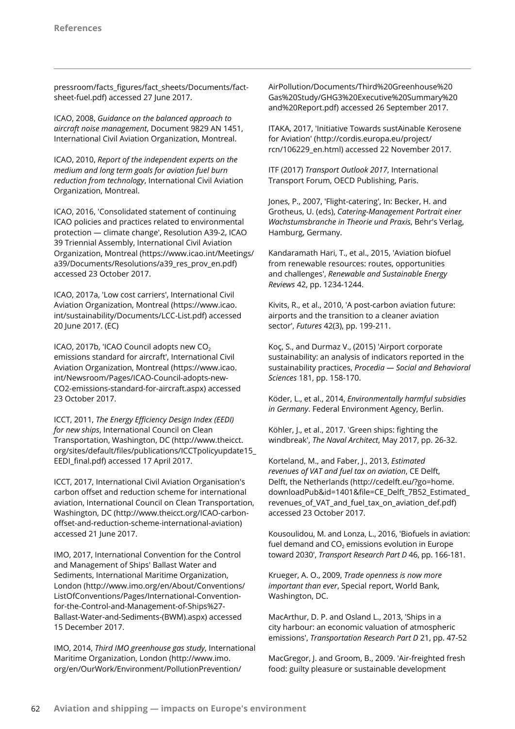pressroom/facts_figures/fact_sheets/Documents/fact-sheet-fuel.pdf) accessed 27 June 2017.

ICAO, 2008, *Guidance on the balanced approach to aircraft noise management*, Document 9829 AN 1451, International Civil Aviation Organization, Montreal.

ICAO, 2010, *Report of the independent experts on the medium and long term goals for aviation fuel burn reduction from technology*, International Civil Aviation Organization, Montreal.

ICAO, 2016, 'Consolidated statement of continuing ICAO policies and practices related to environmental protection — climate change', Resolution A39-2, ICAO 39 Triennial Assembly, International Civil Aviation Organization, Montreal (https://www.icao.int/Meetings/a39/Documents/Resolutions/a39_res_prov_en.pdf) accessed 23 October 2017.

ICAO, 2017a, 'Low cost carriers', International Civil Aviation Organization, Montreal (https://www.icao.int/sustainability/Documents/LCC-List.pdf) accessed 20 June 2017. (EC)

ICAO, 2017b, 'ICAO Council adopts new $CO_2$ emissions standard for aircraft', International Civil Aviation Organization, Montreal (https://www.icao.int/Newsroom/Pages/ICAO-Council-adopts-new-CO2-emissions-standard-for-aircraft.aspx) accessed 23 October 2017.

ICCT, 2011, *The Energy Efficiency Design Index (EEDI) for new ships*, International Council on Clean Transportation, Washington, DC (http://www.theicct.org/sites/default/files/publications/ICCTpolicyupdate15_EEDI_final.pdf) accessed 17 April 2017.

ICCT, 2017, International Civil Aviation Organisation's carbon offset and reduction scheme for international aviation, International Council on Clean Transportation, Washington, DC (http://www.theicct.org/ICAO-carbon-offset-and-reduction-scheme-international-aviation) accessed 21 June 2017.

IMO, 2017, International Convention for the Control and Management of Ships' Ballast Water and Sediments, International Maritime Organization, London (http://www.imo.org/en/About/Conventions/ListOfConventions/Pages/International-Convention-for-the-Control-and-Management-of-Ships%27-Ballast-Water-and-Sediments-(BWM).aspx) accessed 15 December 2017.

IMO, 2014, *Third IMO greenhouse gas study*, International Maritime Organization, London (http://www.imo.org/en/OurWork/Environment/PollutionPrevention/AirPollution/Documents/Third%20Greenhouse%20Gas%20Study/GHG3%20Executive%20Summary%20and%20Report.pdf) accessed 26 September 2017.

ITAKA, 2017, 'Initiative Towards sustAinable Kerosene for Aviation' (http://cordis.europa.eu/project/rcn/106229_en.html) accessed 22 November 2017.

ITF (2017) *Transport Outlook 2017*, International Transport Forum, OECD Publishing, Paris.

Jones, P., 2007, 'Flight-catering', In: Becker, H. and Grotheus, U. (eds), *Catering-Management Portrait einer Wachstumsbranche in Theorie und Praxis*, Behr's Verlag, Hamburg, Germany.

Kandaramath Hari, T., et al., 2015, 'Aviation biofuel from renewable resources: routes, opportunities and challenges', *Renewable and Sustainable Energy Reviews* 42, pp. 1234-1244.

Kivits, R., et al., 2010, 'A post-carbon aviation future: airports and the transition to a cleaner aviation sector', *Futures* 42(3), pp. 199-211.

Koç, S., and Durmaz V., (2015) 'Airport corporate sustainability: an analysis of indicators reported in the sustainability practices, *Procedia — Social and Behavioral Sciences* 181, pp. 158-170.

Köder, L., et al., 2014, *Environmentally harmful subsidies in Germany*. Federal Environment Agency, Berlin.

Köhler, J., et al., 2017. 'Green ships: fighting the windbreak', *The Naval Architect*, May 2017, pp. 26-32.

Korteland, M., and Faber, J., 2013, *Estimated revenues of VAT and fuel tax on aviation*, CE Delft, Delft, the Netherlands (http://cedelft.eu/?go=home.downloadPub&id=1401&file=CE_Delft_7B52_Estimated_revenues_of_VAT_and_fuel_tax_on_aviation_def.pdf) accessed 23 October 2017.

Kousoulidou, M. and Lonza, L., 2016, 'Biofuels in aviation: fuel demand and $CO_2$ emissions evolution in Europe toward 2030', *Transport Research Part D* 46, pp. 166-181.

Krueger, A. O., 2009, *Trade openness is now more important than ever*, Special report, World Bank, Washington, DC.

MacArthur, D. P. and Osland L., 2013, 'Ships in a city harbour: an economic valuation of atmospheric emissions', *Transportation Research Part D* 21, pp. 47-52

MacGregor, J. and Groom, B., 2009. 'Air-freighted fresh food: guilty pleasure or sustainable development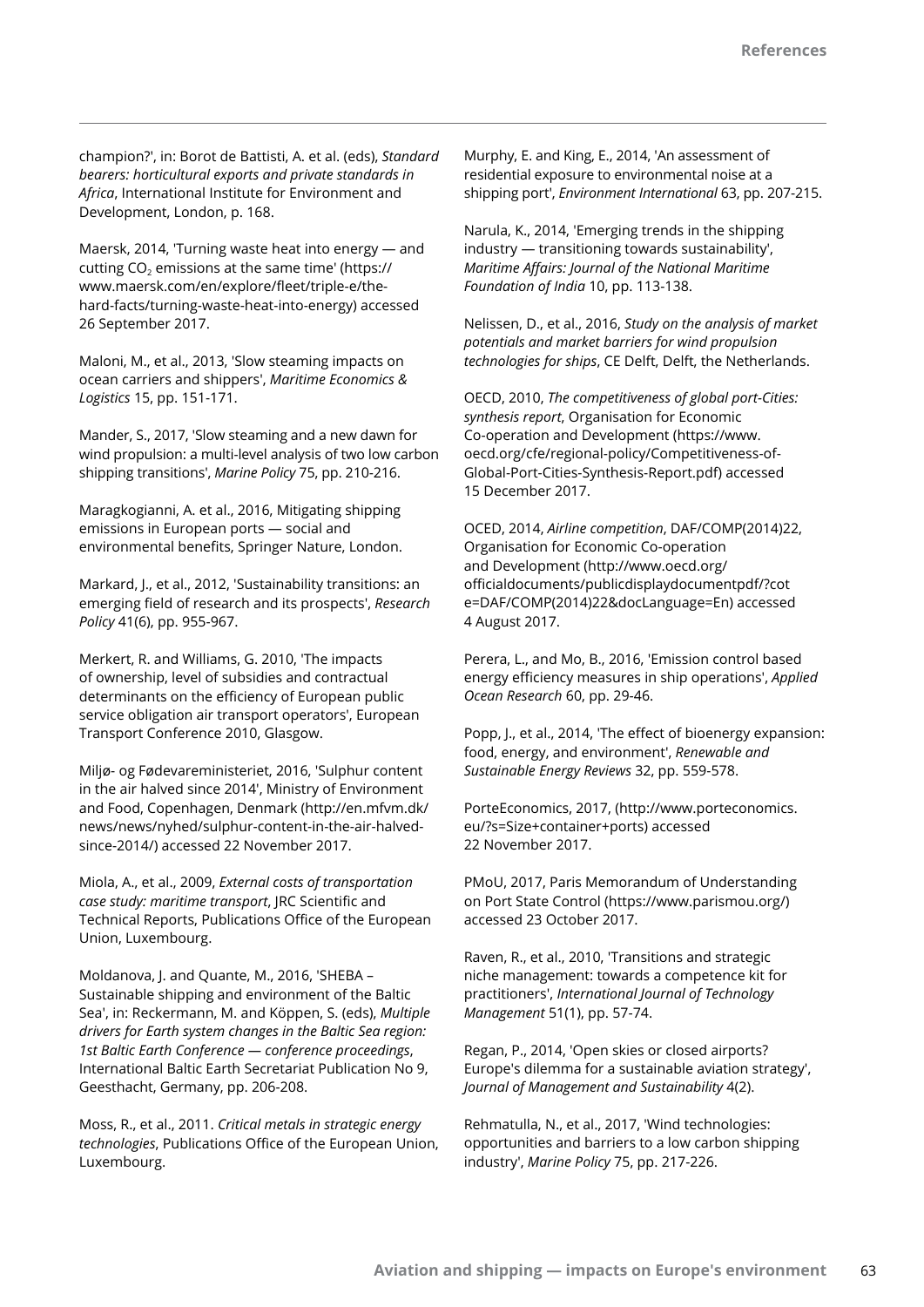champion?', in: Borot de Battisti, A. et al. (eds), *Standard bearers: horticultural exports and private standards in Africa*, International Institute for Environment and Development, London, p. 168.

Maersk, 2014, 'Turning waste heat into energy — and cutting $CO_2$ emissions at the same time' (https://www.maersk.com/en/explore/fleet/triple-e/the-hard-facts/turning-waste-heat-into-energy) accessed 26 September 2017.

Maloni, M., et al., 2013, 'Slow steaming impacts on ocean carriers and shippers', *Maritime Economics & Logistics* 15, pp. 151-171.

Mander, S., 2017, 'Slow steaming and a new dawn for wind propulsion: a multi-level analysis of two low carbon shipping transitions', *Marine Policy* 75, pp. 210-216.

Maragkogianni, A. et al., 2016, Mitigating shipping emissions in European ports — social and environmental benefits, Springer Nature, London.

Markard, J., et al., 2012, 'Sustainability transitions: an emerging field of research and its prospects', *Research Policy* 41(6), pp. 955-967.

Merkert, R. and Williams, G. 2010, 'The impacts of ownership, level of subsidies and contractual determinants on the efficiency of European public service obligation air transport operators', European Transport Conference 2010, Glasgow.

Miljø- og Fødevareministeriet, 2016, 'Sulphur content in the air halved since 2014', Ministry of Environment and Food, Copenhagen, Denmark (http://en.mfvm.dk/news/news/nyhed/sulphur-content-in-the-air-halved-since-2014/) accessed 22 November 2017.

Miola, A., et al., 2009, *External costs of transportation case study: maritime transport*, JRC Scientific and Technical Reports, Publications Office of the European Union, Luxembourg.

Moldanova, J. and Quante, M., 2016, 'SHEBA – Sustainable shipping and environment of the Baltic Sea', in: Reckermann, M. and Köppen, S. (eds), *Multiple drivers for Earth system changes in the Baltic Sea region: 1st Baltic Earth Conference — conference proceedings*, International Baltic Earth Secretariat Publication No 9, Geesthacht, Germany, pp. 206-208.

Moss, R., et al., 2011. *Critical metals in strategic energy technologies*, Publications Office of the European Union, Luxembourg.

Murphy, E. and King, E., 2014, 'An assessment of residential exposure to environmental noise at a shipping port', *Environment International* 63, pp. 207-215.

Narula, K., 2014, 'Emerging trends in the shipping industry — transitioning towards sustainability', *Maritime Affairs: Journal of the National Maritime Foundation of India* 10, pp. 113-138.

Nelissen, D., et al., 2016, *Study on the analysis of market potentials and market barriers for wind propulsion technologies for ships*, CE Delft, Delft, the Netherlands.

OECD, 2010, *The competitiveness of global port-Cities: synthesis report*, Organisation for Economic Co-operation and Development (https://www.oecd.org/cfe/regional-policy/Competitiveness-of-Global-Port-Cities-Synthesis-Report.pdf) accessed 15 December 2017.

OCED, 2014, *Airline competition*, DAF/COMP(2014)22, Organisation for Economic Co-operation and Development (http://www.oecd.org/officialdocuments/publicdisplaydocumentpdf/?cote=DAF/COMP(2014)22&docLanguage=En) accessed 4 August 2017.

Perera, L., and Mo, B., 2016, 'Emission control based energy efficiency measures in ship operations', *Applied Ocean Research* 60, pp. 29-46.

Popp, J., et al., 2014, 'The effect of bioenergy expansion: food, energy, and environment', *Renewable and Sustainable Energy Reviews* 32, pp. 559-578.

PorteEconomics, 2017, (http://www.porteconomics.eu/?s=Size+container+ports) accessed 22 November 2017.

PMoU, 2017, Paris Memorandum of Understanding on Port State Control (https://www.parismou.org/) accessed 23 October 2017.

Raven, R., et al., 2010, 'Transitions and strategic niche management: towards a competence kit for practitioners', *International Journal of Technology Management* 51(1), pp. 57-74.

Regan, P., 2014, 'Open skies or closed airports? Europe's dilemma for a sustainable aviation strategy', *Journal of Management and Sustainability* 4(2).

Rehmatulla, N., et al., 2017, 'Wind technologies: opportunities and barriers to a low carbon shipping industry', *Marine Policy* 75, pp. 217-226.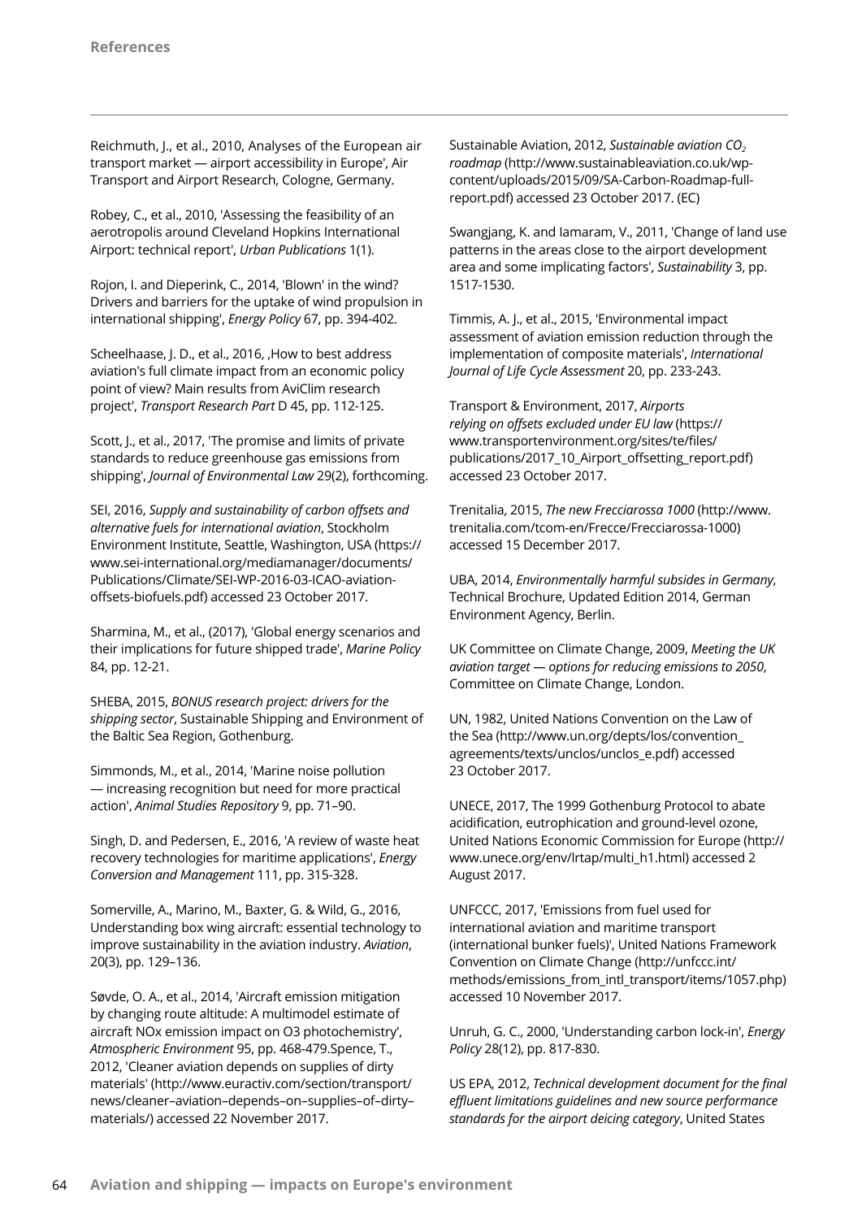Reichmuth, J., et al., 2010, Analyses of the European air transport market — airport accessibility in Europe', Air Transport and Airport Research, Cologne, Germany.

Robey, C., et al., 2010, 'Assessing the feasibility of an aerotropolis around Cleveland Hopkins International Airport: technical report', *Urban Publications* 1(1).

Rojon, I. and Dieperink, C., 2014, 'Blown' in the wind? Drivers and barriers for the uptake of wind propulsion in international shipping', *Energy Policy* 67, pp. 394-402.

Scheelhaase, J. D., et al., 2016, ,How to best address aviation's full climate impact from an economic policy point of view? Main results from AviClim research project', *Transport Research Part* D 45, pp. 112-125.

Scott, J., et al., 2017, 'The promise and limits of private standards to reduce greenhouse gas emissions from shipping', *Journal of Environmental Law* 29(2), forthcoming.

SEI, 2016, *Supply and sustainability of carbon offsets and alternative fuels for international aviation*, Stockholm Environment Institute, Seattle, Washington, USA (https://www.sei-international.org/mediamanager/documents/Publications/Climate/SEI-WP-2016-03-ICAO-aviation-offsets-biofuels.pdf) accessed 23 October 2017.

Sharmina, M., et al., (2017), 'Global energy scenarios and their implications for future shipped trade', *Marine Policy* 84, pp. 12-21.

SHEBA, 2015, *BONUS research project: drivers for the shipping sector*, Sustainable Shipping and Environment of the Baltic Sea Region, Gothenburg.

Simmonds, M., et al., 2014, 'Marine noise pollution — increasing recognition but need for more practical action', *Animal Studies Repository* 9, pp. 71–90.

Singh, D. and Pedersen, E., 2016, 'A review of waste heat recovery technologies for maritime applications', *Energy Conversion and Management* 111, pp. 315-328.

Somerville, A., Marino, M., Baxter, G. & Wild, G., 2016, Understanding box wing aircraft: essential technology to improve sustainability in the aviation industry. *Aviation*, 20(3), pp. 129–136.

Søvde, O. A., et al., 2014, 'Aircraft emission mitigation by changing route altitude: A multimodel estimate of aircraft NOx emission impact on O3 photochemistry', *Atmospheric Environment* 95, pp. 468-479.Spence, T., 2012, 'Cleaner aviation depends on supplies of dirty materials' (http://www.euractiv.com/section/transport/news/cleaner–aviation–depends–on–supplies–of–dirty–materials/) accessed 22 November 2017.

Sustainable Aviation, 2012, *Sustainable aviation $CO_2$ roadmap* (http://www.sustainableaviation.co.uk/wp-content/uploads/2015/09/SA-Carbon-Roadmap-full-report.pdf) accessed 23 October 2017. (EC)

Swangjang, K. and Iamaram, V., 2011, 'Change of land use patterns in the areas close to the airport development area and some implicating factors', *Sustainability* 3, pp. 1517-1530.

Timmis, A. J., et al., 2015, 'Environmental impact assessment of aviation emission reduction through the implementation of composite materials', *International Journal of Life Cycle Assessment* 20, pp. 233-243.

Transport & Environment, 2017, *Airports relying on offsets excluded under EU law* (https://www.transportenvironment.org/sites/te/files/publications/2017_10_Airport_offsetting_report.pdf) accessed 23 October 2017.

Trenitalia, 2015, *The new Frecciarossa 1000* (http://www.trenitalia.com/tcom-en/Frecce/Frecciarossa-1000) accessed 15 December 2017.

UBA, 2014, *Environmentally harmful subsides in Germany*, Technical Brochure, Updated Edition 2014, German Environment Agency, Berlin.

UK Committee on Climate Change, 2009, *Meeting the UK aviation target — options for reducing emissions to 2050*, Committee on Climate Change, London.

UN, 1982, United Nations Convention on the Law of the Sea (http://www.un.org/depts/los/convention_agreements/texts/unclos/unclos_e.pdf) accessed 23 October 2017.

UNECE, 2017, The 1999 Gothenburg Protocol to abate acidification, eutrophication and ground-level ozone, United Nations Economic Commission for Europe (http://www.unece.org/env/lrtap/multi_h1.html) accessed 2 August 2017.

UNFCCC, 2017, 'Emissions from fuel used for international aviation and maritime transport (international bunker fuels)', United Nations Framework Convention on Climate Change (http://unfccc.int/methods/emissions_from_intl_transport/items/1057.php) accessed 10 November 2017.

Unruh, G. C., 2000, 'Understanding carbon lock-in', *Energy Policy* 28(12), pp. 817-830.

US EPA, 2012, *Technical development document for the final effluent limitations guidelines and new source performance standards for the airport deicing category*, United States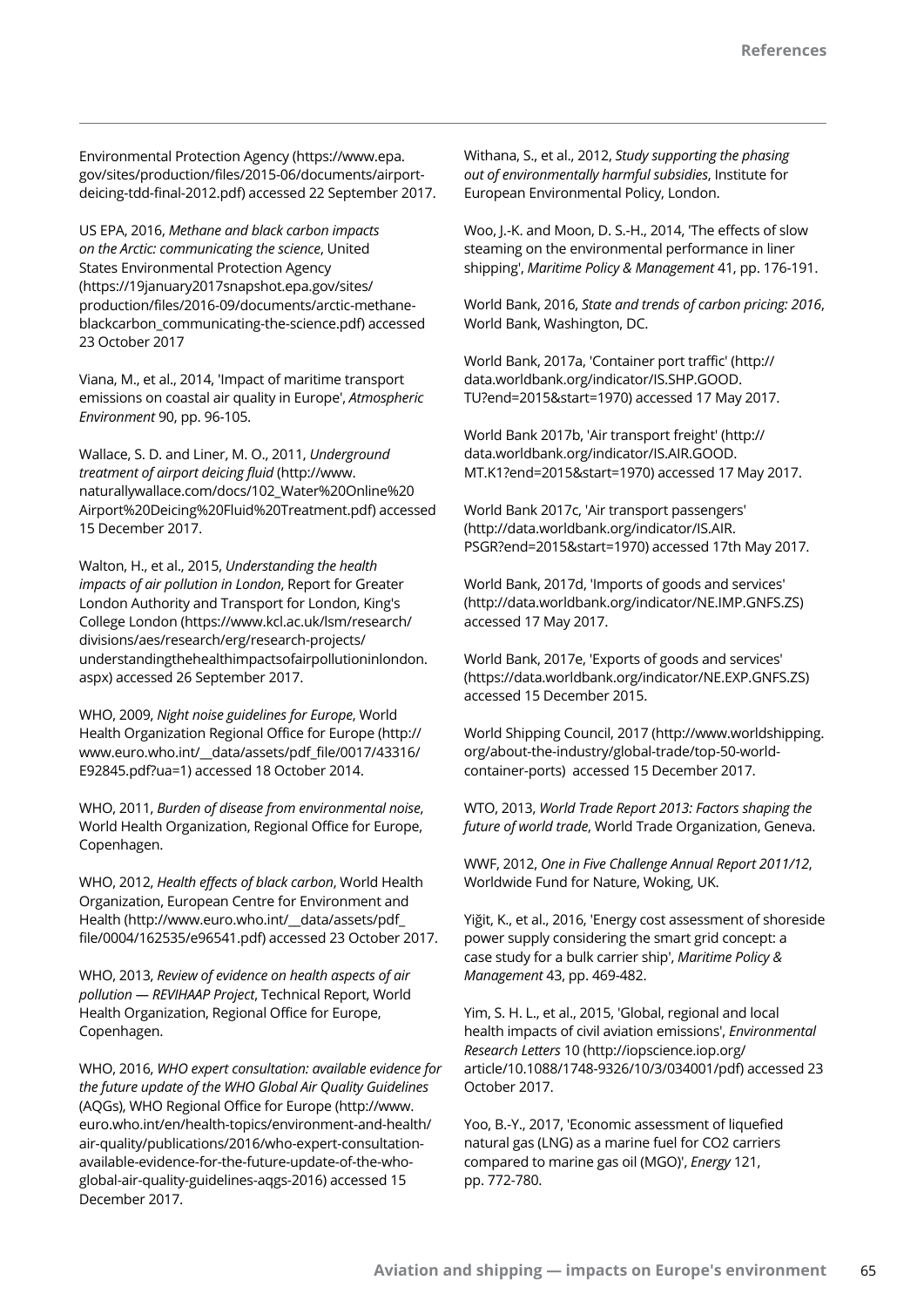Environmental Protection Agency (https://www.epa.gov/sites/production/files/2015-06/documents/airport-deicing-tdd-final-2012.pdf) accessed 22 September 2017.

US EPA, 2016, *Methane and black carbon impacts on the Arctic: communicating the science*, United States Environmental Protection Agency (https://19january2017snapshot.epa.gov/sites/production/files/2016-09/documents/arctic-methane-blackcarbon_communicating-the-science.pdf) accessed 23 October 2017

Viana, M., et al., 2014, 'Impact of maritime transport emissions on coastal air quality in Europe', *Atmospheric Environment* 90, pp. 96-105.

Wallace, S. D. and Liner, M. O., 2011, *Underground treatment of airport deicing fluid* (http://www.naturallywallace.com/docs/102_Water%20Online%20Airport%20Deicing%20Fluid%20Treatment.pdf) accessed 15 December 2017.

Walton, H., et al., 2015, *Understanding the health impacts of air pollution in London*, Report for Greater London Authority and Transport for London, King's College London (https://www.kcl.ac.uk/lsm/research/divisions/aes/research/erg/research-projects/understandingthehealthimpactsofairpollutioninlondon.aspx) accessed 26 September 2017.

WHO, 2009, *Night noise guidelines for Europe*, World Health Organization Regional Office for Europe (http://www.euro.who.int/__data/assets/pdf_file/0017/43316/E92845.pdf?ua=1) accessed 18 October 2014.

WHO, 2011, *Burden of disease from environmental noise*, World Health Organization, Regional Office for Europe, Copenhagen.

WHO, 2012, *Health effects of black carbon*, World Health Organization, European Centre for Environment and Health (http://www.euro.who.int/__data/assets/pdf_file/0004/162535/e96541.pdf) accessed 23 October 2017.

WHO, 2013, *Review of evidence on health aspects of air pollution — REVIHAAP Project*, Technical Report, World Health Organization, Regional Office for Europe, Copenhagen.

WHO, 2016, *WHO expert consultation: available evidence for the future update of the WHO Global Air Quality Guidelines* (AQGs), WHO Regional Office for Europe (http://www.euro.who.int/en/health-topics/environment-and-health/air-quality/publications/2016/who-expert-consultation-available-evidence-for-the-future-update-of-the-who-global-air-quality-guidelines-aqgs-2016) accessed 15 December 2017.

Withana, S., et al., 2012, *Study supporting the phasing out of environmentally harmful subsidies*, Institute for European Environmental Policy, London.

Woo, J.-K. and Moon, D. S.-H., 2014, 'The effects of slow steaming on the environmental performance in liner shipping', *Maritime Policy & Management* 41, pp. 176-191.

World Bank, 2016, *State and trends of carbon pricing: 2016*, World Bank, Washington, DC.

World Bank, 2017a, 'Container port traffic' (http://data.worldbank.org/indicator/IS.SHP.GOOD.TU?end=2015&start=1970) accessed 17 May 2017.

World Bank 2017b, 'Air transport freight' (http://data.worldbank.org/indicator/IS.AIR.GOOD.MT.K1?end=2015&start=1970) accessed 17 May 2017.

World Bank 2017c, 'Air transport passengers' (http://data.worldbank.org/indicator/IS.AIR.PSGR?end=2015&start=1970) accessed 17th May 2017.

World Bank, 2017d, 'Imports of goods and services' (http://data.worldbank.org/indicator/NE.IMP.GNFS.ZS) accessed 17 May 2017.

World Bank, 2017e, 'Exports of goods and services' (https://data.worldbank.org/indicator/NE.EXP.GNFS.ZS) accessed 15 December 2015.

World Shipping Council, 2017 (http://www.worldshipping.org/about-the-industry/global-trade/top-50-world-container-ports) accessed 15 December 2017.

WTO, 2013, *World Trade Report 2013: Factors shaping the future of world trade*, World Trade Organization, Geneva.

WWF, 2012, *One in Five Challenge Annual Report 2011/12*, Worldwide Fund for Nature, Woking, UK.

Yiğit, K., et al., 2016, 'Energy cost assessment of shoreside power supply considering the smart grid concept: a case study for a bulk carrier ship', *Maritime Policy & Management* 43, pp. 469-482.

Yim, S. H. L., et al., 2015, 'Global, regional and local health impacts of civil aviation emissions', *Environmental Research Letters* 10 (http://iopscience.iop.org/article/10.1088/1748-9326/10/3/034001/pdf) accessed 23 October 2017.

Yoo, B.-Y., 2017, 'Economic assessment of liquefied natural gas (LNG) as a marine fuel for CO2 carriers compared to marine gas oil (MGO)', *Energy* 121, pp. 772-780.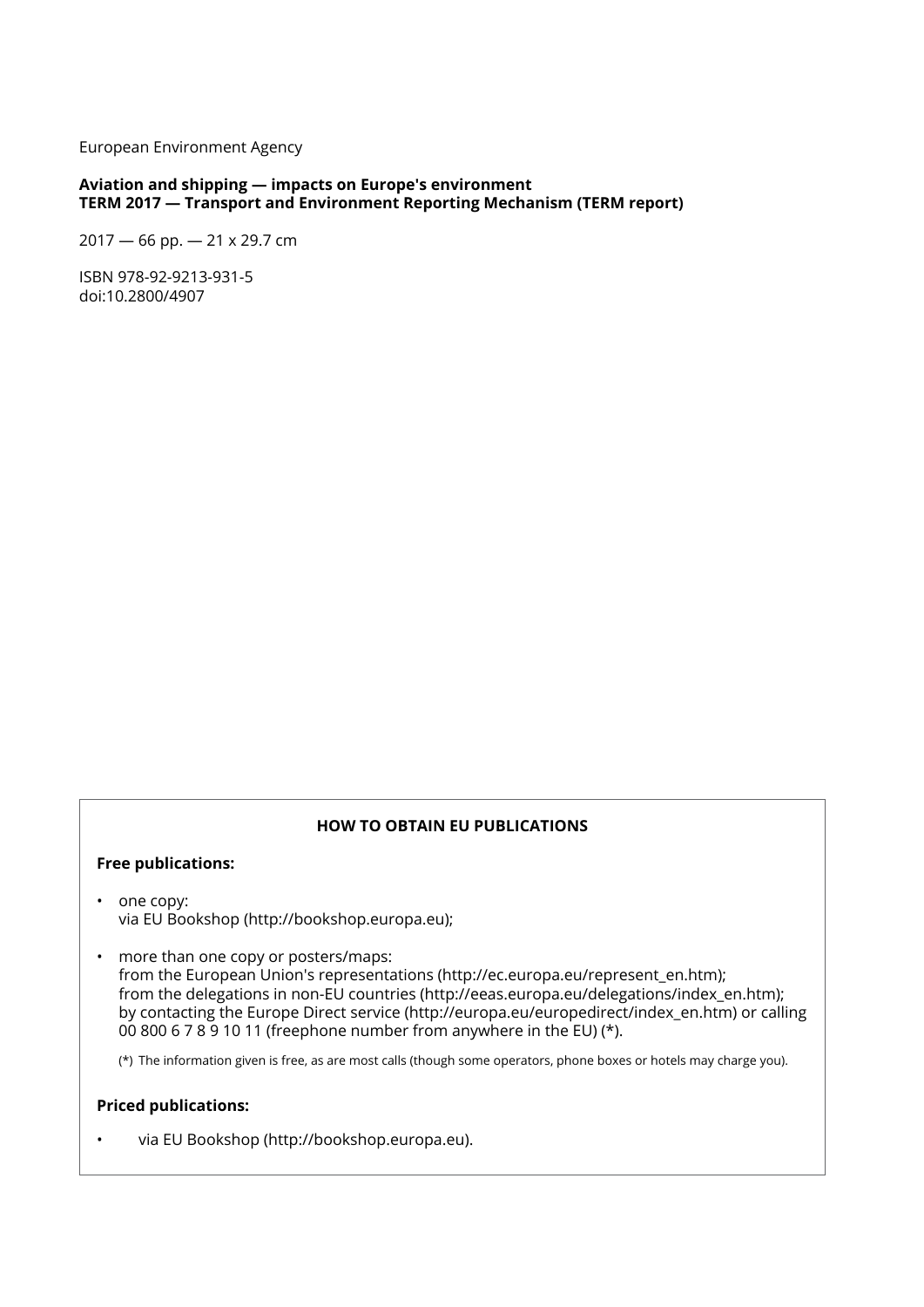European Environment Agency

**Aviation and shipping — impacts on Europe's environment**
**TERM 2017 — Transport and Environment Reporting Mechanism (TERM report)**

2017 — 66 pp. — 21 x 29.7 cm

ISBN 978-92-9213-931-5
doi:10.2800/4907

**HOW TO OBTAIN EU PUBLICATIONS**

**Free publications:**

- one copy:
  via EU Bookshop (http://bookshop.europa.eu);
- more than one copy or posters/maps:
  from the European Union's representations (http://ec.europa.eu/represent_en.htm);
  from the delegations in non-EU countries (http://eeas.europa.eu/delegations/index_en.htm);
  by contacting the Europe Direct service (http://europa.eu/europedirect/index_en.htm) or calling 00 800 6 7 8 9 10 11 (freephone number from anywhere in the EU) (*).

  (*) The information given is free, as are most calls (though some operators, phone boxes or hotels may charge you).

**Priced publications:**

- via EU Bookshop (http://bookshop.europa.eu).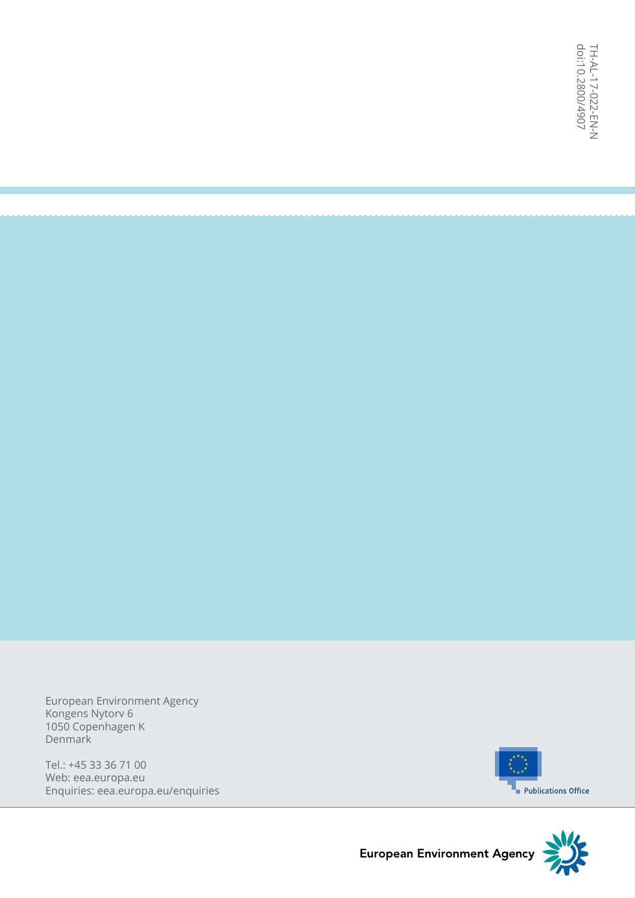TH-AL-17-022-EN-N
doi:10.2800/4907

European Environment Agency
Kongens Nytorv 6
1050 Copenhagen K
Denmark

Tel.: +45 33 36 71 00
Web: eea.europa.eu
Enquiries: eea.europa.eu/enquiries

Publications Office

European Environment Agency